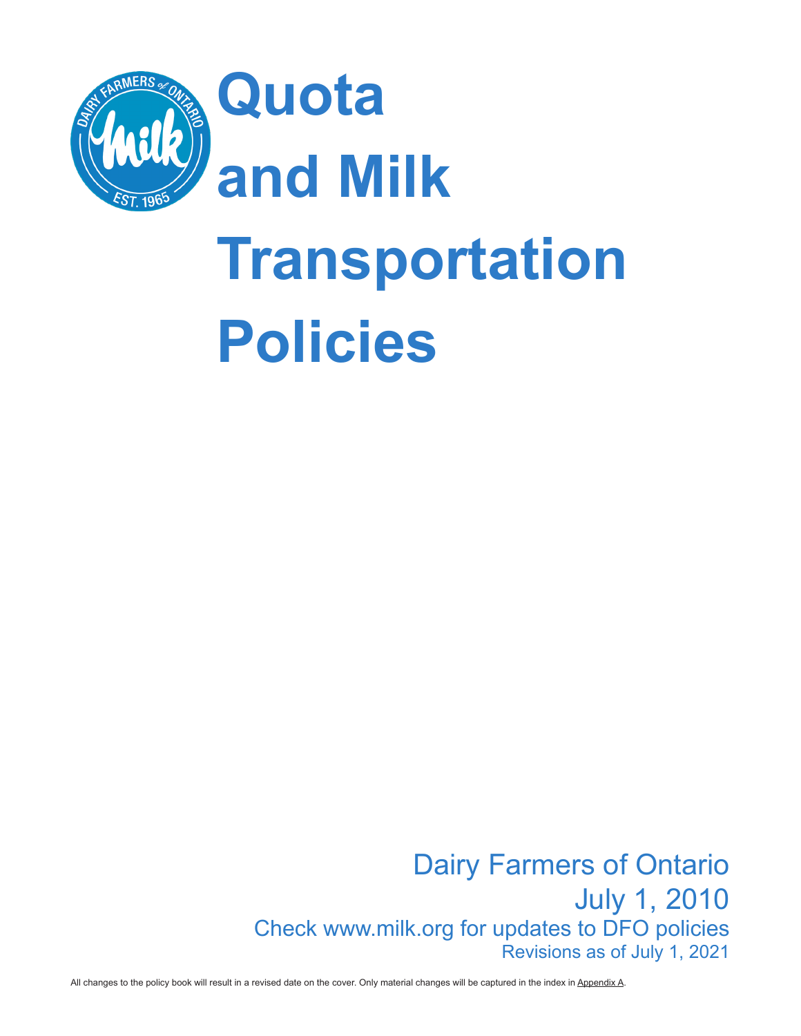# Quota and Milk Transportation Policies

Dairy Farmers of Ontario

July 1, 2010

Check www.milk.org for updates to DFO policies

Revisions as of July 1, 2021

All changes to the policy book will result in a revised date on the cover. Only material changes will be captured in the index in Appendix A.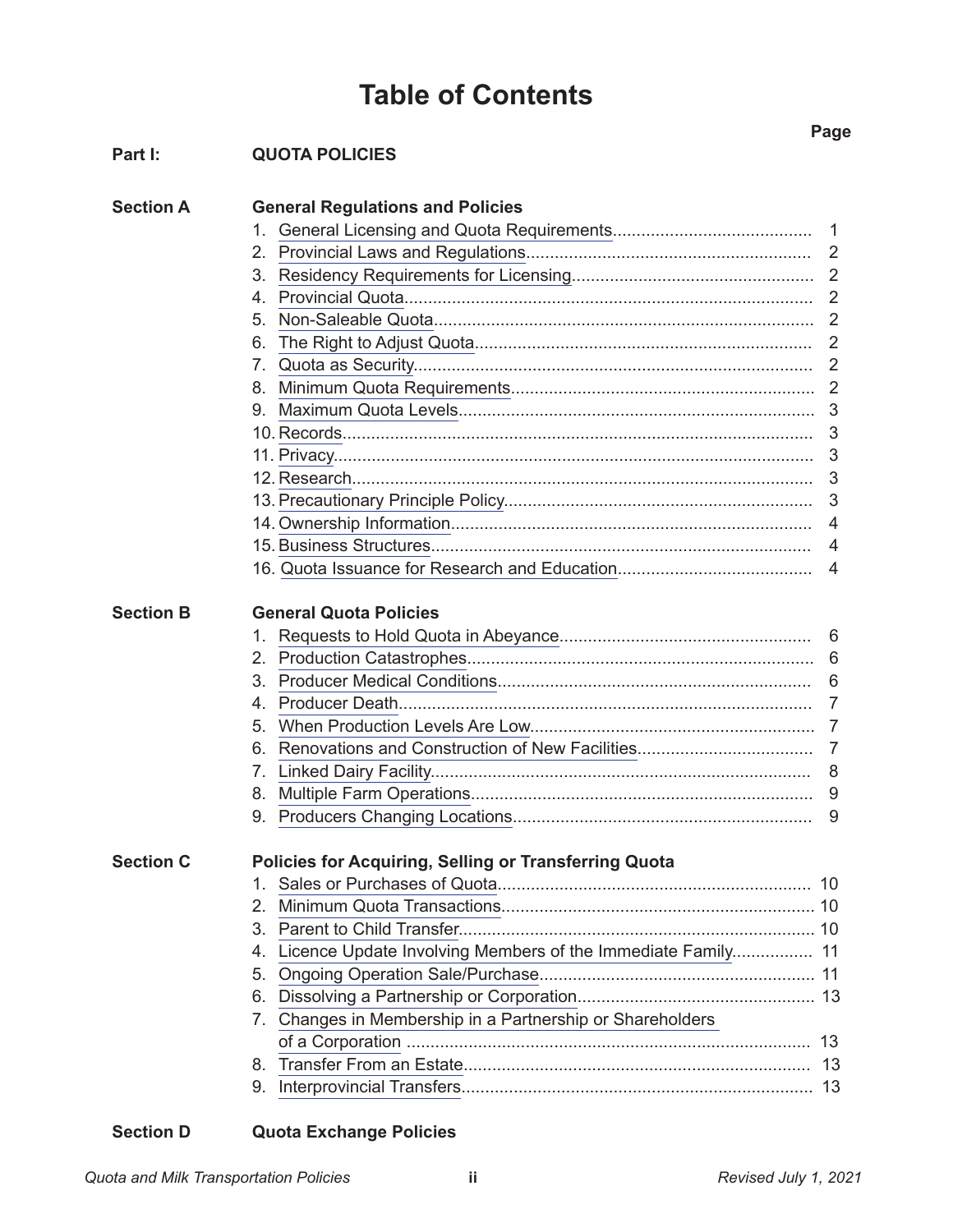# Table of Contents

| | | Page |
|---|---|---|
| **Part I:** | **QUOTA POLICIES** | |
| **Section A** | **General Regulations and Policies** | |
| | 1. General Licensing and Quota Requirements | 1 |
| | 2. Provincial Laws and Regulations | 2 |
| | 3. Residency Requirements for Licensing | 2 |
| | 4. Provincial Quota | 2 |
| | 5. Non-Saleable Quota | 2 |
| | 6. The Right to Adjust Quota | 2 |
| | 7. Quota as Security | 2 |
| | 8. Minimum Quota Requirements | 2 |
| | 9. Maximum Quota Levels | 3 |
| | 10. Records | 3 |
| | 11. Privacy | 3 |
| | 12. Research | 3 |
| | 13. Precautionary Principle Policy | 3 |
| | 14. Ownership Information | 4 |
| | 15. Business Structures | 4 |
| | 16. Quota Issuance for Research and Education | 4 |
| **Section B** | **General Quota Policies** | |
| | 1. Requests to Hold Quota in Abeyance | 6 |
| | 2. Production Catastrophes | 6 |
| | 3. Producer Medical Conditions | 6 |
| | 4. Producer Death | 7 |
| | 5. When Production Levels Are Low | 7 |
| | 6. Renovations and Construction of New Facilities | 7 |
| | 7. Linked Dairy Facility | 8 |
| | 8. Multiple Farm Operations | 9 |
| | 9. Producers Changing Locations | 9 |
| **Section C** | **Policies for Acquiring, Selling or Transferring Quota** | |
| | 1. Sales or Purchases of Quota | 10 |
| | 2. Minimum Quota Transactions | 10 |
| | 3. Parent to Child Transfer | 10 |
| | 4. Licence Update Involving Members of the Immediate Family | 11 |
| | 5. Ongoing Operation Sale/Purchase | 11 |
| | 6. Dissolving a Partnership or Corporation | 13 |
| | 7. Changes in Membership in a Partnership or Shareholders of a Corporation | 13 |
| | 8. Transfer From an Estate | 13 |
| | 9. Interprovincial Transfers | 13 |
| **Section D** | **Quota Exchange Policies** | |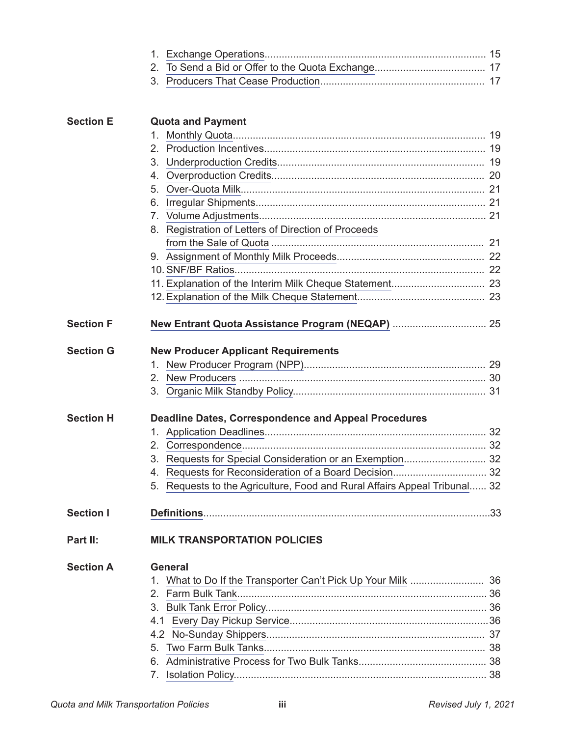1. Exchange Operations.......................................................................... 15
2. To Send a Bid or Offer to the Quota Exchange...................................... 17
3. Producers That Cease Production.......................................................... 17

**Section E** **Quota and Payment**

1. Monthly Quota.......................................................................................... 19
2. Production Incentives.............................................................................. 19
3. Underproduction Credits......................................................................... 19
4. Overproduction Credits........................................................................... 20
5. Over-Quota Milk....................................................................................... 21
6. Irregular Shipments................................................................................. 21
7. Volume Adjustments................................................................................ 21
8. Registration of Letters of Direction of Proceeds from the Sale of Quota ........................................................................... 21
9. Assignment of Monthly Milk Proceeds.................................................... 22
10. SNF/BF Ratios......................................................................................... 22
11. Explanation of the Interim Milk Cheque Statement................................. 23
12. Explanation of the Milk Cheque Statement............................................. 23

**Section F** **New Entrant Quota Assistance Program (NEQAP)** ................................. 25

**Section G** **New Producer Applicant Requirements**

1. New Producer Program (NPP)................................................................ 29
2. New Producers ....................................................................................... 30
3. Organic Milk Standby Policy.................................................................... 31

**Section H** **Deadline Dates, Correspondence and Appeal Procedures**

1. Application Deadlines.............................................................................. 32
2. Correspondence...................................................................................... 32
3. Requests for Special Consideration or an Exemption............................. 32
4. Requests for Reconsideration of a Board Decision................................. 32
5. Requests to the Agriculture, Food and Rural Affairs Appeal Tribunal...... 32

**Section I** **Definitions**.....................................................................................33

**Part II:** **MILK TRANSPORTATION POLICIES**

**Section A** **General**

1. What to Do If the Transporter Can't Pick Up Your Milk .......................... 36
2. Farm Bulk Tank........................................................................................ 36
3. Bulk Tank Error Policy.............................................................................. 36

4.1 Every Day Pickup Service......................................................................36

4.2 No-Sunday Shippers............................................................................. 37

5. Two Farm Bulk Tanks.............................................................................. 38
6. Administrative Process for Two Bulk Tanks............................................. 38
7. Isolation Policy......................................................................................... 38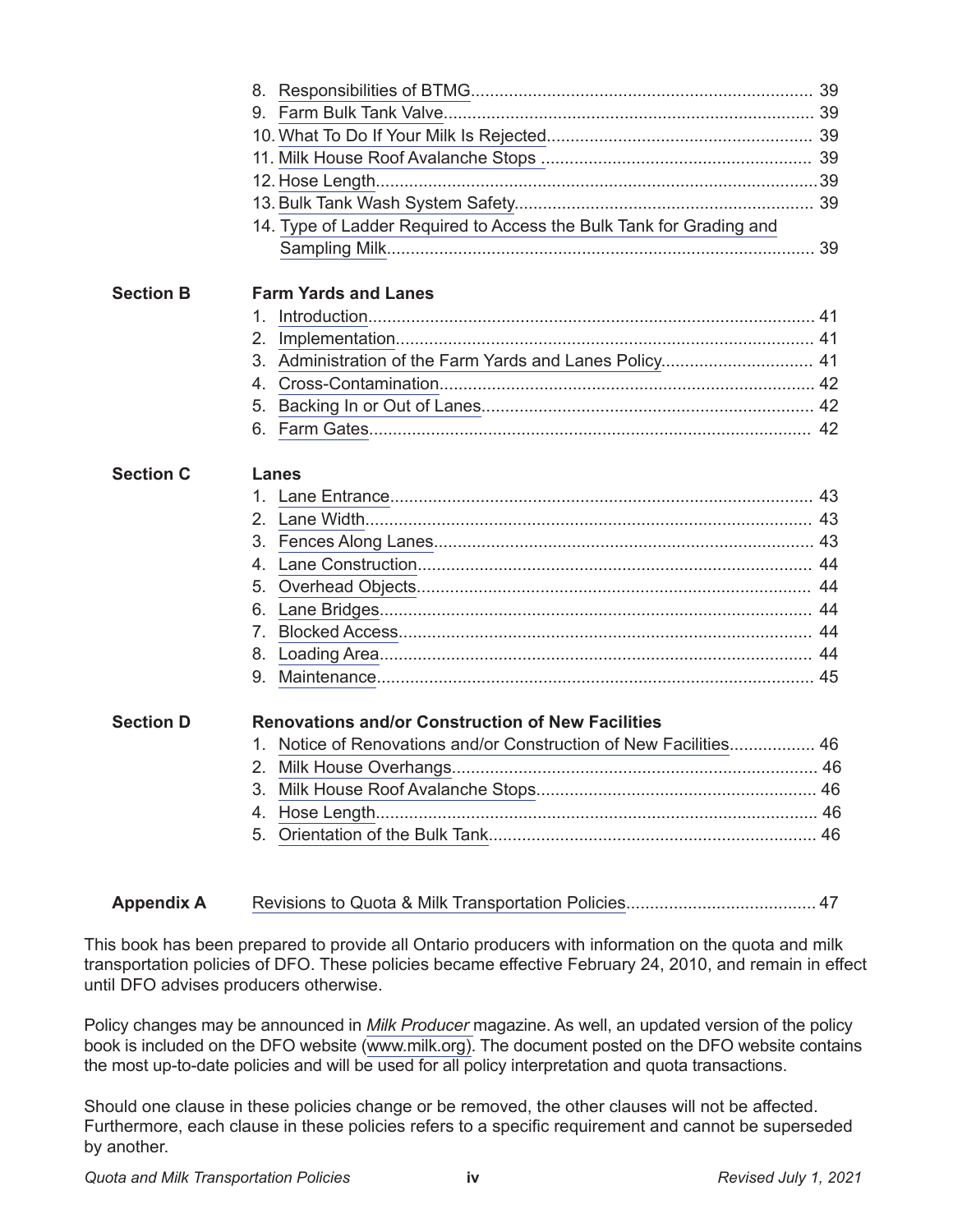8. Responsibilities of BTMG........................................................................ 39
9. Farm Bulk Tank Valve.............................................................................. 39
10. What To Do If Your Milk Is Rejected........................................................ 39
11. Milk House Roof Avalanche Stops ......................................................... 39
12. Hose Length..............................................................................................39
13. Bulk Tank Wash System Safety............................................................... 39
14. Type of Ladder Required to Access the Bulk Tank for Grading and Sampling Milk............................................................................................ 39

**Section B** **Farm Yards and Lanes**

1. Introduction.............................................................................................. 41
2. Implementation........................................................................................ 41
3. Administration of the Farm Yards and Lanes Policy................................ 41
4. Cross-Contamination................................................................................ 42
5. Backing In or Out of Lanes...................................................................... 42
6. Farm Gates.............................................................................................. 42

**Section C** **Lanes**

1. Lane Entrance......................................................................................... 43
2. Lane Width.............................................................................................. 43
3. Fences Along Lanes................................................................................ 43
4. Lane Construction................................................................................... 44
5. Overhead Objects................................................................................... 44
6. Lane Bridges........................................................................................... 44
7. Blocked Access....................................................................................... 44
8. Loading Area........................................................................................... 44
9. Maintenance............................................................................................ 45

**Section D** **Renovations and/or Construction of New Facilities**

1. Notice of Renovations and/or Construction of New Facilities.................. 46
2. Milk House Overhangs............................................................................ 46
3. Milk House Roof Avalanche Stops........................................................... 46
4. Hose Length............................................................................................ 46
5. Orientation of the Bulk Tank..................................................................... 46

**Appendix A** Revisions to Quota & Milk Transportation Policies........................................ 47

This book has been prepared to provide all Ontario producers with information on the quota and milk transportation policies of DFO. These policies became effective February 24, 2010, and remain in effect until DFO advises producers otherwise.

Policy changes may be announced in *Milk Producer* magazine. As well, an updated version of the policy book is included on the DFO website (www.milk.org). The document posted on the DFO website contains the most up-to-date policies and will be used for all policy interpretation and quota transactions.

Should one clause in these policies change or be removed, the other clauses will not be affected. Furthermore, each clause in these policies refers to a specific requirement and cannot be superseded by another.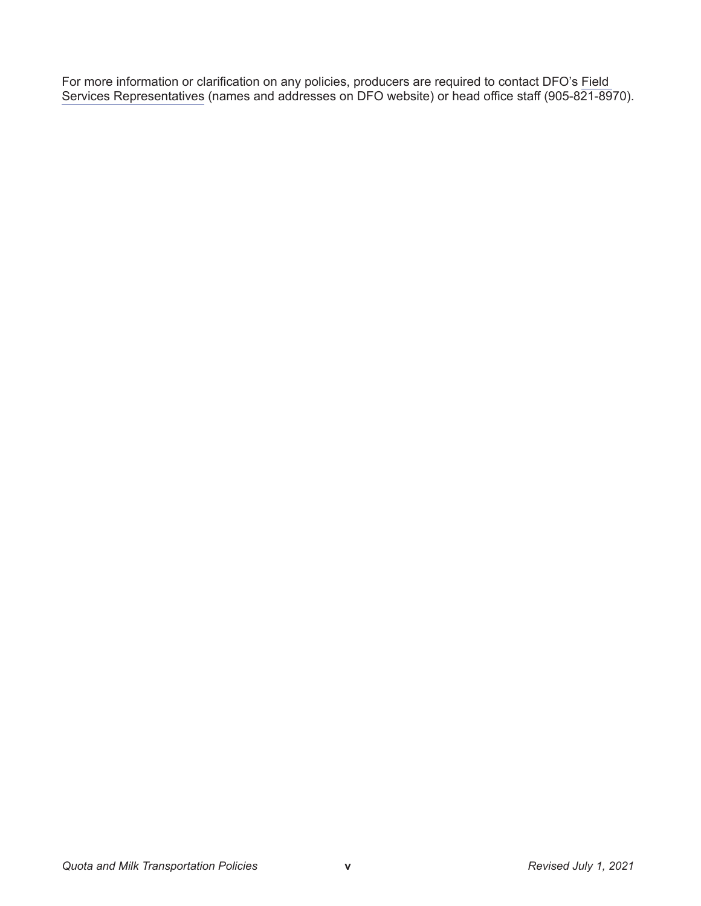For more information or clarification on any policies, producers are required to contact DFO's Field Services Representatives (names and addresses on DFO website) or head office staff (905-821-8970).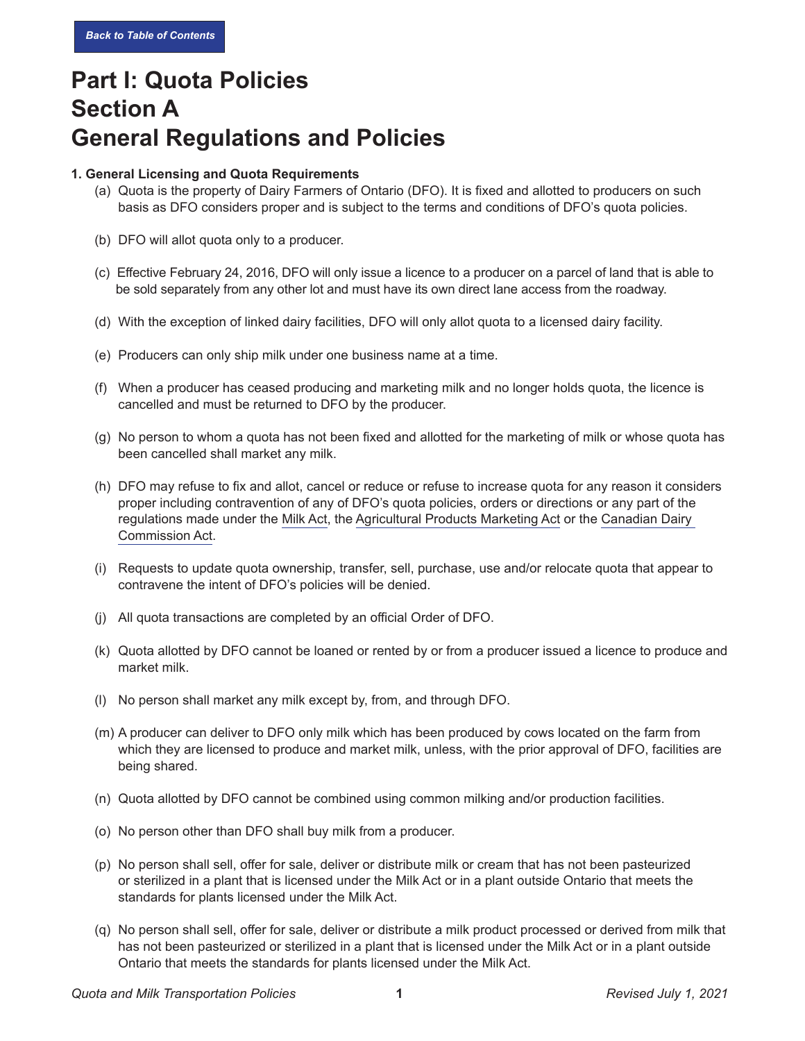Back to Table of Contents

# Part I: Quota Policies
# Section A
# General Regulations and Policies

**1. General Licensing and Quota Requirements**

(a) Quota is the property of Dairy Farmers of Ontario (DFO). It is fixed and allotted to producers on such basis as DFO considers proper and is subject to the terms and conditions of DFO's quota policies.

(b) DFO will allot quota only to a producer.

(c) Effective February 24, 2016, DFO will only issue a licence to a producer on a parcel of land that is able to be sold separately from any other lot and must have its own direct lane access from the roadway.

(d) With the exception of linked dairy facilities, DFO will only allot quota to a licensed dairy facility.

(e) Producers can only ship milk under one business name at a time.

(f) When a producer has ceased producing and marketing milk and no longer holds quota, the licence is cancelled and must be returned to DFO by the producer.

(g) No person to whom a quota has not been fixed and allotted for the marketing of milk or whose quota has been cancelled shall market any milk.

(h) DFO may refuse to fix and allot, cancel or reduce or refuse to increase quota for any reason it considers proper including contravention of any of DFO's quota policies, orders or directions or any part of the regulations made under the Milk Act, the Agricultural Products Marketing Act or the Canadian Dairy Commission Act.

(i) Requests to update quota ownership, transfer, sell, purchase, use and/or relocate quota that appear to contravene the intent of DFO's policies will be denied.

(j) All quota transactions are completed by an official Order of DFO.

(k) Quota allotted by DFO cannot be loaned or rented by or from a producer issued a licence to produce and market milk.

(l) No person shall market any milk except by, from, and through DFO.

(m) A producer can deliver to DFO only milk which has been produced by cows located on the farm from which they are licensed to produce and market milk, unless, with the prior approval of DFO, facilities are being shared.

(n) Quota allotted by DFO cannot be combined using common milking and/or production facilities.

(o) No person other than DFO shall buy milk from a producer.

(p) No person shall sell, offer for sale, deliver or distribute milk or cream that has not been pasteurized or sterilized in a plant that is licensed under the Milk Act or in a plant outside Ontario that meets the standards for plants licensed under the Milk Act.

(q) No person shall sell, offer for sale, deliver or distribute a milk product processed or derived from milk that has not been pasteurized or sterilized in a plant that is licensed under the Milk Act or in a plant outside Ontario that meets the standards for plants licensed under the Milk Act.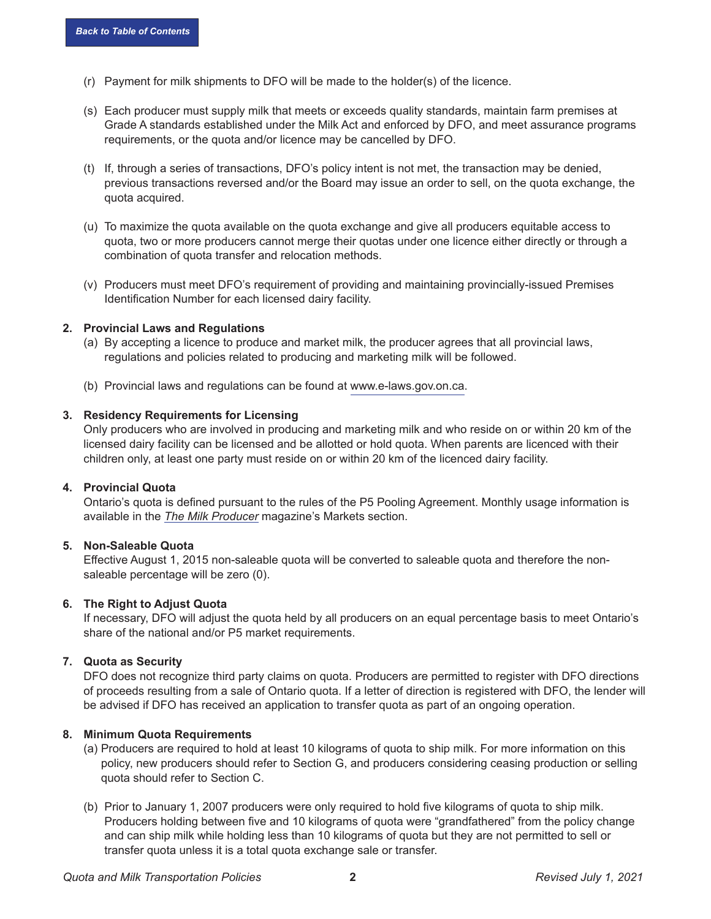(r) Payment for milk shipments to DFO will be made to the holder(s) of the licence.

(s) Each producer must supply milk that meets or exceeds quality standards, maintain farm premises at Grade A standards established under the Milk Act and enforced by DFO, and meet assurance programs requirements, or the quota and/or licence may be cancelled by DFO.

(t) If, through a series of transactions, DFO's policy intent is not met, the transaction may be denied, previous transactions reversed and/or the Board may issue an order to sell, on the quota exchange, the quota acquired.

(u) To maximize the quota available on the quota exchange and give all producers equitable access to quota, two or more producers cannot merge their quotas under one licence either directly or through a combination of quota transfer and relocation methods.

(v) Producers must meet DFO's requirement of providing and maintaining provincially-issued Premises Identification Number for each licensed dairy facility.

**2. Provincial Laws and Regulations**

(a) By accepting a licence to produce and market milk, the producer agrees that all provincial laws, regulations and policies related to producing and marketing milk will be followed.

(b) Provincial laws and regulations can be found at www.e-laws.gov.on.ca.

**3. Residency Requirements for Licensing**

Only producers who are involved in producing and marketing milk and who reside on or within 20 km of the licensed dairy facility can be licensed and be allotted or hold quota. When parents are licenced with their children only, at least one party must reside on or within 20 km of the licenced dairy facility.

**4. Provincial Quota**

Ontario's quota is defined pursuant to the rules of the P5 Pooling Agreement. Monthly usage information is available in the *The Milk Producer* magazine's Markets section.

**5. Non-Saleable Quota**

Effective August 1, 2015 non-saleable quota will be converted to saleable quota and therefore the non-saleable percentage will be zero (0).

**6. The Right to Adjust Quota**

If necessary, DFO will adjust the quota held by all producers on an equal percentage basis to meet Ontario's share of the national and/or P5 market requirements.

**7. Quota as Security**

DFO does not recognize third party claims on quota. Producers are permitted to register with DFO directions of proceeds resulting from a sale of Ontario quota. If a letter of direction is registered with DFO, the lender will be advised if DFO has received an application to transfer quota as part of an ongoing operation.

**8. Minimum Quota Requirements**

(a) Producers are required to hold at least 10 kilograms of quota to ship milk. For more information on this policy, new producers should refer to Section G, and producers considering ceasing production or selling quota should refer to Section C.

(b) Prior to January 1, 2007 producers were only required to hold five kilograms of quota to ship milk. Producers holding between five and 10 kilograms of quota were "grandfathered" from the policy change and can ship milk while holding less than 10 kilograms of quota but they are not permitted to sell or transfer quota unless it is a total quota exchange sale or transfer.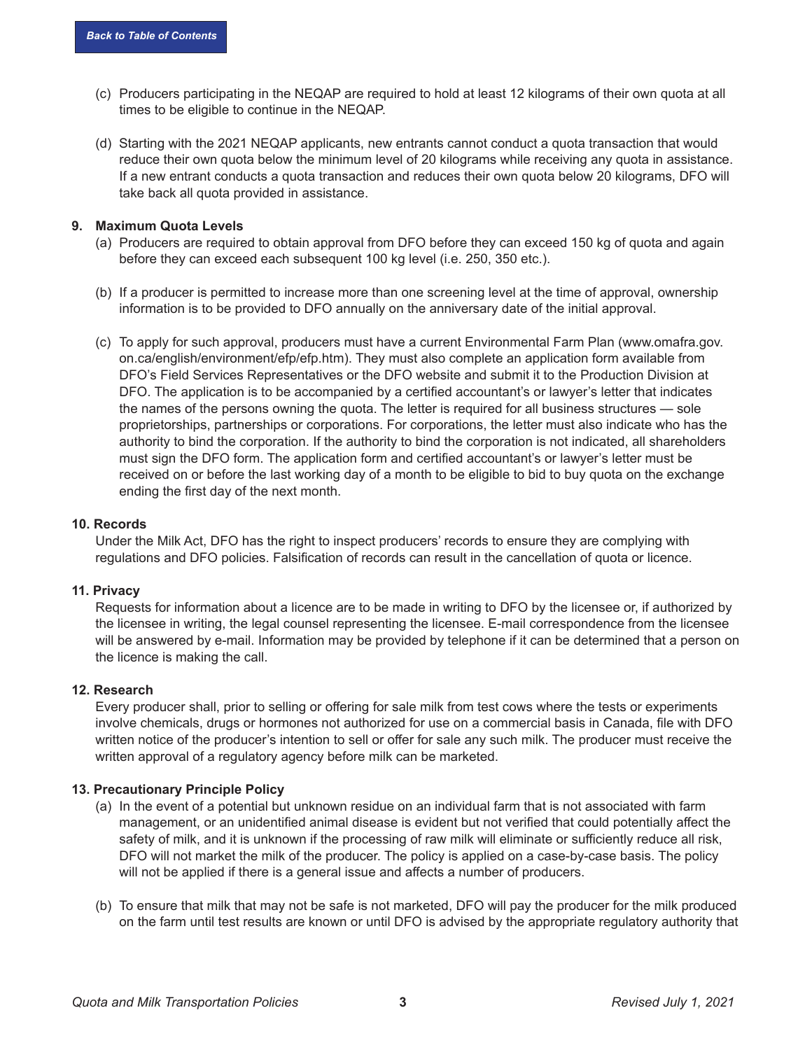(c) Producers participating in the NEQAP are required to hold at least 12 kilograms of their own quota at all times to be eligible to continue in the NEQAP.

(d) Starting with the 2021 NEQAP applicants, new entrants cannot conduct a quota transaction that would reduce their own quota below the minimum level of 20 kilograms while receiving any quota in assistance. If a new entrant conducts a quota transaction and reduces their own quota below 20 kilograms, DFO will take back all quota provided in assistance.

**9. Maximum Quota Levels**

(a) Producers are required to obtain approval from DFO before they can exceed 150 kg of quota and again before they can exceed each subsequent 100 kg level (i.e. 250, 350 etc.).

(b) If a producer is permitted to increase more than one screening level at the time of approval, ownership information is to be provided to DFO annually on the anniversary date of the initial approval.

(c) To apply for such approval, producers must have a current Environmental Farm Plan (www.omafra.gov.on.ca/english/environment/efp/efp.htm). They must also complete an application form available from DFO's Field Services Representatives or the DFO website and submit it to the Production Division at DFO. The application is to be accompanied by a certified accountant's or lawyer's letter that indicates the names of the persons owning the quota. The letter is required for all business structures — sole proprietorships, partnerships or corporations. For corporations, the letter must also indicate who has the authority to bind the corporation. If the authority to bind the corporation is not indicated, all shareholders must sign the DFO form. The application form and certified accountant's or lawyer's letter must be received on or before the last working day of a month to be eligible to bid to buy quota on the exchange ending the first day of the next month.

**10. Records**

Under the Milk Act, DFO has the right to inspect producers' records to ensure they are complying with regulations and DFO policies. Falsification of records can result in the cancellation of quota or licence.

**11. Privacy**

Requests for information about a licence are to be made in writing to DFO by the licensee or, if authorized by the licensee in writing, the legal counsel representing the licensee. E-mail correspondence from the licensee will be answered by e-mail. Information may be provided by telephone if it can be determined that a person on the licence is making the call.

**12. Research**

Every producer shall, prior to selling or offering for sale milk from test cows where the tests or experiments involve chemicals, drugs or hormones not authorized for use on a commercial basis in Canada, file with DFO written notice of the producer's intention to sell or offer for sale any such milk. The producer must receive the written approval of a regulatory agency before milk can be marketed.

**13. Precautionary Principle Policy**

(a) In the event of a potential but unknown residue on an individual farm that is not associated with farm management, or an unidentified animal disease is evident but not verified that could potentially affect the safety of milk, and it is unknown if the processing of raw milk will eliminate or sufficiently reduce all risk, DFO will not market the milk of the producer. The policy is applied on a case-by-case basis. The policy will not be applied if there is a general issue and affects a number of producers.

(b) To ensure that milk that may not be safe is not marketed, DFO will pay the producer for the milk produced on the farm until test results are known or until DFO is advised by the appropriate regulatory authority that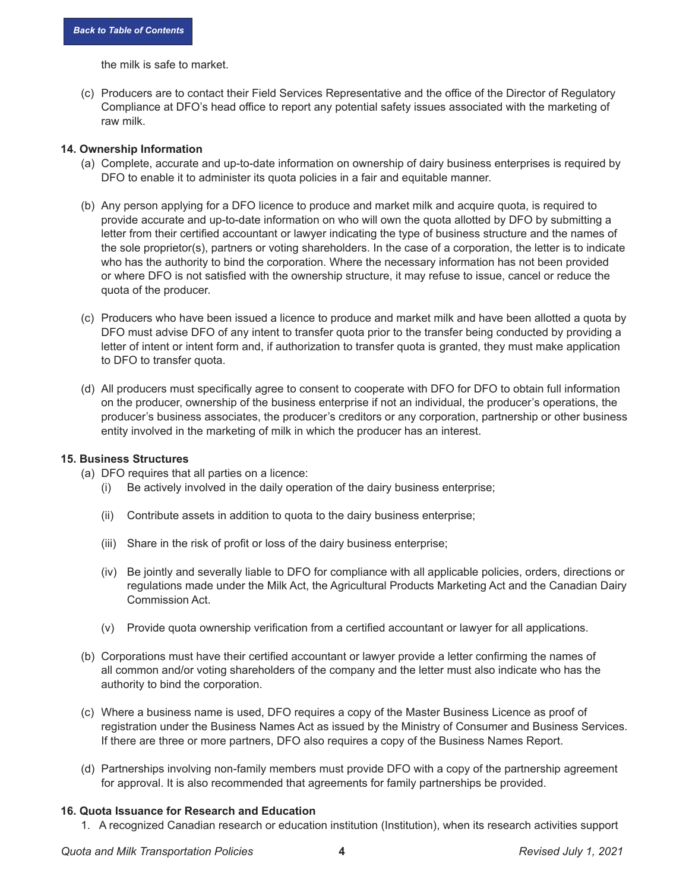the milk is safe to market.

(c) Producers are to contact their Field Services Representative and the office of the Director of Regulatory Compliance at DFO's head office to report any potential safety issues associated with the marketing of raw milk.

**14. Ownership Information**

(a) Complete, accurate and up-to-date information on ownership of dairy business enterprises is required by DFO to enable it to administer its quota policies in a fair and equitable manner.

(b) Any person applying for a DFO licence to produce and market milk and acquire quota, is required to provide accurate and up-to-date information on who will own the quota allotted by DFO by submitting a letter from their certified accountant or lawyer indicating the type of business structure and the names of the sole proprietor(s), partners or voting shareholders. In the case of a corporation, the letter is to indicate who has the authority to bind the corporation. Where the necessary information has not been provided or where DFO is not satisfied with the ownership structure, it may refuse to issue, cancel or reduce the quota of the producer.

(c) Producers who have been issued a licence to produce and market milk and have been allotted a quota by DFO must advise DFO of any intent to transfer quota prior to the transfer being conducted by providing a letter of intent or intent form and, if authorization to transfer quota is granted, they must make application to DFO to transfer quota.

(d) All producers must specifically agree to consent to cooperate with DFO for DFO to obtain full information on the producer, ownership of the business enterprise if not an individual, the producer's operations, the producer's business associates, the producer's creditors or any corporation, partnership or other business entity involved in the marketing of milk in which the producer has an interest.

**15. Business Structures**

(a) DFO requires that all parties on a licence:

  (i) Be actively involved in the daily operation of the dairy business enterprise;

  (ii) Contribute assets in addition to quota to the dairy business enterprise;

  (iii) Share in the risk of profit or loss of the dairy business enterprise;

  (iv) Be jointly and severally liable to DFO for compliance with all applicable policies, orders, directions or regulations made under the Milk Act, the Agricultural Products Marketing Act and the Canadian Dairy Commission Act.

  (v) Provide quota ownership verification from a certified accountant or lawyer for all applications.

(b) Corporations must have their certified accountant or lawyer provide a letter confirming the names of all common and/or voting shareholders of the company and the letter must also indicate who has the authority to bind the corporation.

(c) Where a business name is used, DFO requires a copy of the Master Business Licence as proof of registration under the Business Names Act as issued by the Ministry of Consumer and Business Services. If there are three or more partners, DFO also requires a copy of the Business Names Report.

(d) Partnerships involving non-family members must provide DFO with a copy of the partnership agreement for approval. It is also recommended that agreements for family partnerships be provided.

**16. Quota Issuance for Research and Education**

1. A recognized Canadian research or education institution (Institution), when its research activities support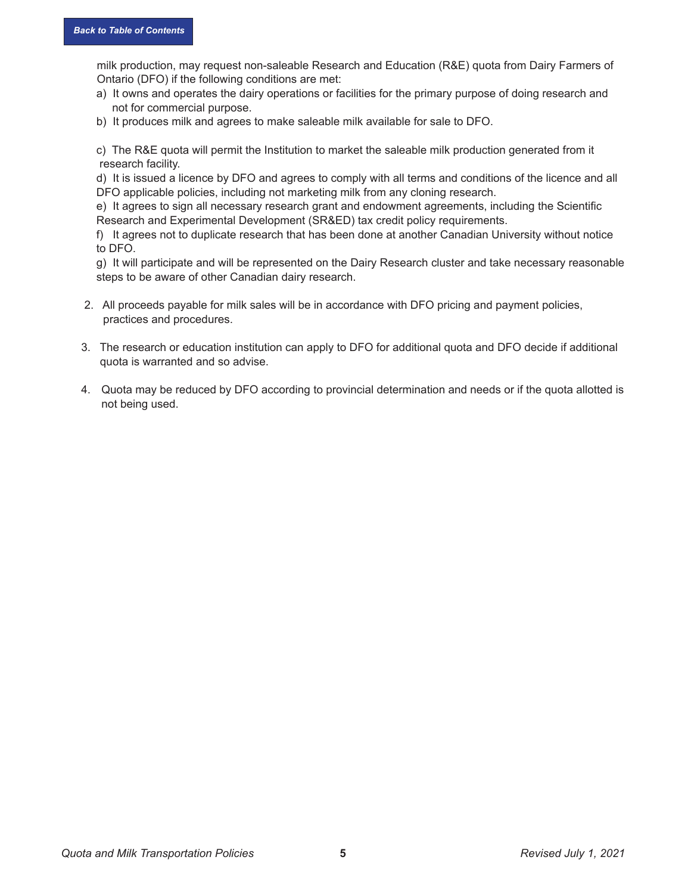milk production, may request non-saleable Research and Education (R&E) quota from Dairy Farmers of Ontario (DFO) if the following conditions are met:

a) It owns and operates the dairy operations or facilities for the primary purpose of doing research and not for commercial purpose.

b) It produces milk and agrees to make saleable milk available for sale to DFO.

c) The R&E quota will permit the Institution to market the saleable milk production generated from it research facility.

d) It is issued a licence by DFO and agrees to comply with all terms and conditions of the licence and all DFO applicable policies, including not marketing milk from any cloning research.

e) It agrees to sign all necessary research grant and endowment agreements, including the Scientific Research and Experimental Development (SR&ED) tax credit policy requirements.

f) It agrees not to duplicate research that has been done at another Canadian University without notice to DFO.

g) It will participate and will be represented on the Dairy Research cluster and take necessary reasonable steps to be aware of other Canadian dairy research.

2. All proceeds payable for milk sales will be in accordance with DFO pricing and payment policies, practices and procedures.

3. The research or education institution can apply to DFO for additional quota and DFO decide if additional quota is warranted and so advise.

4. Quota may be reduced by DFO according to provincial determination and needs or if the quota allotted is not being used.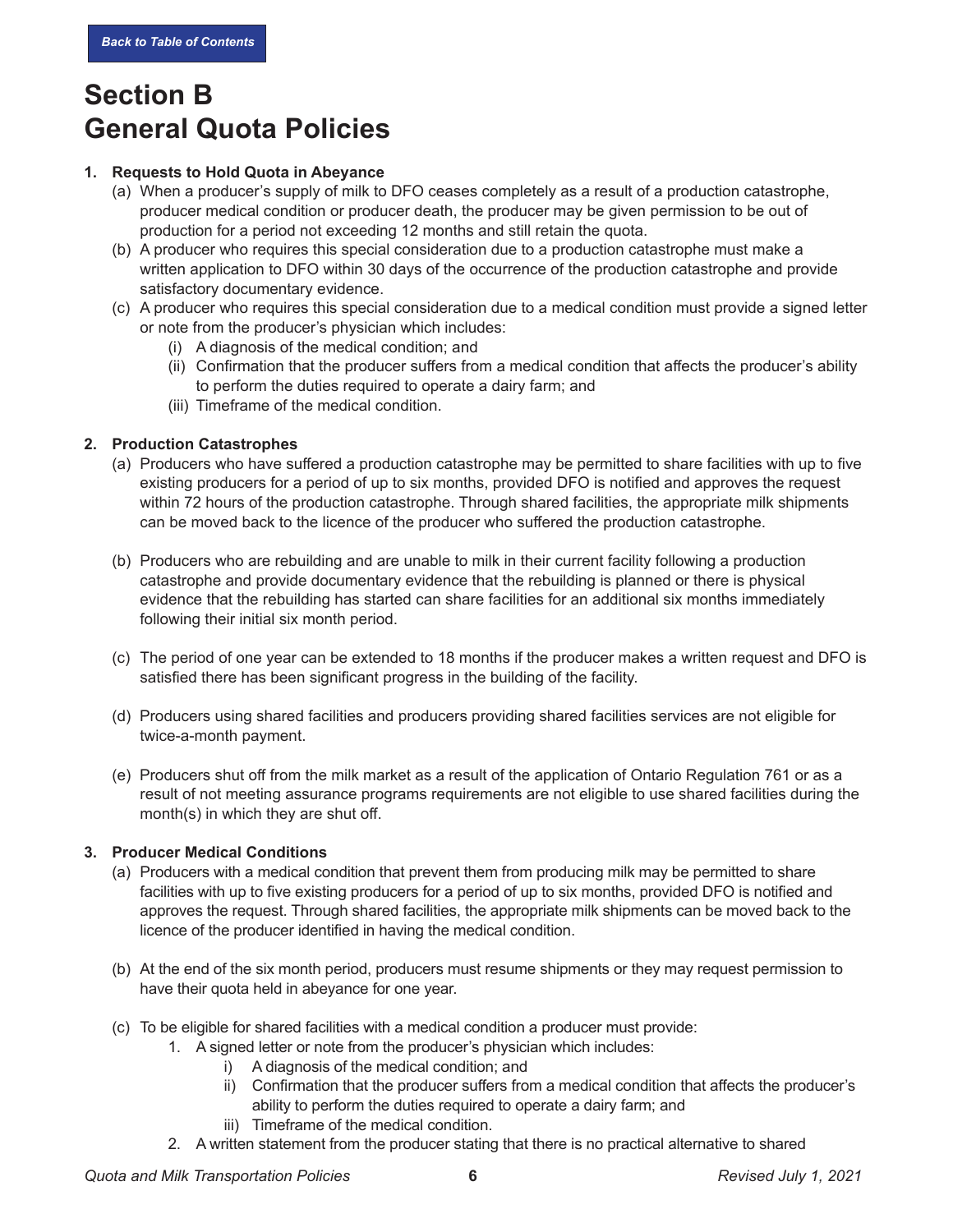# Section B
# General Quota Policies

**1. Requests to Hold Quota in Abeyance**

(a) When a producer's supply of milk to DFO ceases completely as a result of a production catastrophe, producer medical condition or producer death, the producer may be given permission to be out of production for a period not exceeding 12 months and still retain the quota.

(b) A producer who requires this special consideration due to a production catastrophe must make a written application to DFO within 30 days of the occurrence of the production catastrophe and provide satisfactory documentary evidence.

(c) A producer who requires this special consideration due to a medical condition must provide a signed letter or note from the producer's physician which includes:

(i) A diagnosis of the medical condition; and

(ii) Confirmation that the producer suffers from a medical condition that affects the producer's ability to perform the duties required to operate a dairy farm; and

(iii) Timeframe of the medical condition.

**2. Production Catastrophes**

(a) Producers who have suffered a production catastrophe may be permitted to share facilities with up to five existing producers for a period of up to six months, provided DFO is notified and approves the request within 72 hours of the production catastrophe. Through shared facilities, the appropriate milk shipments can be moved back to the licence of the producer who suffered the production catastrophe.

(b) Producers who are rebuilding and are unable to milk in their current facility following a production catastrophe and provide documentary evidence that the rebuilding is planned or there is physical evidence that the rebuilding has started can share facilities for an additional six months immediately following their initial six month period.

(c) The period of one year can be extended to 18 months if the producer makes a written request and DFO is satisfied there has been significant progress in the building of the facility.

(d) Producers using shared facilities and producers providing shared facilities services are not eligible for twice-a-month payment.

(e) Producers shut off from the milk market as a result of the application of Ontario Regulation 761 or as a result of not meeting assurance programs requirements are not eligible to use shared facilities during the month(s) in which they are shut off.

**3. Producer Medical Conditions**

(a) Producers with a medical condition that prevent them from producing milk may be permitted to share facilities with up to five existing producers for a period of up to six months, provided DFO is notified and approves the request. Through shared facilities, the appropriate milk shipments can be moved back to the licence of the producer identified in having the medical condition.

(b) At the end of the six month period, producers must resume shipments or they may request permission to have their quota held in abeyance for one year.

(c) To be eligible for shared facilities with a medical condition a producer must provide:

1. A signed letter or note from the producer's physician which includes:
   - i) A diagnosis of the medical condition; and
   - ii) Confirmation that the producer suffers from a medical condition that affects the producer's ability to perform the duties required to operate a dairy farm; and
   - iii) Timeframe of the medical condition.
2. A written statement from the producer stating that there is no practical alternative to shared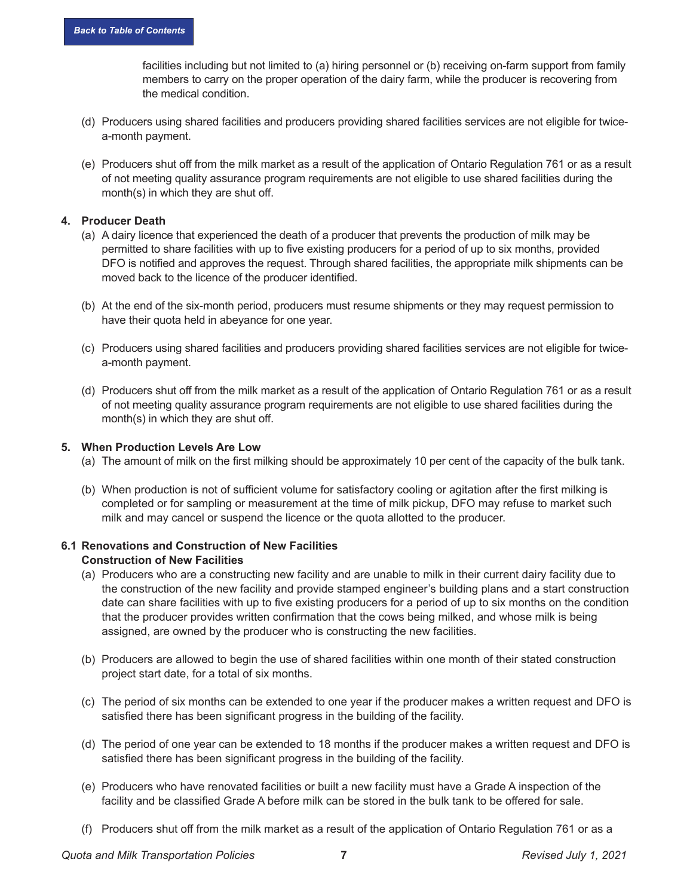facilities including but not limited to (a) hiring personnel or (b) receiving on-farm support from family members to carry on the proper operation of the dairy farm, while the producer is recovering from the medical condition.

(d) Producers using shared facilities and producers providing shared facilities services are not eligible for twice-a-month payment.

(e) Producers shut off from the milk market as a result of the application of Ontario Regulation 761 or as a result of not meeting quality assurance program requirements are not eligible to use shared facilities during the month(s) in which they are shut off.

**4. Producer Death**

(a) A dairy licence that experienced the death of a producer that prevents the production of milk may be permitted to share facilities with up to five existing producers for a period of up to six months, provided DFO is notified and approves the request. Through shared facilities, the appropriate milk shipments can be moved back to the licence of the producer identified.

(b) At the end of the six-month period, producers must resume shipments or they may request permission to have their quota held in abeyance for one year.

(c) Producers using shared facilities and producers providing shared facilities services are not eligible for twice-a-month payment.

(d) Producers shut off from the milk market as a result of the application of Ontario Regulation 761 or as a result of not meeting quality assurance program requirements are not eligible to use shared facilities during the month(s) in which they are shut off.

**5. When Production Levels Are Low**

(a) The amount of milk on the first milking should be approximately 10 per cent of the capacity of the bulk tank.

(b) When production is not of sufficient volume for satisfactory cooling or agitation after the first milking is completed or for sampling or measurement at the time of milk pickup, DFO may refuse to market such milk and may cancel or suspend the licence or the quota allotted to the producer.

**6.1 Renovations and Construction of New Facilities**
**Construction of New Facilities**

(a) Producers who are a constructing new facility and are unable to milk in their current dairy facility due to the construction of the new facility and provide stamped engineer's building plans and a start construction date can share facilities with up to five existing producers for a period of up to six months on the condition that the producer provides written confirmation that the cows being milked, and whose milk is being assigned, are owned by the producer who is constructing the new facilities.

(b) Producers are allowed to begin the use of shared facilities within one month of their stated construction project start date, for a total of six months.

(c) The period of six months can be extended to one year if the producer makes a written request and DFO is satisfied there has been significant progress in the building of the facility.

(d) The period of one year can be extended to 18 months if the producer makes a written request and DFO is satisfied there has been significant progress in the building of the facility.

(e) Producers who have renovated facilities or built a new facility must have a Grade A inspection of the facility and be classified Grade A before milk can be stored in the bulk tank to be offered for sale.

(f) Producers shut off from the milk market as a result of the application of Ontario Regulation 761 or as a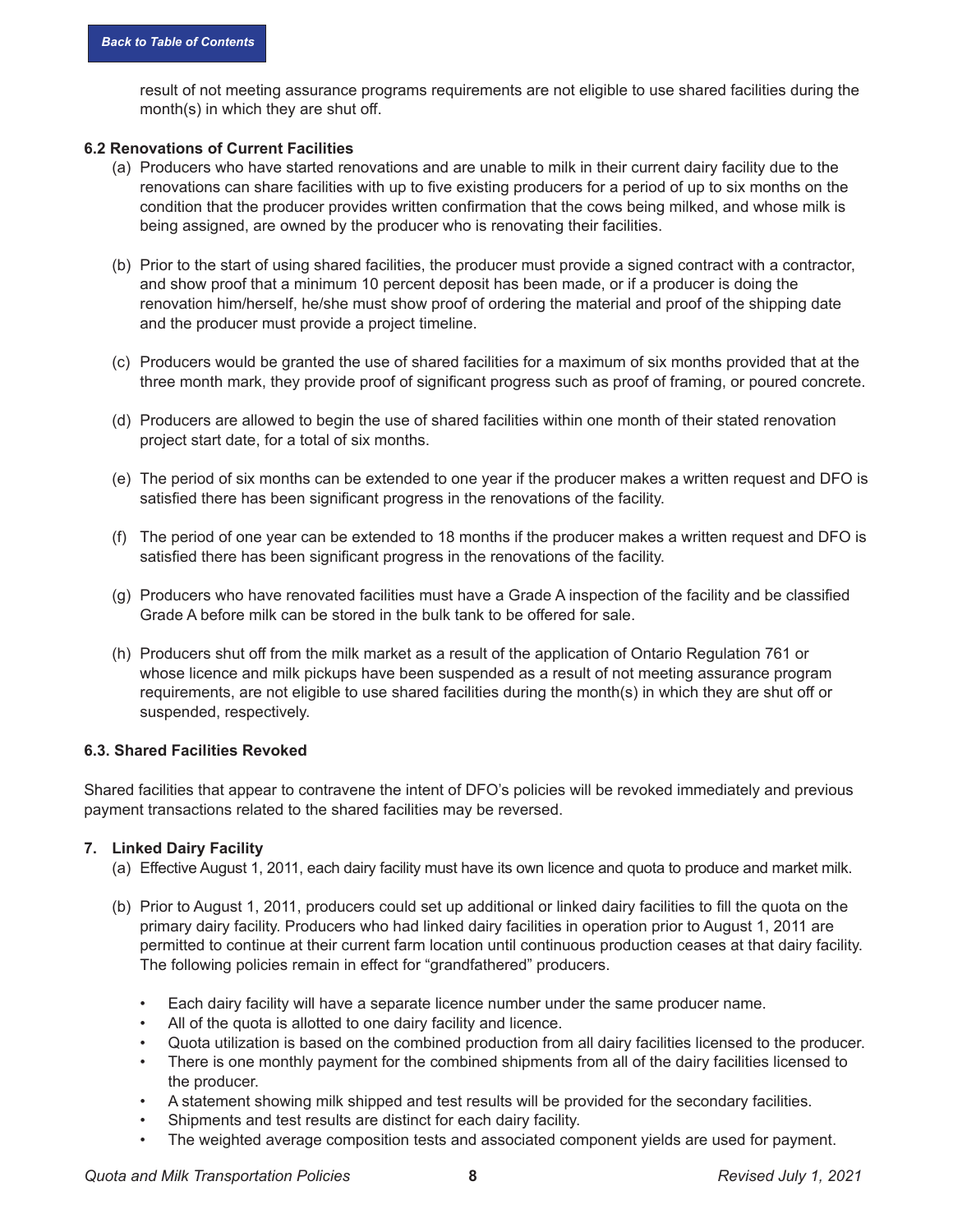result of not meeting assurance programs requirements are not eligible to use shared facilities during the month(s) in which they are shut off.

**6.2 Renovations of Current Facilities**

(a) Producers who have started renovations and are unable to milk in their current dairy facility due to the renovations can share facilities with up to five existing producers for a period of up to six months on the condition that the producer provides written confirmation that the cows being milked, and whose milk is being assigned, are owned by the producer who is renovating their facilities.

(b) Prior to the start of using shared facilities, the producer must provide a signed contract with a contractor, and show proof that a minimum 10 percent deposit has been made, or if a producer is doing the renovation him/herself, he/she must show proof of ordering the material and proof of the shipping date and the producer must provide a project timeline.

(c) Producers would be granted the use of shared facilities for a maximum of six months provided that at the three month mark, they provide proof of significant progress such as proof of framing, or poured concrete.

(d) Producers are allowed to begin the use of shared facilities within one month of their stated renovation project start date, for a total of six months.

(e) The period of six months can be extended to one year if the producer makes a written request and DFO is satisfied there has been significant progress in the renovations of the facility.

(f) The period of one year can be extended to 18 months if the producer makes a written request and DFO is satisfied there has been significant progress in the renovations of the facility.

(g) Producers who have renovated facilities must have a Grade A inspection of the facility and be classified Grade A before milk can be stored in the bulk tank to be offered for sale.

(h) Producers shut off from the milk market as a result of the application of Ontario Regulation 761 or whose licence and milk pickups have been suspended as a result of not meeting assurance program requirements, are not eligible to use shared facilities during the month(s) in which they are shut off or suspended, respectively.

**6.3. Shared Facilities Revoked**

Shared facilities that appear to contravene the intent of DFO's policies will be revoked immediately and previous payment transactions related to the shared facilities may be reversed.

**7. Linked Dairy Facility**

(a) Effective August 1, 2011, each dairy facility must have its own licence and quota to produce and market milk.

(b) Prior to August 1, 2011, producers could set up additional or linked dairy facilities to fill the quota on the primary dairy facility. Producers who had linked dairy facilities in operation prior to August 1, 2011 are permitted to continue at their current farm location until continuous production ceases at that dairy facility. The following policies remain in effect for "grandfathered" producers.

- Each dairy facility will have a separate licence number under the same producer name.
- All of the quota is allotted to one dairy facility and licence.
- Quota utilization is based on the combined production from all dairy facilities licensed to the producer.
- There is one monthly payment for the combined shipments from all of the dairy facilities licensed to the producer.
- A statement showing milk shipped and test results will be provided for the secondary facilities.
- Shipments and test results are distinct for each dairy facility.
- The weighted average composition tests and associated component yields are used for payment.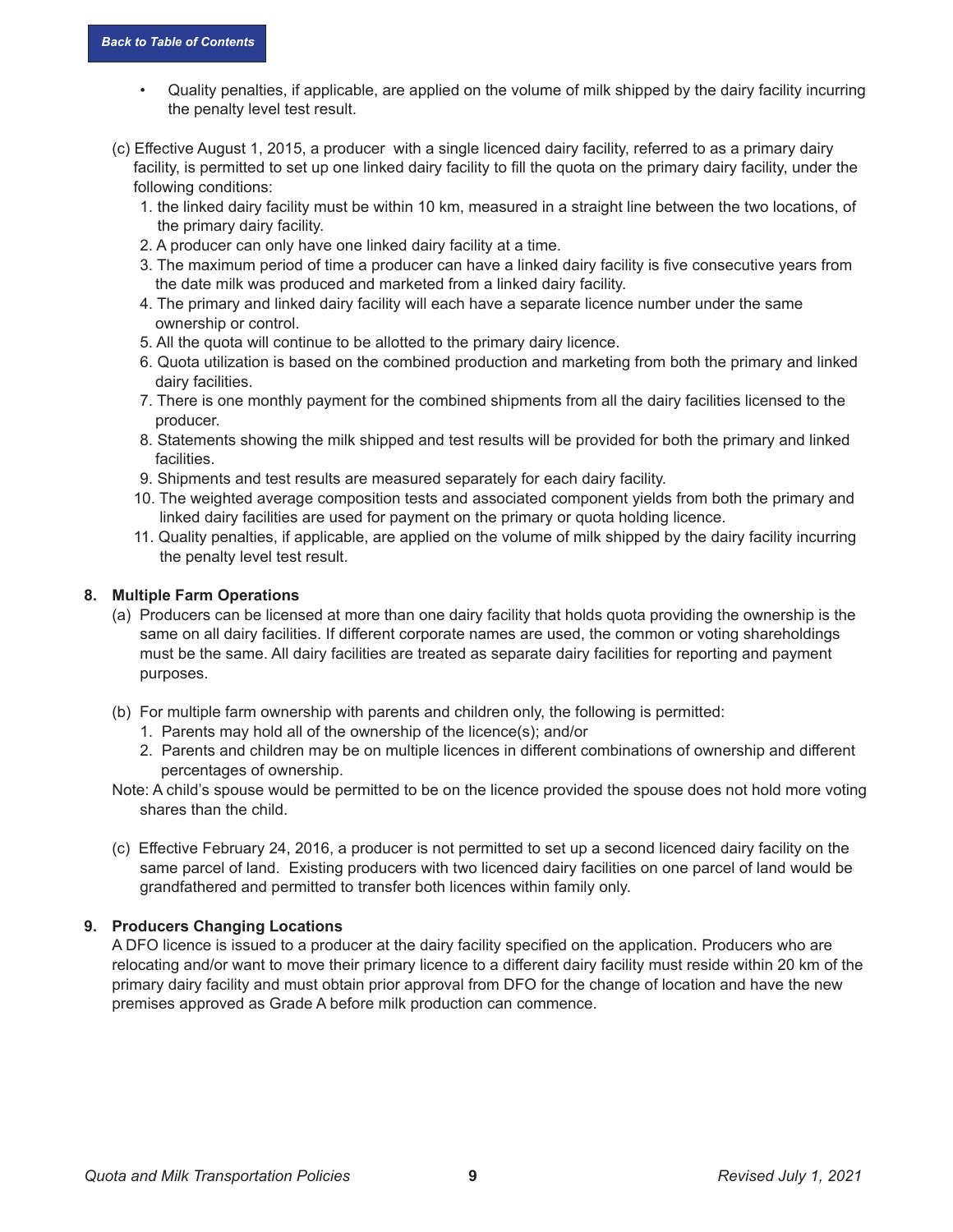- Quality penalties, if applicable, are applied on the volume of milk shipped by the dairy facility incurring the penalty level test result.

(c) Effective August 1, 2015, a producer with a single licenced dairy facility, referred to as a primary dairy facility, is permitted to set up one linked dairy facility to fill the quota on the primary dairy facility, under the following conditions:

1. the linked dairy facility must be within 10 km, measured in a straight line between the two locations, of the primary dairy facility.
2. A producer can only have one linked dairy facility at a time.
3. The maximum period of time a producer can have a linked dairy facility is five consecutive years from the date milk was produced and marketed from a linked dairy facility.
4. The primary and linked dairy facility will each have a separate licence number under the same ownership or control.
5. All the quota will continue to be allotted to the primary dairy licence.
6. Quota utilization is based on the combined production and marketing from both the primary and linked dairy facilities.
7. There is one monthly payment for the combined shipments from all the dairy facilities licensed to the producer.
8. Statements showing the milk shipped and test results will be provided for both the primary and linked facilities.
9. Shipments and test results are measured separately for each dairy facility.
10. The weighted average composition tests and associated component yields from both the primary and linked dairy facilities are used for payment on the primary or quota holding licence.
11. Quality penalties, if applicable, are applied on the volume of milk shipped by the dairy facility incurring the penalty level test result.

## 8. Multiple Farm Operations

(a) Producers can be licensed at more than one dairy facility that holds quota providing the ownership is the same on all dairy facilities. If different corporate names are used, the common or voting shareholdings must be the same. All dairy facilities are treated as separate dairy facilities for reporting and payment purposes.

(b) For multiple farm ownership with parents and children only, the following is permitted:

1. Parents may hold all of the ownership of the licence(s); and/or
2. Parents and children may be on multiple licences in different combinations of ownership and different percentages of ownership.

Note: A child's spouse would be permitted to be on the licence provided the spouse does not hold more voting shares than the child.

(c) Effective February 24, 2016, a producer is not permitted to set up a second licenced dairy facility on the same parcel of land. Existing producers with two licenced dairy facilities on one parcel of land would be grandfathered and permitted to transfer both licences within family only.

## 9. Producers Changing Locations

A DFO licence is issued to a producer at the dairy facility specified on the application. Producers who are relocating and/or want to move their primary licence to a different dairy facility must reside within 20 km of the primary dairy facility and must obtain prior approval from DFO for the change of location and have the new premises approved as Grade A before milk production can commence.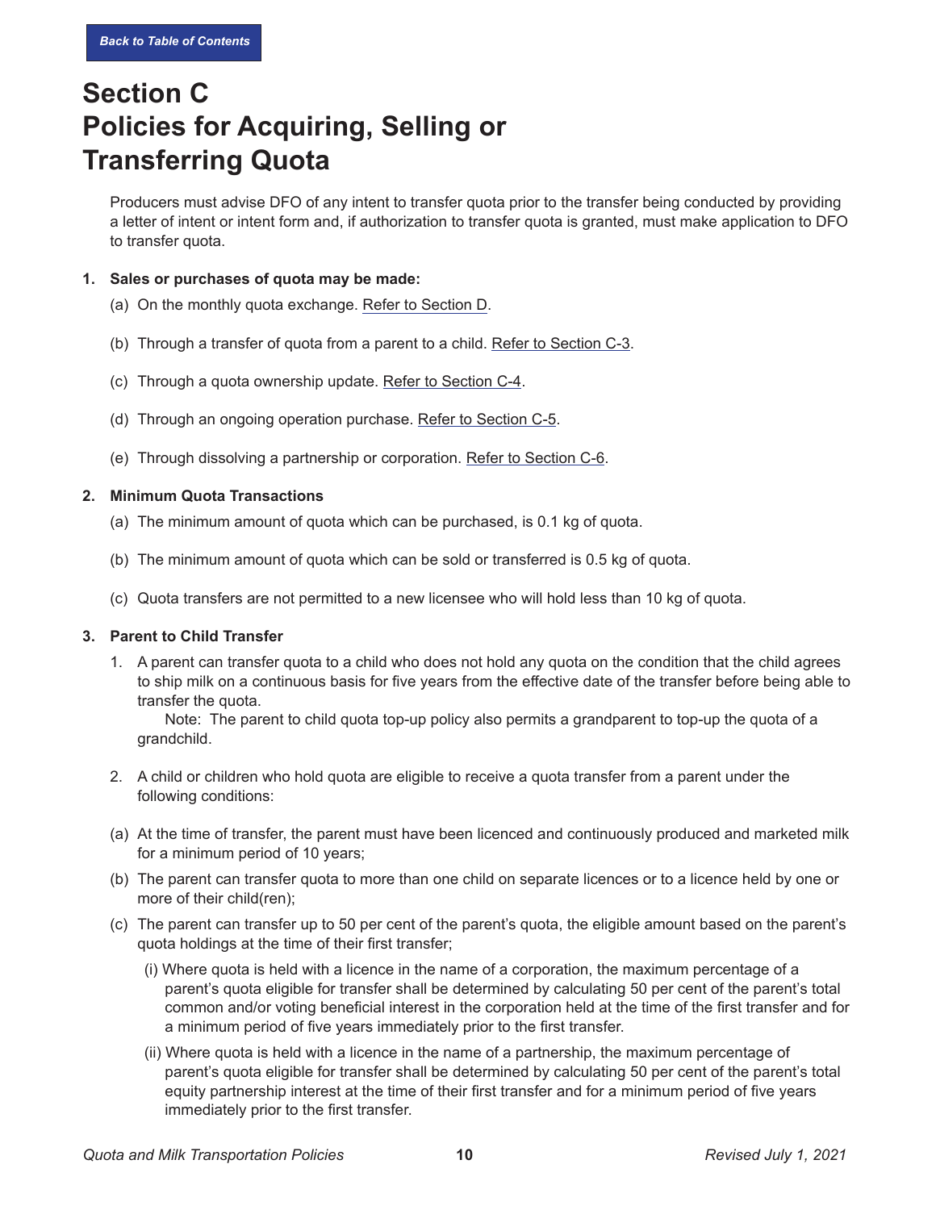# Section C Policies for Acquiring, Selling or Transferring Quota

Producers must advise DFO of any intent to transfer quota prior to the transfer being conducted by providing a letter of intent or intent form and, if authorization to transfer quota is granted, must make application to DFO to transfer quota.

**1. Sales or purchases of quota may be made:**

(a) On the monthly quota exchange. Refer to Section D.

(b) Through a transfer of quota from a parent to a child. Refer to Section C-3.

(c) Through a quota ownership update. Refer to Section C-4.

(d) Through an ongoing operation purchase. Refer to Section C-5.

(e) Through dissolving a partnership or corporation. Refer to Section C-6.

**2. Minimum Quota Transactions**

(a) The minimum amount of quota which can be purchased, is 0.1 kg of quota.

(b) The minimum amount of quota which can be sold or transferred is 0.5 kg of quota.

(c) Quota transfers are not permitted to a new licensee who will hold less than 10 kg of quota.

**3. Parent to Child Transfer**

1. A parent can transfer quota to a child who does not hold any quota on the condition that the child agrees to ship milk on a continuous basis for five years from the effective date of the transfer before being able to transfer the quota.
   Note: The parent to child quota top-up policy also permits a grandparent to top-up the quota of a grandchild.

2. A child or children who hold quota are eligible to receive a quota transfer from a parent under the following conditions:

(a) At the time of transfer, the parent must have been licenced and continuously produced and marketed milk for a minimum period of 10 years;

(b) The parent can transfer quota to more than one child on separate licences or to a licence held by one or more of their child(ren);

(c) The parent can transfer up to 50 per cent of the parent's quota, the eligible amount based on the parent's quota holdings at the time of their first transfer;

  (i) Where quota is held with a licence in the name of a corporation, the maximum percentage of a parent's quota eligible for transfer shall be determined by calculating 50 per cent of the parent's total common and/or voting beneficial interest in the corporation held at the time of the first transfer and for a minimum period of five years immediately prior to the first transfer.

  (ii) Where quota is held with a licence in the name of a partnership, the maximum percentage of parent's quota eligible for transfer shall be determined by calculating 50 per cent of the parent's total equity partnership interest at the time of their first transfer and for a minimum period of five years immediately prior to the first transfer.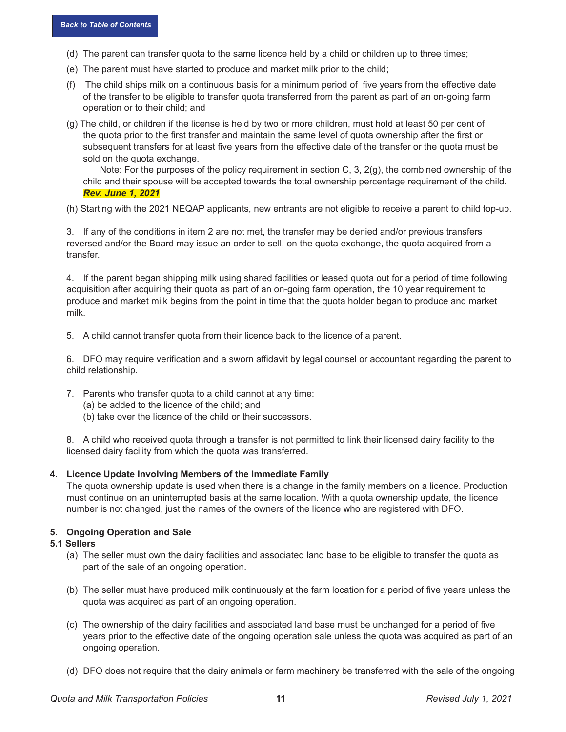(d) The parent can transfer quota to the same licence held by a child or children up to three times;

(e) The parent must have started to produce and market milk prior to the child;

(f) The child ships milk on a continuous basis for a minimum period of five years from the effective date of the transfer to be eligible to transfer quota transferred from the parent as part of an on-going farm operation or to their child; and

(g) The child, or children if the license is held by two or more children, must hold at least 50 per cent of the quota prior to the first transfer and maintain the same level of quota ownership after the first or subsequent transfers for at least five years from the effective date of the transfer or the quota must be sold on the quota exchange.

Note: For the purposes of the policy requirement in section C, 3, 2(g), the combined ownership of the child and their spouse will be accepted towards the total ownership percentage requirement of the child. ***Rev. June 1, 2021***

(h) Starting with the 2021 NEQAP applicants, new entrants are not eligible to receive a parent to child top-up.

3. If any of the conditions in item 2 are not met, the transfer may be denied and/or previous transfers reversed and/or the Board may issue an order to sell, on the quota exchange, the quota acquired from a transfer.

4. If the parent began shipping milk using shared facilities or leased quota out for a period of time following acquisition after acquiring their quota as part of an on-going farm operation, the 10 year requirement to produce and market milk begins from the point in time that the quota holder began to produce and market milk.

5. A child cannot transfer quota from their licence back to the licence of a parent.

6. DFO may require verification and a sworn affidavit by legal counsel or accountant regarding the parent to child relationship.

7. Parents who transfer quota to a child cannot at any time:
   (a) be added to the licence of the child; and
   (b) take over the licence of the child or their successors.

8. A child who received quota through a transfer is not permitted to link their licensed dairy facility to the licensed dairy facility from which the quota was transferred.

### 4. Licence Update Involving Members of the Immediate Family

The quota ownership update is used when there is a change in the family members on a licence. Production must continue on an uninterrupted basis at the same location. With a quota ownership update, the licence number is not changed, just the names of the owners of the licence who are registered with DFO.

### 5. Ongoing Operation and Sale

#### 5.1 Sellers

(a) The seller must own the dairy facilities and associated land base to be eligible to transfer the quota as part of the sale of an ongoing operation.

(b) The seller must have produced milk continuously at the farm location for a period of five years unless the quota was acquired as part of an ongoing operation.

(c) The ownership of the dairy facilities and associated land base must be unchanged for a period of five years prior to the effective date of the ongoing operation sale unless the quota was acquired as part of an ongoing operation.

(d) DFO does not require that the dairy animals or farm machinery be transferred with the sale of the ongoing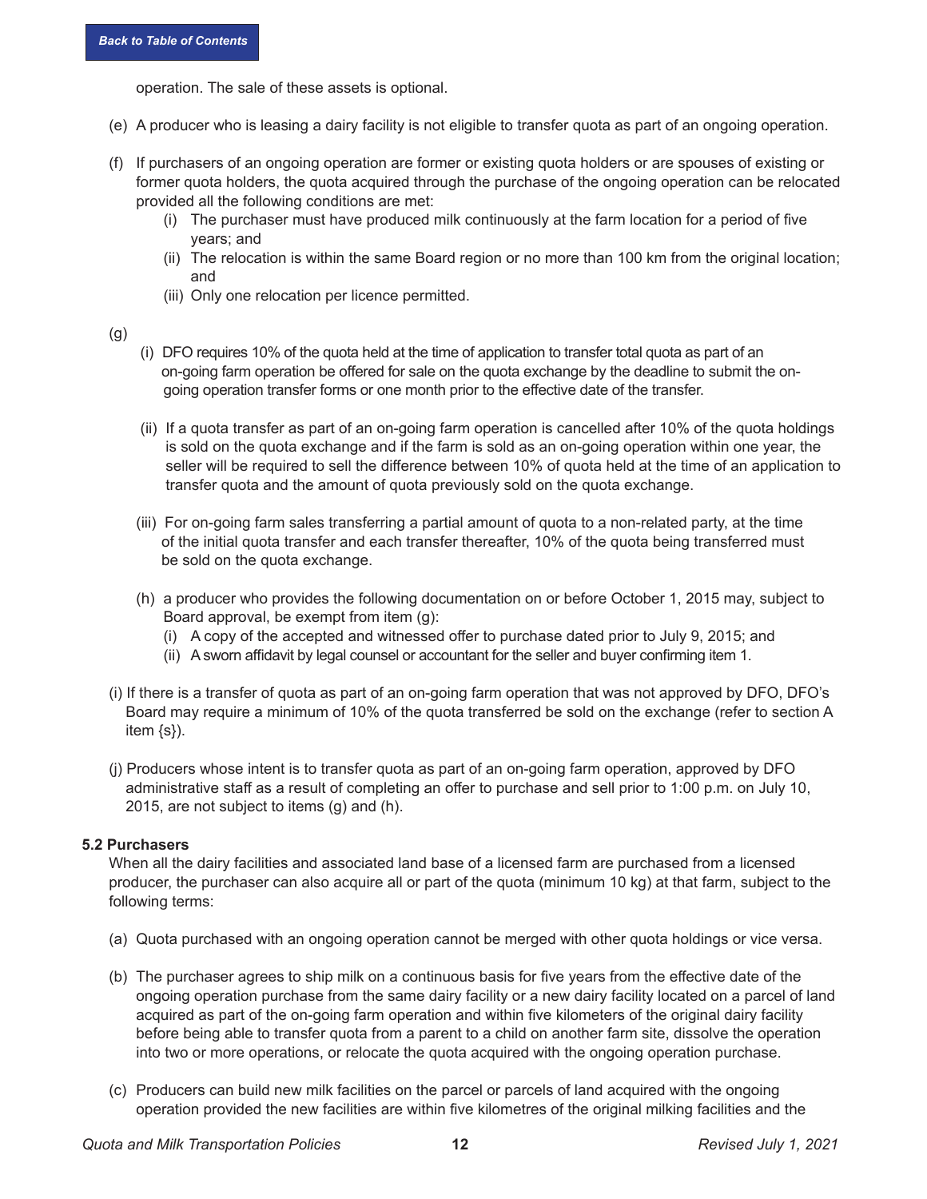operation. The sale of these assets is optional.

(e) A producer who is leasing a dairy facility is not eligible to transfer quota as part of an ongoing operation.

(f) If purchasers of an ongoing operation are former or existing quota holders or are spouses of existing or former quota holders, the quota acquired through the purchase of the ongoing operation can be relocated provided all the following conditions are met:

   (i) The purchaser must have produced milk continuously at the farm location for a period of five years; and
   (ii) The relocation is within the same Board region or no more than 100 km from the original location; and
   (iii) Only one relocation per licence permitted.

(g)

   (i) DFO requires 10% of the quota held at the time of application to transfer total quota as part of an on-going farm operation be offered for sale on the quota exchange by the deadline to submit the on-going operation transfer forms or one month prior to the effective date of the transfer.

   (ii) If a quota transfer as part of an on-going farm operation is cancelled after 10% of the quota holdings is sold on the quota exchange and if the farm is sold as an on-going operation within one year, the seller will be required to sell the difference between 10% of quota held at the time of an application to transfer quota and the amount of quota previously sold on the quota exchange.

   (iii) For on-going farm sales transferring a partial amount of quota to a non-related party, at the time of the initial quota transfer and each transfer thereafter, 10% of the quota being transferred must be sold on the quota exchange.

(h) a producer who provides the following documentation on or before October 1, 2015 may, subject to Board approval, be exempt from item (g):

   (i) A copy of the accepted and witnessed offer to purchase dated prior to July 9, 2015; and
   (ii) A sworn affidavit by legal counsel or accountant for the seller and buyer confirming item 1.

(i) If there is a transfer of quota as part of an on-going farm operation that was not approved by DFO, DFO's Board may require a minimum of 10% of the quota transferred be sold on the exchange (refer to section A item {s}).

(j) Producers whose intent is to transfer quota as part of an on-going farm operation, approved by DFO administrative staff as a result of completing an offer to purchase and sell prior to 1:00 p.m. on July 10, 2015, are not subject to items (g) and (h).

**5.2 Purchasers**

When all the dairy facilities and associated land base of a licensed farm are purchased from a licensed producer, the purchaser can also acquire all or part of the quota (minimum 10 kg) at that farm, subject to the following terms:

(a) Quota purchased with an ongoing operation cannot be merged with other quota holdings or vice versa.

(b) The purchaser agrees to ship milk on a continuous basis for five years from the effective date of the ongoing operation purchase from the same dairy facility or a new dairy facility located on a parcel of land acquired as part of the on-going farm operation and within five kilometers of the original dairy facility before being able to transfer quota from a parent to a child on another farm site, dissolve the operation into two or more operations, or relocate the quota acquired with the ongoing operation purchase.

(c) Producers can build new milk facilities on the parcel or parcels of land acquired with the ongoing operation provided the new facilities are within five kilometres of the original milking facilities and the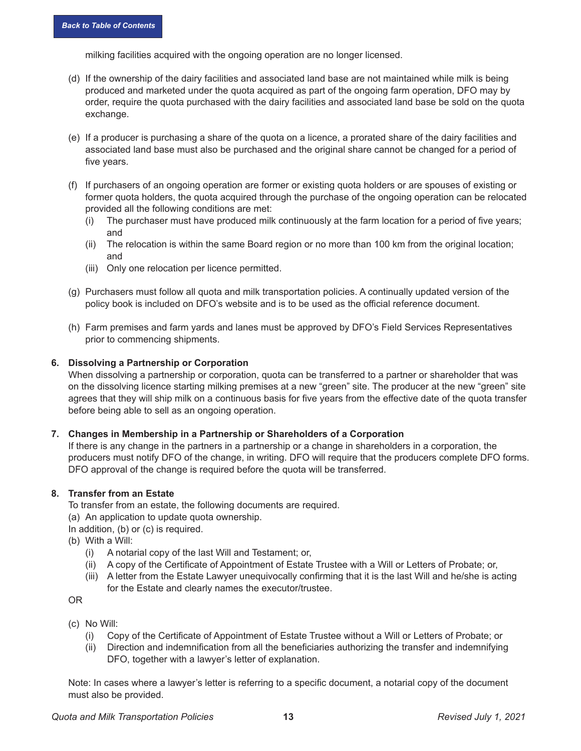milking facilities acquired with the ongoing operation are no longer licensed.

(d) If the ownership of the dairy facilities and associated land base are not maintained while milk is being produced and marketed under the quota acquired as part of the ongoing farm operation, DFO may by order, require the quota purchased with the dairy facilities and associated land base be sold on the quota exchange.

(e) If a producer is purchasing a share of the quota on a licence, a prorated share of the dairy facilities and associated land base must also be purchased and the original share cannot be changed for a period of five years.

(f) If purchasers of an ongoing operation are former or existing quota holders or are spouses of existing or former quota holders, the quota acquired through the purchase of the ongoing operation can be relocated provided all the following conditions are met:
   - (i) The purchaser must have produced milk continuously at the farm location for a period of five years; and
   - (ii) The relocation is within the same Board region or no more than 100 km from the original location; and
   - (iii) Only one relocation per licence permitted.

(g) Purchasers must follow all quota and milk transportation policies. A continually updated version of the policy book is included on DFO's website and is to be used as the official reference document.

(h) Farm premises and farm yards and lanes must be approved by DFO's Field Services Representatives prior to commencing shipments.

**6. Dissolving a Partnership or Corporation**

When dissolving a partnership or corporation, quota can be transferred to a partner or shareholder that was on the dissolving licence starting milking premises at a new "green" site. The producer at the new "green" site agrees that they will ship milk on a continuous basis for five years from the effective date of the quota transfer before being able to sell as an ongoing operation.

**7. Changes in Membership in a Partnership or Shareholders of a Corporation**

If there is any change in the partners in a partnership or a change in shareholders in a corporation, the producers must notify DFO of the change, in writing. DFO will require that the producers complete DFO forms. DFO approval of the change is required before the quota will be transferred.

**8. Transfer from an Estate**

To transfer from an estate, the following documents are required.

(a) An application to update quota ownership.

In addition, (b) or (c) is required.

(b) With a Will:
   - (i) A notarial copy of the last Will and Testament; or,
   - (ii) A copy of the Certificate of Appointment of Estate Trustee with a Will or Letters of Probate; or,
   - (iii) A letter from the Estate Lawyer unequivocally confirming that it is the last Will and he/she is acting for the Estate and clearly names the executor/trustee.

OR

(c) No Will:
   - (i) Copy of the Certificate of Appointment of Estate Trustee without a Will or Letters of Probate; or
   - (ii) Direction and indemnification from all the beneficiaries authorizing the transfer and indemnifying DFO, together with a lawyer's letter of explanation.

Note: In cases where a lawyer's letter is referring to a specific document, a notarial copy of the document must also be provided.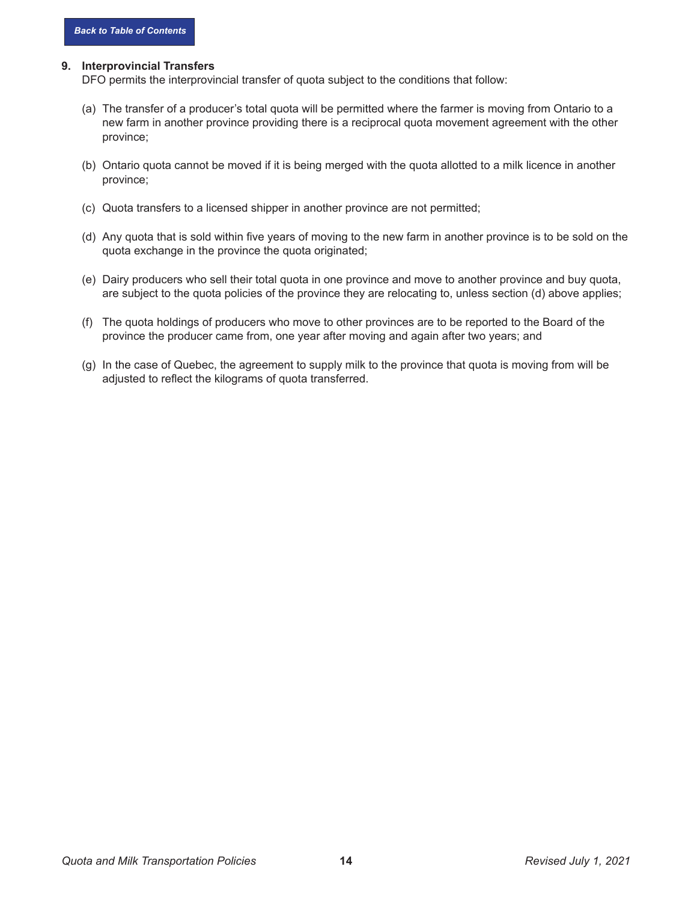## 9. Interprovincial Transfers

DFO permits the interprovincial transfer of quota subject to the conditions that follow:

(a) The transfer of a producer's total quota will be permitted where the farmer is moving from Ontario to a new farm in another province providing there is a reciprocal quota movement agreement with the other province;

(b) Ontario quota cannot be moved if it is being merged with the quota allotted to a milk licence in another province;

(c) Quota transfers to a licensed shipper in another province are not permitted;

(d) Any quota that is sold within five years of moving to the new farm in another province is to be sold on the quota exchange in the province the quota originated;

(e) Dairy producers who sell their total quota in one province and move to another province and buy quota, are subject to the quota policies of the province they are relocating to, unless section (d) above applies;

(f) The quota holdings of producers who move to other provinces are to be reported to the Board of the province the producer came from, one year after moving and again after two years; and

(g) In the case of Quebec, the agreement to supply milk to the province that quota is moving from will be adjusted to reflect the kilograms of quota transferred.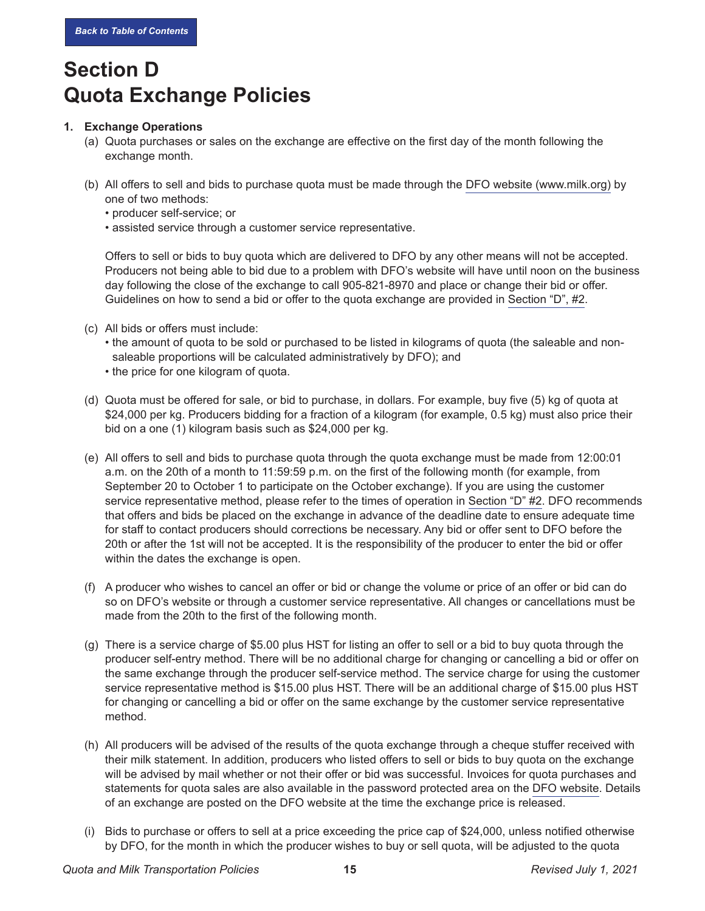# Section D
# Quota Exchange Policies

1. **Exchange Operations**

   (a) Quota purchases or sales on the exchange are effective on the first day of the month following the exchange month.

   (b) All offers to sell and bids to purchase quota must be made through the DFO website (www.milk.org) by one of two methods:
   - producer self-service; or
   - assisted service through a customer service representative.

   Offers to sell or bids to buy quota which are delivered to DFO by any other means will not be accepted. Producers not being able to bid due to a problem with DFO's website will have until noon on the business day following the close of the exchange to call 905-821-8970 and place or change their bid or offer. Guidelines on how to send a bid or offer to the quota exchange are provided in Section "D", #2.

   (c) All bids or offers must include:
   - the amount of quota to be sold or purchased to be listed in kilograms of quota (the saleable and non-saleable proportions will be calculated administratively by DFO); and
   - the price for one kilogram of quota.

   (d) Quota must be offered for sale, or bid to purchase, in dollars. For example, buy five (5) kg of quota at $24,000 per kg. Producers bidding for a fraction of a kilogram (for example, 0.5 kg) must also price their bid on a one (1) kilogram basis such as $24,000 per kg.

   (e) All offers to sell and bids to purchase quota through the quota exchange must be made from 12:00:01 a.m. on the 20th of a month to 11:59:59 p.m. on the first of the following month (for example, from September 20 to October 1 to participate on the October exchange). If you are using the customer service representative method, please refer to the times of operation in Section "D" #2. DFO recommends that offers and bids be placed on the exchange in advance of the deadline date to ensure adequate time for staff to contact producers should corrections be necessary. Any bid or offer sent to DFO before the 20th or after the 1st will not be accepted. It is the responsibility of the producer to enter the bid or offer within the dates the exchange is open.

   (f) A producer who wishes to cancel an offer or bid or change the volume or price of an offer or bid can do so on DFO's website or through a customer service representative. All changes or cancellations must be made from the 20th to the first of the following month.

   (g) There is a service charge of $5.00 plus HST for listing an offer to sell or a bid to buy quota through the producer self-entry method. There will be no additional charge for changing or cancelling a bid or offer on the same exchange through the producer self-service method. The service charge for using the customer service representative method is $15.00 plus HST. There will be an additional charge of $15.00 plus HST for changing or cancelling a bid or offer on the same exchange by the customer service representative method.

   (h) All producers will be advised of the results of the quota exchange through a cheque stuffer received with their milk statement. In addition, producers who listed offers to sell or bids to buy quota on the exchange will be advised by mail whether or not their offer or bid was successful. Invoices for quota purchases and statements for quota sales are also available in the password protected area on the DFO website. Details of an exchange are posted on the DFO website at the time the exchange price is released.

   (i) Bids to purchase or offers to sell at a price exceeding the price cap of $24,000, unless notified otherwise by DFO, for the month in which the producer wishes to buy or sell quota, will be adjusted to the quota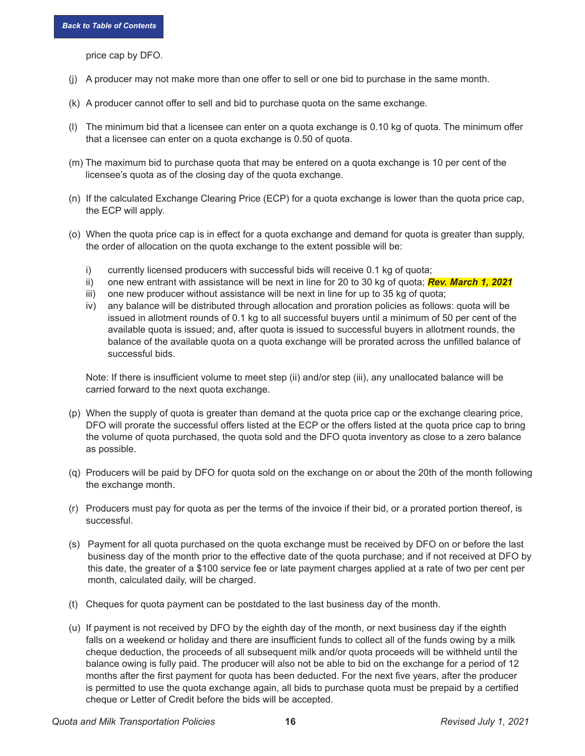price cap by DFO.

(j) A producer may not make more than one offer to sell or one bid to purchase in the same month.

(k) A producer cannot offer to sell and bid to purchase quota on the same exchange.

(l) The minimum bid that a licensee can enter on a quota exchange is 0.10 kg of quota. The minimum offer that a licensee can enter on a quota exchange is 0.50 of quota.

(m) The maximum bid to purchase quota that may be entered on a quota exchange is 10 per cent of the licensee's quota as of the closing day of the quota exchange.

(n) If the calculated Exchange Clearing Price (ECP) for a quota exchange is lower than the quota price cap, the ECP will apply.

(o) When the quota price cap is in effect for a quota exchange and demand for quota is greater than supply, the order of allocation on the quota exchange to the extent possible will be:

   i) currently licensed producers with successful bids will receive 0.1 kg of quota;
   ii) one new entrant with assistance will be next in line for 20 to 30 kg of quota; ***Rev. March 1, 2021***
   iii) one new producer without assistance will be next in line for up to 35 kg of quota;
   iv) any balance will be distributed through allocation and proration policies as follows: quota will be issued in allotment rounds of 0.1 kg to all successful buyers until a minimum of 50 per cent of the available quota is issued; and, after quota is issued to successful buyers in allotment rounds, the balance of the available quota on a quota exchange will be prorated across the unfilled balance of successful bids.

   Note: If there is insufficient volume to meet step (ii) and/or step (iii), any unallocated balance will be carried forward to the next quota exchange.

(p) When the supply of quota is greater than demand at the quota price cap or the exchange clearing price, DFO will prorate the successful offers listed at the ECP or the offers listed at the quota price cap to bring the volume of quota purchased, the quota sold and the DFO quota inventory as close to a zero balance as possible.

(q) Producers will be paid by DFO for quota sold on the exchange on or about the 20th of the month following the exchange month.

(r) Producers must pay for quota as per the terms of the invoice if their bid, or a prorated portion thereof, is successful.

(s) Payment for all quota purchased on the quota exchange must be received by DFO on or before the last business day of the month prior to the effective date of the quota purchase; and if not received at DFO by this date, the greater of a $100 service fee or late payment charges applied at a rate of two per cent per month, calculated daily, will be charged.

(t) Cheques for quota payment can be postdated to the last business day of the month.

(u) If payment is not received by DFO by the eighth day of the month, or next business day if the eighth falls on a weekend or holiday and there are insufficient funds to collect all of the funds owing by a milk cheque deduction, the proceeds of all subsequent milk and/or quota proceeds will be withheld until the balance owing is fully paid. The producer will also not be able to bid on the exchange for a period of 12 months after the first payment for quota has been deducted. For the next five years, after the producer is permitted to use the quota exchange again, all bids to purchase quota must be prepaid by a certified cheque or Letter of Credit before the bids will be accepted.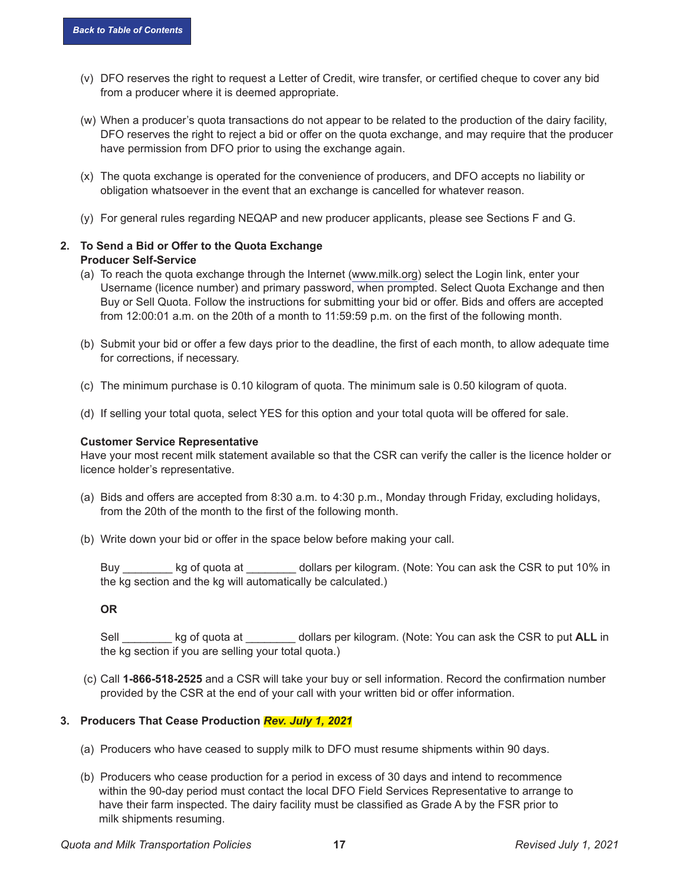(v) DFO reserves the right to request a Letter of Credit, wire transfer, or certified cheque to cover any bid from a producer where it is deemed appropriate.

(w) When a producer's quota transactions do not appear to be related to the production of the dairy facility, DFO reserves the right to reject a bid or offer on the quota exchange, and may require that the producer have permission from DFO prior to using the exchange again.

(x) The quota exchange is operated for the convenience of producers, and DFO accepts no liability or obligation whatsoever in the event that an exchange is cancelled for whatever reason.

(y) For general rules regarding NEQAP and new producer applicants, please see Sections F and G.

## 2. To Send a Bid or Offer to the Quota Exchange

**Producer Self-Service**

(a) To reach the quota exchange through the Internet (www.milk.org) select the Login link, enter your Username (licence number) and primary password, when prompted. Select Quota Exchange and then Buy or Sell Quota. Follow the instructions for submitting your bid or offer. Bids and offers are accepted from 12:00:01 a.m. on the 20th of a month to 11:59:59 p.m. on the first of the following month.

(b) Submit your bid or offer a few days prior to the deadline, the first of each month, to allow adequate time for corrections, if necessary.

(c) The minimum purchase is 0.10 kilogram of quota. The minimum sale is 0.50 kilogram of quota.

(d) If selling your total quota, select YES for this option and your total quota will be offered for sale.

**Customer Service Representative**

Have your most recent milk statement available so that the CSR can verify the caller is the licence holder or licence holder's representative.

(a) Bids and offers are accepted from 8:30 a.m. to 4:30 p.m., Monday through Friday, excluding holidays, from the 20th of the month to the first of the following month.

(b) Write down your bid or offer in the space below before making your call.

Buy ________ kg of quota at ________ dollars per kilogram. (Note: You can ask the CSR to put 10% in the kg section and the kg will automatically be calculated.)

**OR**

Sell ________ kg of quota at ________ dollars per kilogram. (Note: You can ask the CSR to put **ALL** in the kg section if you are selling your total quota.)

(c) Call **1-866-518-2525** and a CSR will take your buy or sell information. Record the confirmation number provided by the CSR at the end of your call with your written bid or offer information.

## 3. Producers That Cease Production *Rev. July 1, 2021*

(a) Producers who have ceased to supply milk to DFO must resume shipments within 90 days.

(b) Producers who cease production for a period in excess of 30 days and intend to recommence within the 90-day period must contact the local DFO Field Services Representative to arrange to have their farm inspected. The dairy facility must be classified as Grade A by the FSR prior to milk shipments resuming.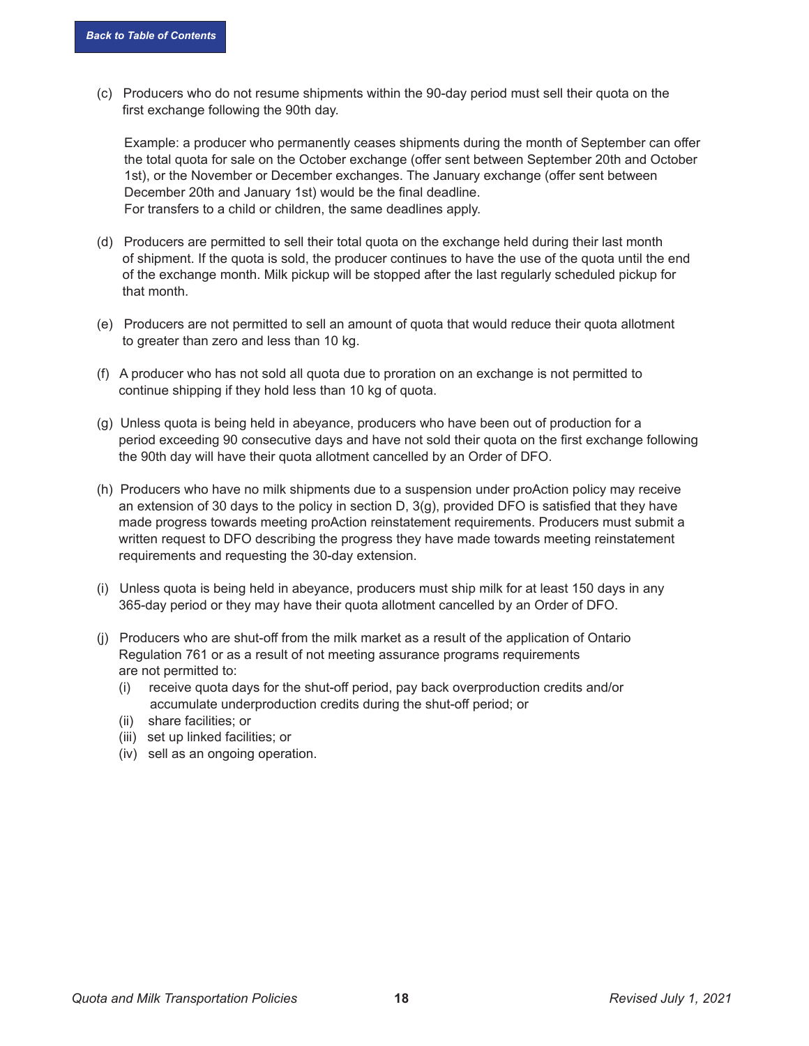(c) Producers who do not resume shipments within the 90-day period must sell their quota on the first exchange following the 90th day.

Example: a producer who permanently ceases shipments during the month of September can offer the total quota for sale on the October exchange (offer sent between September 20th and October 1st), or the November or December exchanges. The January exchange (offer sent between December 20th and January 1st) would be the final deadline.
For transfers to a child or children, the same deadlines apply.

(d) Producers are permitted to sell their total quota on the exchange held during their last month of shipment. If the quota is sold, the producer continues to have the use of the quota until the end of the exchange month. Milk pickup will be stopped after the last regularly scheduled pickup for that month.

(e) Producers are not permitted to sell an amount of quota that would reduce their quota allotment to greater than zero and less than 10 kg.

(f) A producer who has not sold all quota due to proration on an exchange is not permitted to continue shipping if they hold less than 10 kg of quota.

(g) Unless quota is being held in abeyance, producers who have been out of production for a period exceeding 90 consecutive days and have not sold their quota on the first exchange following the 90th day will have their quota allotment cancelled by an Order of DFO.

(h) Producers who have no milk shipments due to a suspension under proAction policy may receive an extension of 30 days to the policy in section D, 3(g), provided DFO is satisfied that they have made progress towards meeting proAction reinstatement requirements. Producers must submit a written request to DFO describing the progress they have made towards meeting reinstatement requirements and requesting the 30-day extension.

(i) Unless quota is being held in abeyance, producers must ship milk for at least 150 days in any 365-day period or they may have their quota allotment cancelled by an Order of DFO.

(j) Producers who are shut-off from the milk market as a result of the application of Ontario Regulation 761 or as a result of not meeting assurance programs requirements are not permitted to:
   - (i) receive quota days for the shut-off period, pay back overproduction credits and/or accumulate underproduction credits during the shut-off period; or
   - (ii) share facilities; or
   - (iii) set up linked facilities; or
   - (iv) sell as an ongoing operation.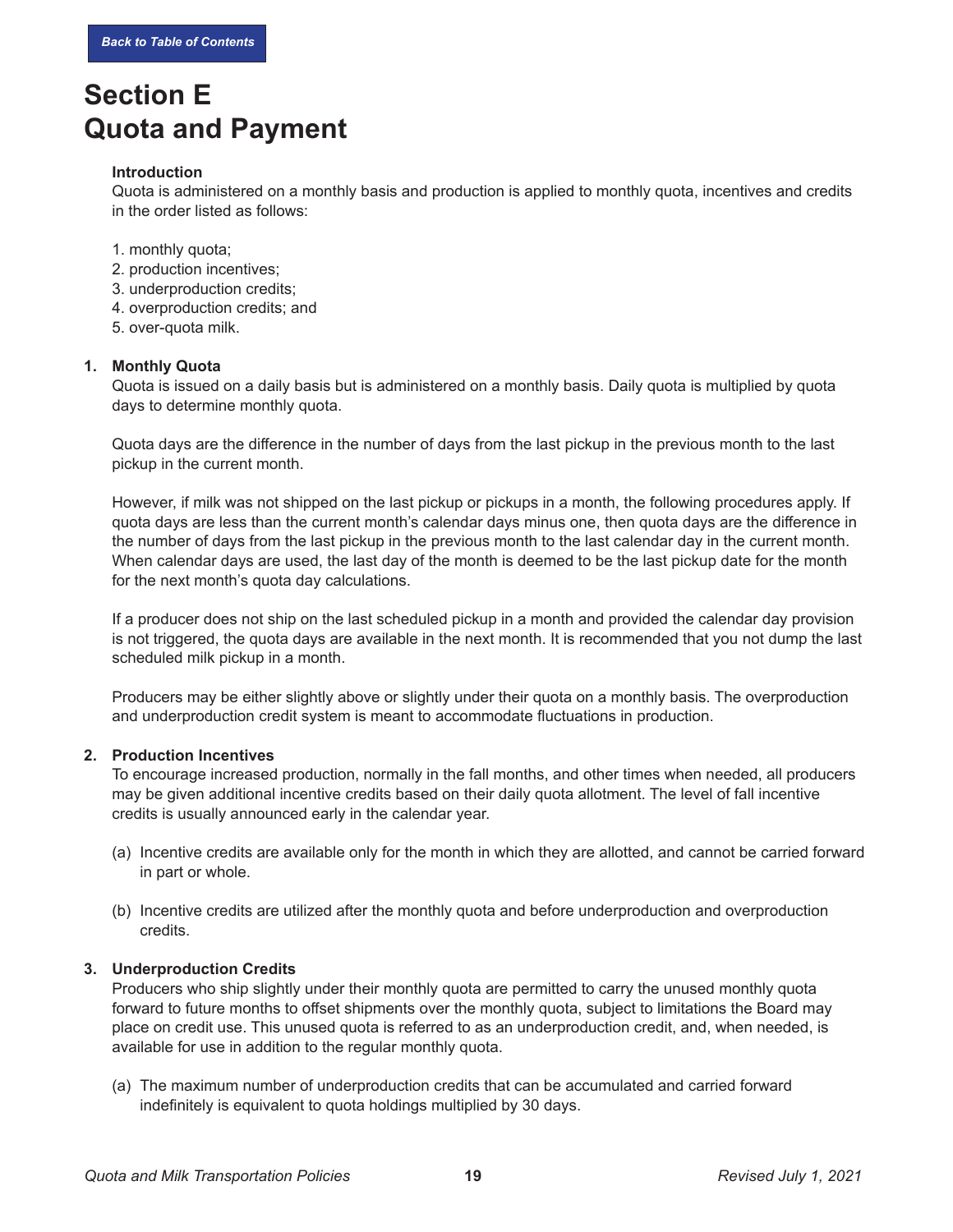# Section E
# Quota and Payment

**Introduction**

Quota is administered on a monthly basis and production is applied to monthly quota, incentives and credits in the order listed as follows:

1. monthly quota;
2. production incentives;
3. underproduction credits;
4. overproduction credits; and
5. over-quota milk.

## 1. Monthly Quota

Quota is issued on a daily basis but is administered on a monthly basis. Daily quota is multiplied by quota days to determine monthly quota.

Quota days are the difference in the number of days from the last pickup in the previous month to the last pickup in the current month.

However, if milk was not shipped on the last pickup or pickups in a month, the following procedures apply. If quota days are less than the current month's calendar days minus one, then quota days are the difference in the number of days from the last pickup in the previous month to the last calendar day in the current month. When calendar days are used, the last day of the month is deemed to be the last pickup date for the month for the next month's quota day calculations.

If a producer does not ship on the last scheduled pickup in a month and provided the calendar day provision is not triggered, the quota days are available in the next month. It is recommended that you not dump the last scheduled milk pickup in a month.

Producers may be either slightly above or slightly under their quota on a monthly basis. The overproduction and underproduction credit system is meant to accommodate fluctuations in production.

## 2. Production Incentives

To encourage increased production, normally in the fall months, and other times when needed, all producers may be given additional incentive credits based on their daily quota allotment. The level of fall incentive credits is usually announced early in the calendar year.

(a) Incentive credits are available only for the month in which they are allotted, and cannot be carried forward in part or whole.

(b) Incentive credits are utilized after the monthly quota and before underproduction and overproduction credits.

## 3. Underproduction Credits

Producers who ship slightly under their monthly quota are permitted to carry the unused monthly quota forward to future months to offset shipments over the monthly quota, subject to limitations the Board may place on credit use. This unused quota is referred to as an underproduction credit, and, when needed, is available for use in addition to the regular monthly quota.

(a) The maximum number of underproduction credits that can be accumulated and carried forward indefinitely is equivalent to quota holdings multiplied by 30 days.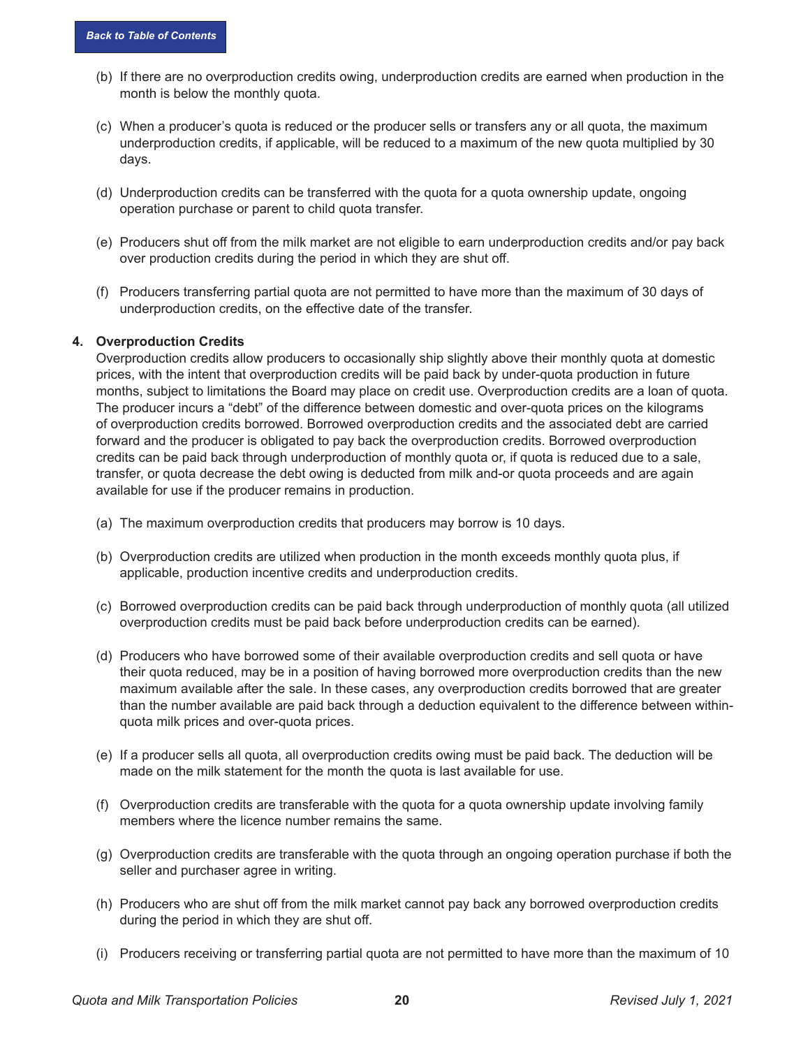(b) If there are no overproduction credits owing, underproduction credits are earned when production in the month is below the monthly quota.

(c) When a producer's quota is reduced or the producer sells or transfers any or all quota, the maximum underproduction credits, if applicable, will be reduced to a maximum of the new quota multiplied by 30 days.

(d) Underproduction credits can be transferred with the quota for a quota ownership update, ongoing operation purchase or parent to child quota transfer.

(e) Producers shut off from the milk market are not eligible to earn underproduction credits and/or pay back over production credits during the period in which they are shut off.

(f) Producers transferring partial quota are not permitted to have more than the maximum of 30 days of underproduction credits, on the effective date of the transfer.

**4. Overproduction Credits**

Overproduction credits allow producers to occasionally ship slightly above their monthly quota at domestic prices, with the intent that overproduction credits will be paid back by under-quota production in future months, subject to limitations the Board may place on credit use. Overproduction credits are a loan of quota. The producer incurs a "debt" of the difference between domestic and over-quota prices on the kilograms of overproduction credits borrowed. Borrowed overproduction credits and the associated debt are carried forward and the producer is obligated to pay back the overproduction credits. Borrowed overproduction credits can be paid back through underproduction of monthly quota or, if quota is reduced due to a sale, transfer, or quota decrease the debt owing is deducted from milk and-or quota proceeds and are again available for use if the producer remains in production.

(a) The maximum overproduction credits that producers may borrow is 10 days.

(b) Overproduction credits are utilized when production in the month exceeds monthly quota plus, if applicable, production incentive credits and underproduction credits.

(c) Borrowed overproduction credits can be paid back through underproduction of monthly quota (all utilized overproduction credits must be paid back before underproduction credits can be earned).

(d) Producers who have borrowed some of their available overproduction credits and sell quota or have their quota reduced, may be in a position of having borrowed more overproduction credits than the new maximum available after the sale. In these cases, any overproduction credits borrowed that are greater than the number available are paid back through a deduction equivalent to the difference between within-quota milk prices and over-quota prices.

(e) If a producer sells all quota, all overproduction credits owing must be paid back. The deduction will be made on the milk statement for the month the quota is last available for use.

(f) Overproduction credits are transferable with the quota for a quota ownership update involving family members where the licence number remains the same.

(g) Overproduction credits are transferable with the quota through an ongoing operation purchase if both the seller and purchaser agree in writing.

(h) Producers who are shut off from the milk market cannot pay back any borrowed overproduction credits during the period in which they are shut off.

(i) Producers receiving or transferring partial quota are not permitted to have more than the maximum of 10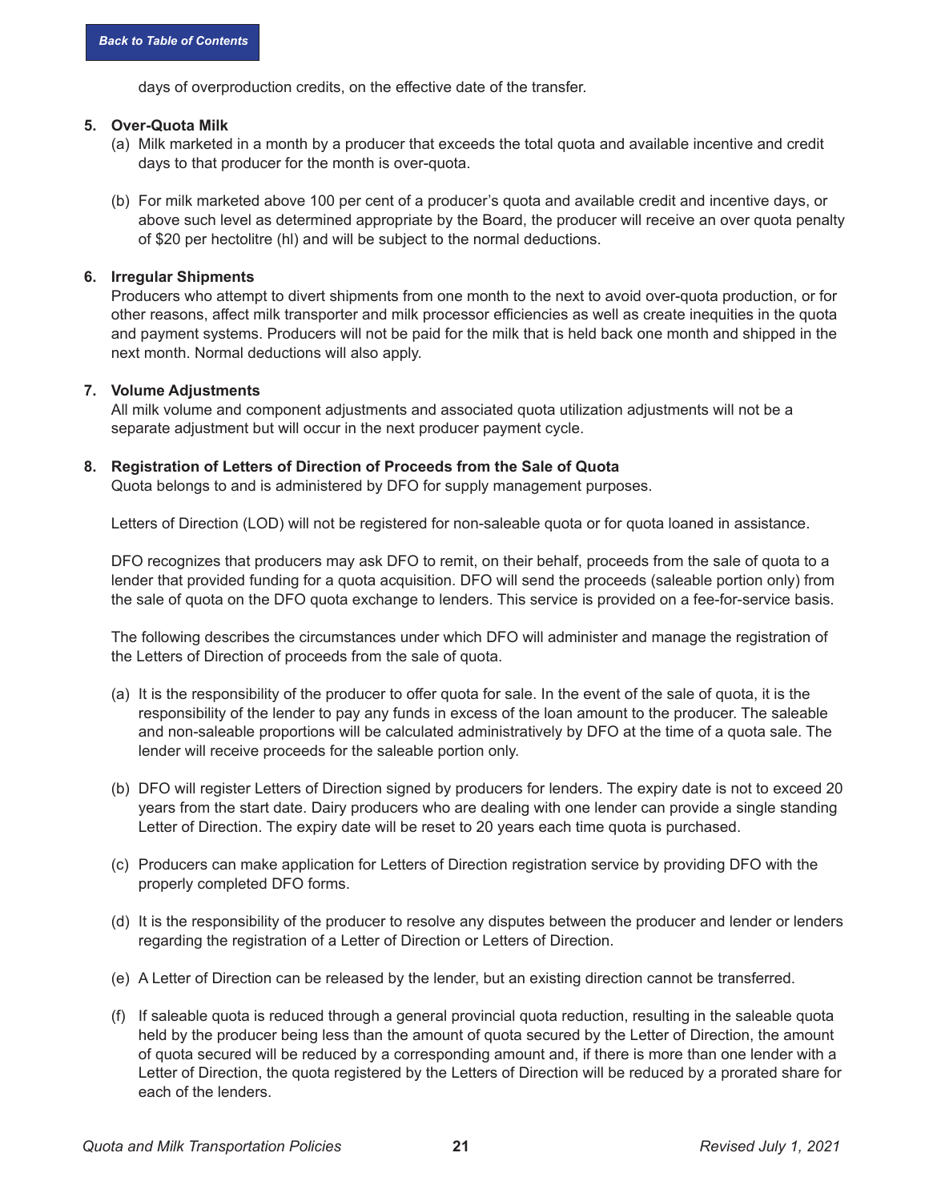days of overproduction credits, on the effective date of the transfer.

**5. Over-Quota Milk**

(a) Milk marketed in a month by a producer that exceeds the total quota and available incentive and credit days to that producer for the month is over-quota.

(b) For milk marketed above 100 per cent of a producer's quota and available credit and incentive days, or above such level as determined appropriate by the Board, the producer will receive an over quota penalty of $20 per hectolitre (hl) and will be subject to the normal deductions.

**6. Irregular Shipments**

Producers who attempt to divert shipments from one month to the next to avoid over-quota production, or for other reasons, affect milk transporter and milk processor efficiencies as well as create inequities in the quota and payment systems. Producers will not be paid for the milk that is held back one month and shipped in the next month. Normal deductions will also apply.

**7. Volume Adjustments**

All milk volume and component adjustments and associated quota utilization adjustments will not be a separate adjustment but will occur in the next producer payment cycle.

**8. Registration of Letters of Direction of Proceeds from the Sale of Quota**

Quota belongs to and is administered by DFO for supply management purposes.

Letters of Direction (LOD) will not be registered for non-saleable quota or for quota loaned in assistance.

DFO recognizes that producers may ask DFO to remit, on their behalf, proceeds from the sale of quota to a lender that provided funding for a quota acquisition. DFO will send the proceeds (saleable portion only) from the sale of quota on the DFO quota exchange to lenders. This service is provided on a fee-for-service basis.

The following describes the circumstances under which DFO will administer and manage the registration of the Letters of Direction of proceeds from the sale of quota.

(a) It is the responsibility of the producer to offer quota for sale. In the event of the sale of quota, it is the responsibility of the lender to pay any funds in excess of the loan amount to the producer. The saleable and non-saleable proportions will be calculated administratively by DFO at the time of a quota sale. The lender will receive proceeds for the saleable portion only.

(b) DFO will register Letters of Direction signed by producers for lenders. The expiry date is not to exceed 20 years from the start date. Dairy producers who are dealing with one lender can provide a single standing Letter of Direction. The expiry date will be reset to 20 years each time quota is purchased.

(c) Producers can make application for Letters of Direction registration service by providing DFO with the properly completed DFO forms.

(d) It is the responsibility of the producer to resolve any disputes between the producer and lender or lenders regarding the registration of a Letter of Direction or Letters of Direction.

(e) A Letter of Direction can be released by the lender, but an existing direction cannot be transferred.

(f) If saleable quota is reduced through a general provincial quota reduction, resulting in the saleable quota held by the producer being less than the amount of quota secured by the Letter of Direction, the amount of quota secured will be reduced by a corresponding amount and, if there is more than one lender with a Letter of Direction, the quota registered by the Letters of Direction will be reduced by a prorated share for each of the lenders.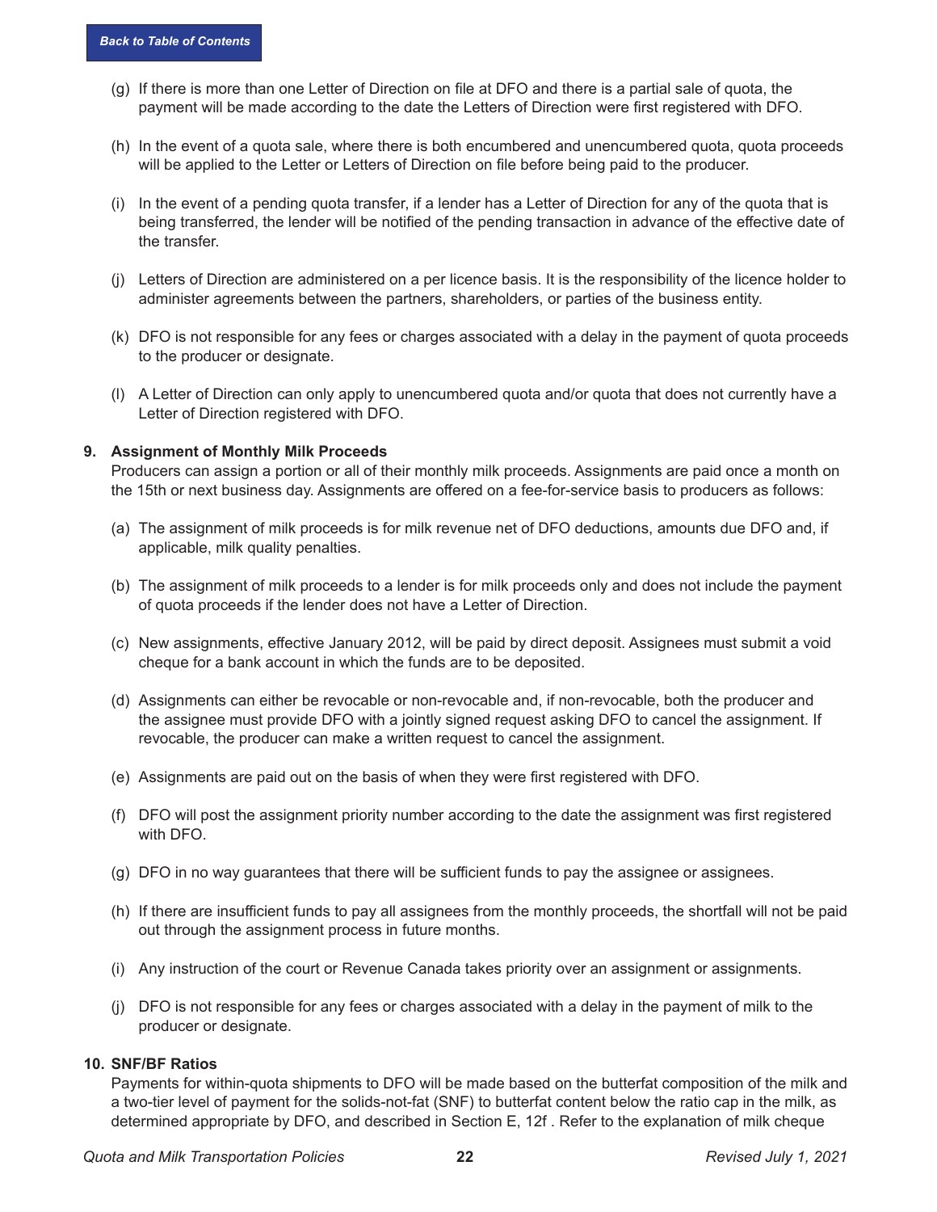(g) If there is more than one Letter of Direction on file at DFO and there is a partial sale of quota, the payment will be made according to the date the Letters of Direction were first registered with DFO.

(h) In the event of a quota sale, where there is both encumbered and unencumbered quota, quota proceeds will be applied to the Letter or Letters of Direction on file before being paid to the producer.

(i) In the event of a pending quota transfer, if a lender has a Letter of Direction for any of the quota that is being transferred, the lender will be notified of the pending transaction in advance of the effective date of the transfer.

(j) Letters of Direction are administered on a per licence basis. It is the responsibility of the licence holder to administer agreements between the partners, shareholders, or parties of the business entity.

(k) DFO is not responsible for any fees or charges associated with a delay in the payment of quota proceeds to the producer or designate.

(l) A Letter of Direction can only apply to unencumbered quota and/or quota that does not currently have a Letter of Direction registered with DFO.

**9. Assignment of Monthly Milk Proceeds**

Producers can assign a portion or all of their monthly milk proceeds. Assignments are paid once a month on the 15th or next business day. Assignments are offered on a fee-for-service basis to producers as follows:

(a) The assignment of milk proceeds is for milk revenue net of DFO deductions, amounts due DFO and, if applicable, milk quality penalties.

(b) The assignment of milk proceeds to a lender is for milk proceeds only and does not include the payment of quota proceeds if the lender does not have a Letter of Direction.

(c) New assignments, effective January 2012, will be paid by direct deposit. Assignees must submit a void cheque for a bank account in which the funds are to be deposited.

(d) Assignments can either be revocable or non-revocable and, if non-revocable, both the producer and the assignee must provide DFO with a jointly signed request asking DFO to cancel the assignment. If revocable, the producer can make a written request to cancel the assignment.

(e) Assignments are paid out on the basis of when they were first registered with DFO.

(f) DFO will post the assignment priority number according to the date the assignment was first registered with DFO.

(g) DFO in no way guarantees that there will be sufficient funds to pay the assignee or assignees.

(h) If there are insufficient funds to pay all assignees from the monthly proceeds, the shortfall will not be paid out through the assignment process in future months.

(i) Any instruction of the court or Revenue Canada takes priority over an assignment or assignments.

(j) DFO is not responsible for any fees or charges associated with a delay in the payment of milk to the producer or designate.

**10. SNF/BF Ratios**

Payments for within-quota shipments to DFO will be made based on the butterfat composition of the milk and a two-tier level of payment for the solids-not-fat (SNF) to butterfat content below the ratio cap in the milk, as determined appropriate by DFO, and described in Section E, 12f . Refer to the explanation of milk cheque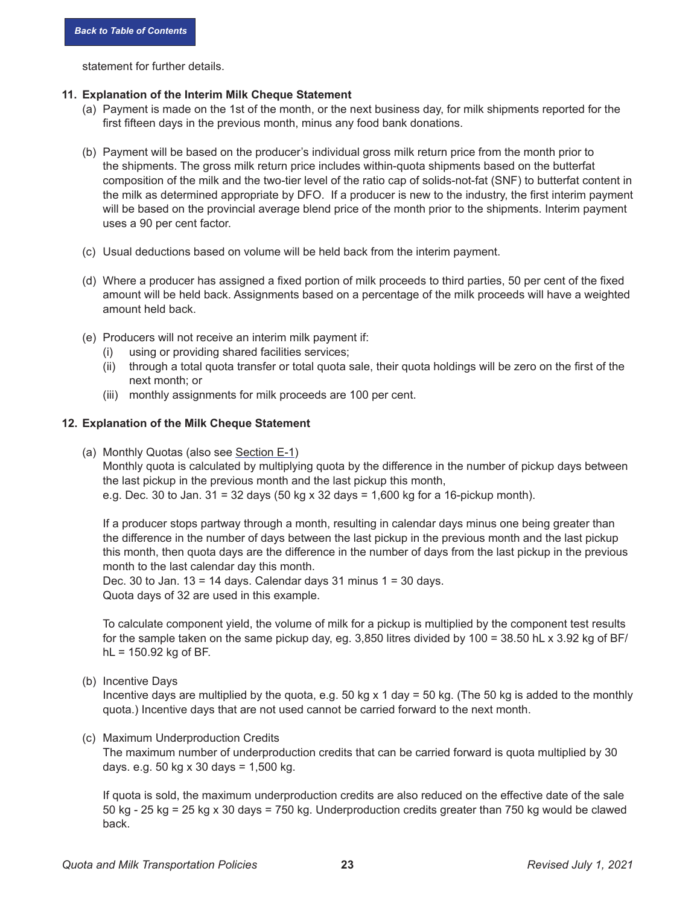statement for further details.

**11. Explanation of the Interim Milk Cheque Statement**

(a) Payment is made on the 1st of the month, or the next business day, for milk shipments reported for the first fifteen days in the previous month, minus any food bank donations.

(b) Payment will be based on the producer's individual gross milk return price from the month prior to the shipments. The gross milk return price includes within-quota shipments based on the butterfat composition of the milk and the two-tier level of the ratio cap of solids-not-fat (SNF) to butterfat content in the milk as determined appropriate by DFO. If a producer is new to the industry, the first interim payment will be based on the provincial average blend price of the month prior to the shipments. Interim payment uses a 90 per cent factor.

(c) Usual deductions based on volume will be held back from the interim payment.

(d) Where a producer has assigned a fixed portion of milk proceeds to third parties, 50 per cent of the fixed amount will be held back. Assignments based on a percentage of the milk proceeds will have a weighted amount held back.

(e) Producers will not receive an interim milk payment if:
   - (i) using or providing shared facilities services;
   - (ii) through a total quota transfer or total quota sale, their quota holdings will be zero on the first of the next month; or
   - (iii) monthly assignments for milk proceeds are 100 per cent.

**12. Explanation of the Milk Cheque Statement**

(a) Monthly Quotas (also see Section E-1)
Monthly quota is calculated by multiplying quota by the difference in the number of pickup days between the last pickup in the previous month and the last pickup this month,
e.g. Dec. 30 to Jan. 31 = 32 days (50 kg x 32 days = 1,600 kg for a 16-pickup month).

If a producer stops partway through a month, resulting in calendar days minus one being greater than the difference in the number of days between the last pickup in the previous month and the last pickup this month, then quota days are the difference in the number of days from the last pickup in the previous month to the last calendar day this month.
Dec. 30 to Jan. 13 = 14 days. Calendar days 31 minus 1 = 30 days.
Quota days of 32 are used in this example.

To calculate component yield, the volume of milk for a pickup is multiplied by the component test results for the sample taken on the same pickup day, eg. 3,850 litres divided by 100 = 38.50 hL x 3.92 kg of BF/hL = 150.92 kg of BF.

(b) Incentive Days
Incentive days are multiplied by the quota, e.g. 50 kg x 1 day = 50 kg. (The 50 kg is added to the monthly quota.) Incentive days that are not used cannot be carried forward to the next month.

(c) Maximum Underproduction Credits
The maximum number of underproduction credits that can be carried forward is quota multiplied by 30 days. e.g. 50 kg x 30 days = 1,500 kg.

If quota is sold, the maximum underproduction credits are also reduced on the effective date of the sale 50 kg - 25 kg = 25 kg x 30 days = 750 kg. Underproduction credits greater than 750 kg would be clawed back.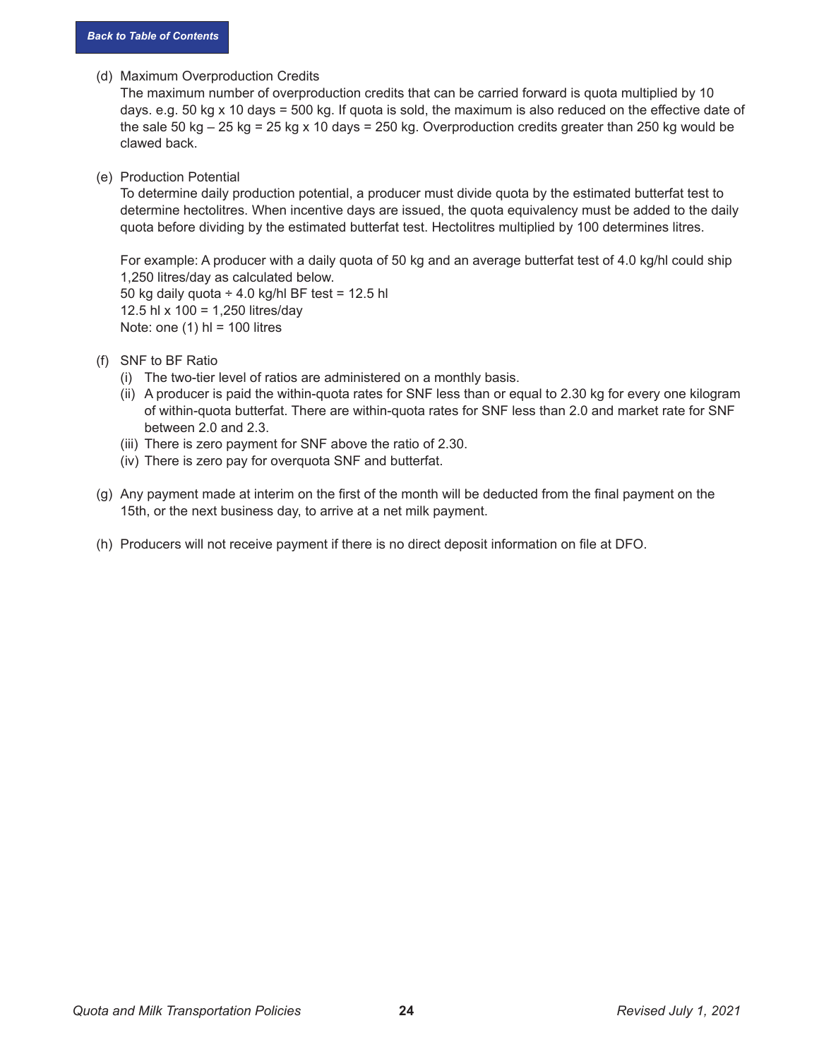(d) Maximum Overproduction Credits

The maximum number of overproduction credits that can be carried forward is quota multiplied by 10 days. e.g. 50 kg x 10 days = 500 kg. If quota is sold, the maximum is also reduced on the effective date of the sale 50 kg – 25 kg = 25 kg x 10 days = 250 kg. Overproduction credits greater than 250 kg would be clawed back.

(e) Production Potential

To determine daily production potential, a producer must divide quota by the estimated butterfat test to determine hectolitres. When incentive days are issued, the quota equivalency must be added to the daily quota before dividing by the estimated butterfat test. Hectolitres multiplied by 100 determines litres.

For example: A producer with a daily quota of 50 kg and an average butterfat test of 4.0 kg/hl could ship 1,250 litres/day as calculated below.
50 kg daily quota ÷ 4.0 kg/hl BF test = 12.5 hl
12.5 hl x 100 = 1,250 litres/day
Note: one (1) hl = 100 litres

(f) SNF to BF Ratio

(i) The two-tier level of ratios are administered on a monthly basis.
(ii) A producer is paid the within-quota rates for SNF less than or equal to 2.30 kg for every one kilogram of within-quota butterfat. There are within-quota rates for SNF less than 2.0 and market rate for SNF between 2.0 and 2.3.
(iii) There is zero payment for SNF above the ratio of 2.30.
(iv) There is zero pay for overquota SNF and butterfat.

(g) Any payment made at interim on the first of the month will be deducted from the final payment on the 15th, or the next business day, to arrive at a net milk payment.

(h) Producers will not receive payment if there is no direct deposit information on file at DFO.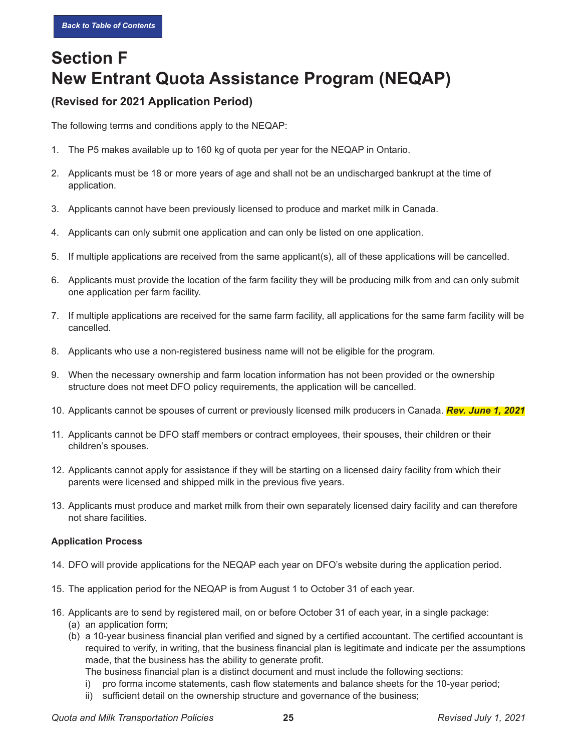Back to Table of Contents

# Section F
# New Entrant Quota Assistance Program (NEQAP)

### (Revised for 2021 Application Period)

The following terms and conditions apply to the NEQAP:

1. The P5 makes available up to 160 kg of quota per year for the NEQAP in Ontario.
2. Applicants must be 18 or more years of age and shall not be an undischarged bankrupt at the time of application.
3. Applicants cannot have been previously licensed to produce and market milk in Canada.
4. Applicants can only submit one application and can only be listed on one application.
5. If multiple applications are received from the same applicant(s), all of these applications will be cancelled.
6. Applicants must provide the location of the farm facility they will be producing milk from and can only submit one application per farm facility.
7. If multiple applications are received for the same farm facility, all applications for the same farm facility will be cancelled.
8. Applicants who use a non-registered business name will not be eligible for the program.
9. When the necessary ownership and farm location information has not been provided or the ownership structure does not meet DFO policy requirements, the application will be cancelled.
10. Applicants cannot be spouses of current or previously licensed milk producers in Canada. ***Rev. June 1, 2021***
11. Applicants cannot be DFO staff members or contract employees, their spouses, their children or their children's spouses.
12. Applicants cannot apply for assistance if they will be starting on a licensed dairy facility from which their parents were licensed and shipped milk in the previous five years.
13. Applicants must produce and market milk from their own separately licensed dairy facility and can therefore not share facilities.

**Application Process**

14. DFO will provide applications for the NEQAP each year on DFO's website during the application period.
15. The application period for the NEQAP is from August 1 to October 31 of each year.
16. Applicants are to send by registered mail, on or before October 31 of each year, in a single package:
    (a) an application form;
    (b) a 10-year business financial plan verified and signed by a certified accountant. The certified accountant is required to verify, in writing, that the business financial plan is legitimate and indicate per the assumptions made, that the business has the ability to generate profit.
    The business financial plan is a distinct document and must include the following sections:
    i) pro forma income statements, cash flow statements and balance sheets for the 10-year period;
    ii) sufficient detail on the ownership structure and governance of the business;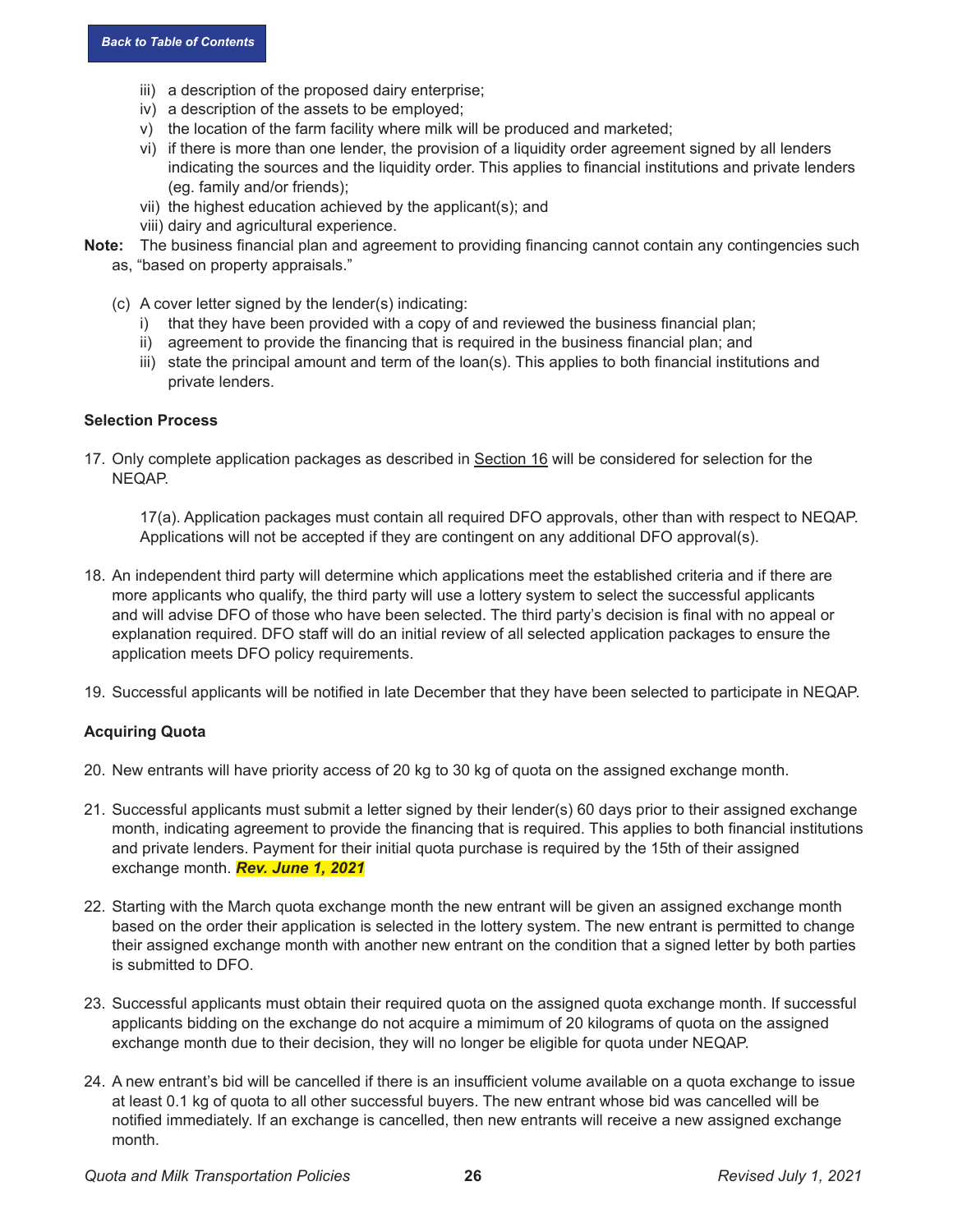iii) a description of the proposed dairy enterprise;
iv) a description of the assets to be employed;
v) the location of the farm facility where milk will be produced and marketed;
vi) if there is more than one lender, the provision of a liquidity order agreement signed by all lenders indicating the sources and the liquidity order. This applies to financial institutions and private lenders (eg. family and/or friends);
vii) the highest education achieved by the applicant(s); and
viii) dairy and agricultural experience.

**Note:** The business financial plan and agreement to providing financing cannot contain any contingencies such as, "based on property appraisals."

(c) A cover letter signed by the lender(s) indicating:
i) that they have been provided with a copy of and reviewed the business financial plan;
ii) agreement to provide the financing that is required in the business financial plan; and
iii) state the principal amount and term of the loan(s). This applies to both financial institutions and private lenders.

**Selection Process**

17. Only complete application packages as described in Section 16 will be considered for selection for the NEQAP.

    17(a). Application packages must contain all required DFO approvals, other than with respect to NEQAP. Applications will not be accepted if they are contingent on any additional DFO approval(s).

18. An independent third party will determine which applications meet the established criteria and if there are more applicants who qualify, the third party will use a lottery system to select the successful applicants and will advise DFO of those who have been selected. The third party's decision is final with no appeal or explanation required. DFO staff will do an initial review of all selected application packages to ensure the application meets DFO policy requirements.

19. Successful applicants will be notified in late December that they have been selected to participate in NEQAP.

**Acquiring Quota**

20. New entrants will have priority access of 20 kg to 30 kg of quota on the assigned exchange month.

21. Successful applicants must submit a letter signed by their lender(s) 60 days prior to their assigned exchange month, indicating agreement to provide the financing that is required. This applies to both financial institutions and private lenders. Payment for their initial quota purchase is required by the 15th of their assigned exchange month. ***Rev. June 1, 2021***

22. Starting with the March quota exchange month the new entrant will be given an assigned exchange month based on the order their application is selected in the lottery system. The new entrant is permitted to change their assigned exchange month with another new entrant on the condition that a signed letter by both parties is submitted to DFO.

23. Successful applicants must obtain their required quota on the assigned quota exchange month. If successful applicants bidding on the exchange do not acquire a mimimum of 20 kilograms of quota on the assigned exchange month due to their decision, they will no longer be eligible for quota under NEQAP.

24. A new entrant's bid will be cancelled if there is an insufficient volume available on a quota exchange to issue at least 0.1 kg of quota to all other successful buyers. The new entrant whose bid was cancelled will be notified immediately. If an exchange is cancelled, then new entrants will receive a new assigned exchange month.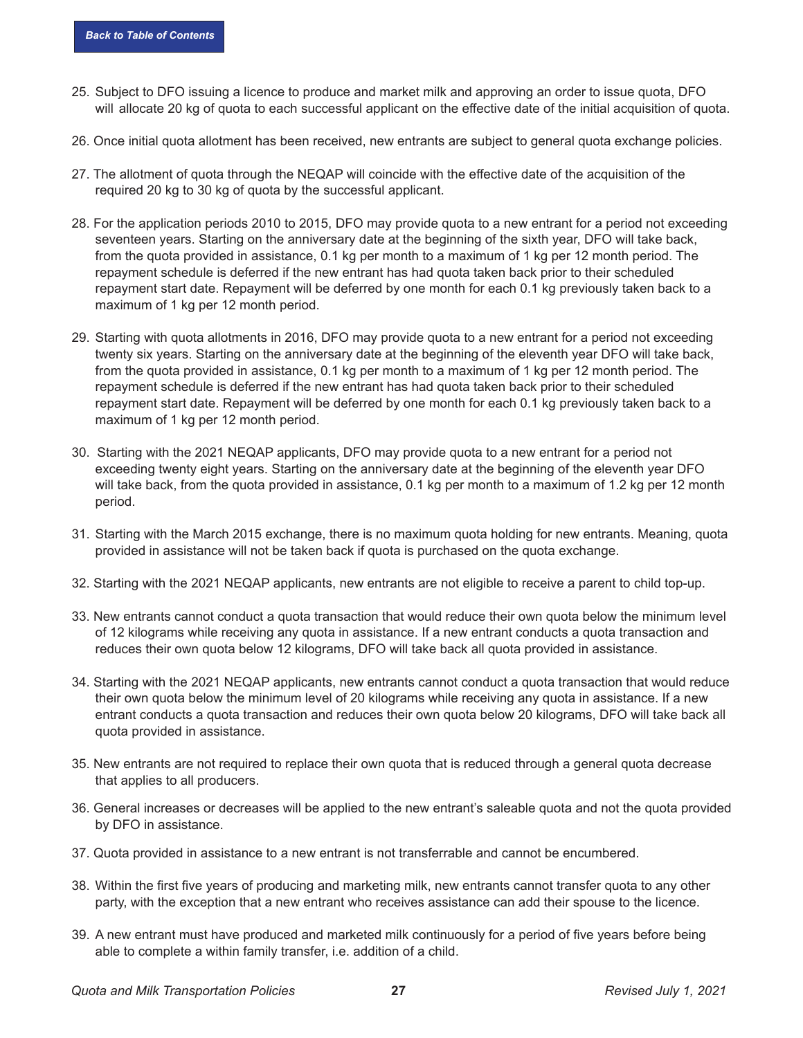25. Subject to DFO issuing a licence to produce and market milk and approving an order to issue quota, DFO will allocate 20 kg of quota to each successful applicant on the effective date of the initial acquisition of quota.

26. Once initial quota allotment has been received, new entrants are subject to general quota exchange policies.

27. The allotment of quota through the NEQAP will coincide with the effective date of the acquisition of the required 20 kg to 30 kg of quota by the successful applicant.

28. For the application periods 2010 to 2015, DFO may provide quota to a new entrant for a period not exceeding seventeen years. Starting on the anniversary date at the beginning of the sixth year, DFO will take back, from the quota provided in assistance, 0.1 kg per month to a maximum of 1 kg per 12 month period. The repayment schedule is deferred if the new entrant has had quota taken back prior to their scheduled repayment start date. Repayment will be deferred by one month for each 0.1 kg previously taken back to a maximum of 1 kg per 12 month period.

29. Starting with quota allotments in 2016, DFO may provide quota to a new entrant for a period not exceeding twenty six years. Starting on the anniversary date at the beginning of the eleventh year DFO will take back, from the quota provided in assistance, 0.1 kg per month to a maximum of 1 kg per 12 month period. The repayment schedule is deferred if the new entrant has had quota taken back prior to their scheduled repayment start date. Repayment will be deferred by one month for each 0.1 kg previously taken back to a maximum of 1 kg per 12 month period.

30. Starting with the 2021 NEQAP applicants, DFO may provide quota to a new entrant for a period not exceeding twenty eight years. Starting on the anniversary date at the beginning of the eleventh year DFO will take back, from the quota provided in assistance, 0.1 kg per month to a maximum of 1.2 kg per 12 month period.

31. Starting with the March 2015 exchange, there is no maximum quota holding for new entrants. Meaning, quota provided in assistance will not be taken back if quota is purchased on the quota exchange.

32. Starting with the 2021 NEQAP applicants, new entrants are not eligible to receive a parent to child top-up.

33. New entrants cannot conduct a quota transaction that would reduce their own quota below the minimum level of 12 kilograms while receiving any quota in assistance. If a new entrant conducts a quota transaction and reduces their own quota below 12 kilograms, DFO will take back all quota provided in assistance.

34. Starting with the 2021 NEQAP applicants, new entrants cannot conduct a quota transaction that would reduce their own quota below the minimum level of 20 kilograms while receiving any quota in assistance. If a new entrant conducts a quota transaction and reduces their own quota below 20 kilograms, DFO will take back all quota provided in assistance.

35. New entrants are not required to replace their own quota that is reduced through a general quota decrease that applies to all producers.

36. General increases or decreases will be applied to the new entrant's saleable quota and not the quota provided by DFO in assistance.

37. Quota provided in assistance to a new entrant is not transferrable and cannot be encumbered.

38. Within the first five years of producing and marketing milk, new entrants cannot transfer quota to any other party, with the exception that a new entrant who receives assistance can add their spouse to the licence.

39. A new entrant must have produced and marketed milk continuously for a period of five years before being able to complete a within family transfer, i.e. addition of a child.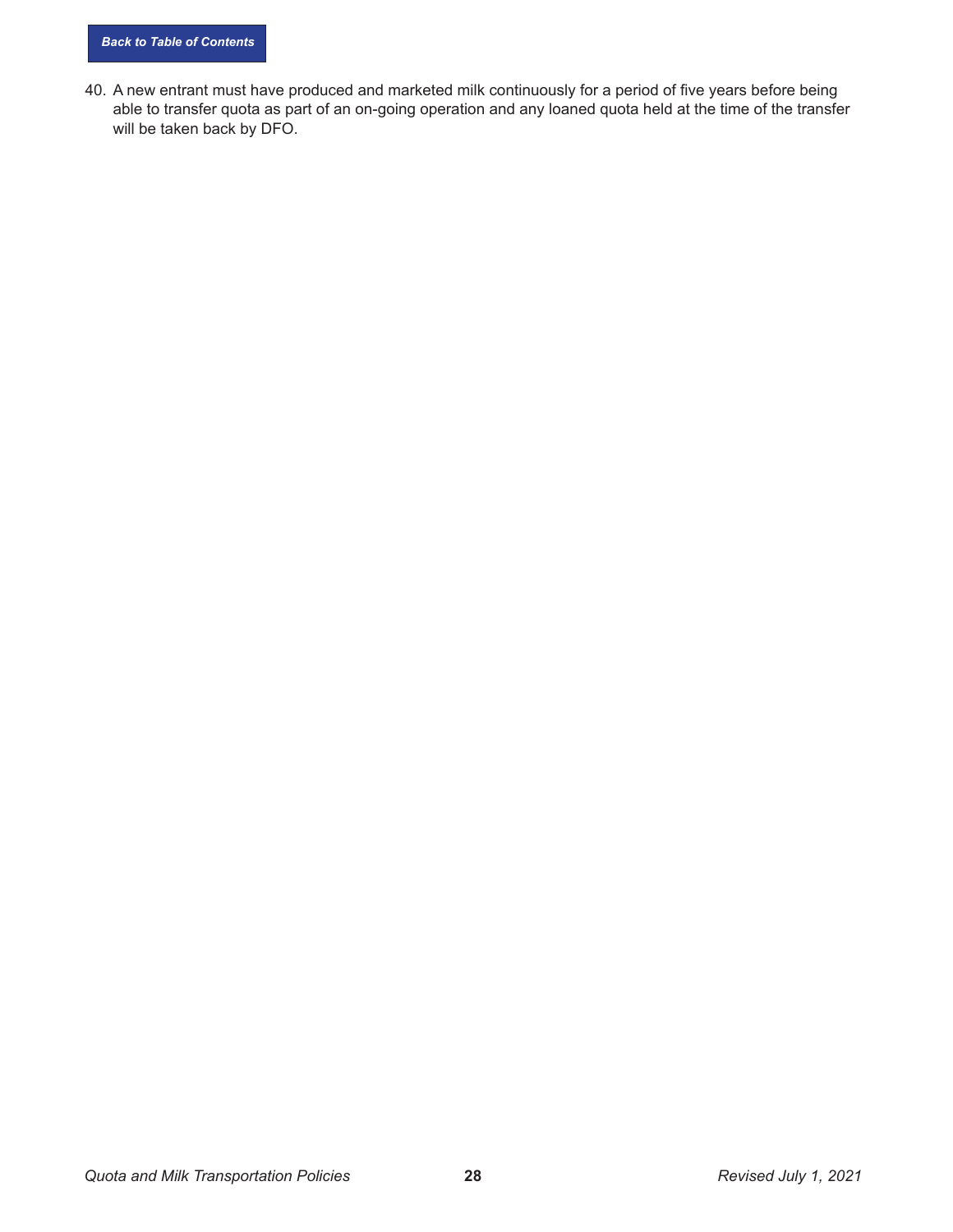40. A new entrant must have produced and marketed milk continuously for a period of five years before being able to transfer quota as part of an on-going operation and any loaned quota held at the time of the transfer will be taken back by DFO.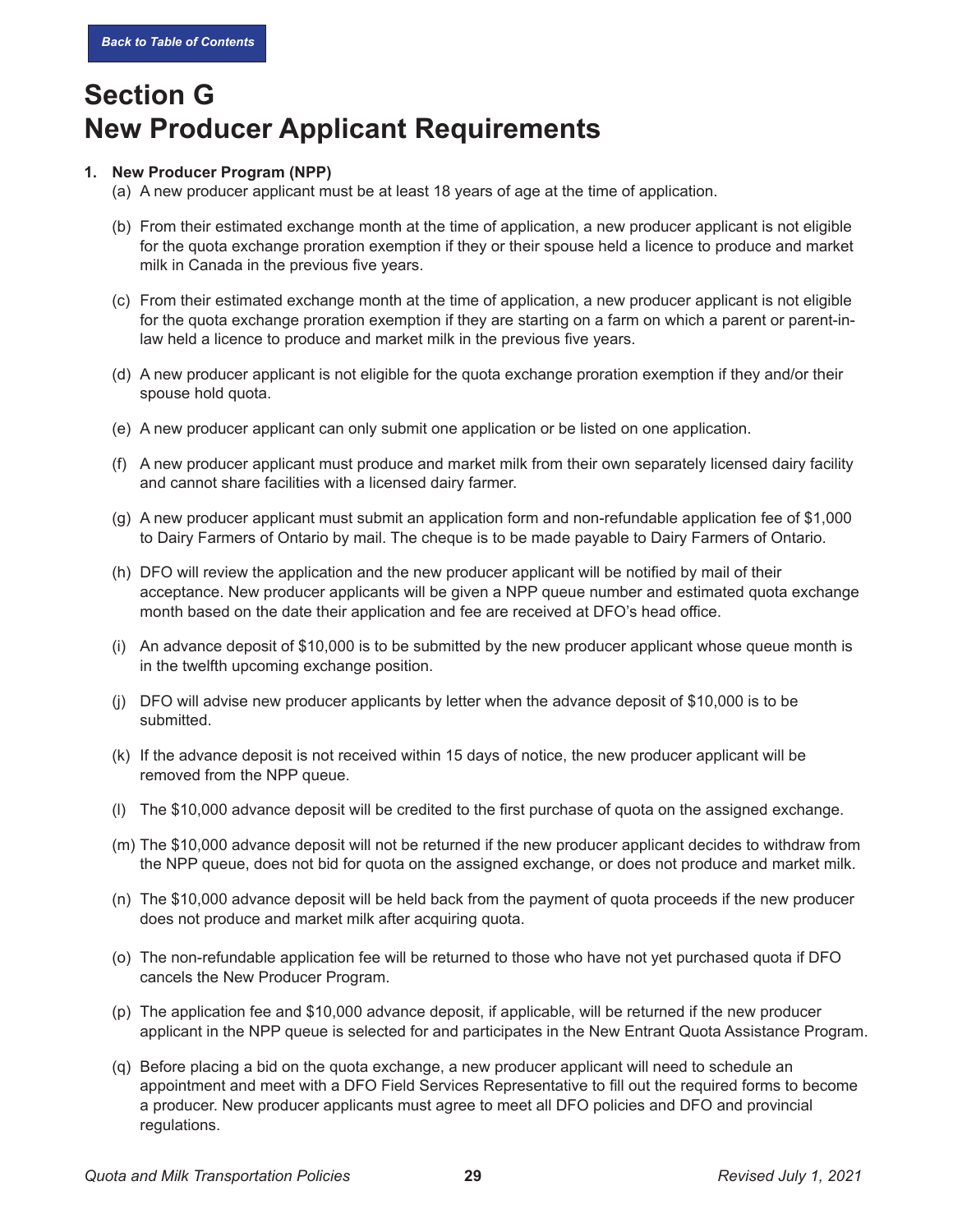# Section G
# New Producer Applicant Requirements

1. **New Producer Program (NPP)**
   - (a) A new producer applicant must be at least 18 years of age at the time of application.
   - (b) From their estimated exchange month at the time of application, a new producer applicant is not eligible for the quota exchange proration exemption if they or their spouse held a licence to produce and market milk in Canada in the previous five years.
   - (c) From their estimated exchange month at the time of application, a new producer applicant is not eligible for the quota exchange proration exemption if they are starting on a farm on which a parent or parent-in-law held a licence to produce and market milk in the previous five years.
   - (d) A new producer applicant is not eligible for the quota exchange proration exemption if they and/or their spouse hold quota.
   - (e) A new producer applicant can only submit one application or be listed on one application.
   - (f) A new producer applicant must produce and market milk from their own separately licensed dairy facility and cannot share facilities with a licensed dairy farmer.
   - (g) A new producer applicant must submit an application form and non-refundable application fee of $1,000 to Dairy Farmers of Ontario by mail. The cheque is to be made payable to Dairy Farmers of Ontario.
   - (h) DFO will review the application and the new producer applicant will be notified by mail of their acceptance. New producer applicants will be given a NPP queue number and estimated quota exchange month based on the date their application and fee are received at DFO's head office.
   - (i) An advance deposit of $10,000 is to be submitted by the new producer applicant whose queue month is in the twelfth upcoming exchange position.
   - (j) DFO will advise new producer applicants by letter when the advance deposit of $10,000 is to be submitted.
   - (k) If the advance deposit is not received within 15 days of notice, the new producer applicant will be removed from the NPP queue.
   - (l) The $10,000 advance deposit will be credited to the first purchase of quota on the assigned exchange.
   - (m) The $10,000 advance deposit will not be returned if the new producer applicant decides to withdraw from the NPP queue, does not bid for quota on the assigned exchange, or does not produce and market milk.
   - (n) The $10,000 advance deposit will be held back from the payment of quota proceeds if the new producer does not produce and market milk after acquiring quota.
   - (o) The non-refundable application fee will be returned to those who have not yet purchased quota if DFO cancels the New Producer Program.
   - (p) The application fee and $10,000 advance deposit, if applicable, will be returned if the new producer applicant in the NPP queue is selected for and participates in the New Entrant Quota Assistance Program.
   - (q) Before placing a bid on the quota exchange, a new producer applicant will need to schedule an appointment and meet with a DFO Field Services Representative to fill out the required forms to become a producer. New producer applicants must agree to meet all DFO policies and DFO and provincial regulations.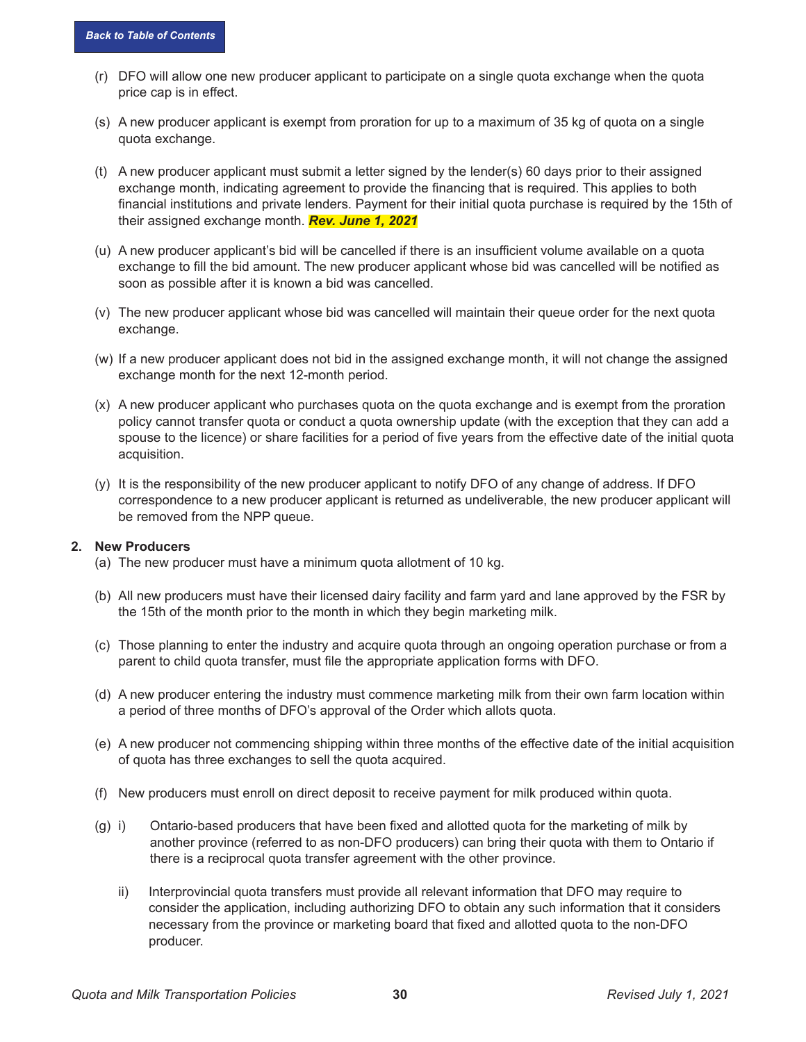(r) DFO will allow one new producer applicant to participate on a single quota exchange when the quota price cap is in effect.

(s) A new producer applicant is exempt from proration for up to a maximum of 35 kg of quota on a single quota exchange.

(t) A new producer applicant must submit a letter signed by the lender(s) 60 days prior to their assigned exchange month, indicating agreement to provide the financing that is required. This applies to both financial institutions and private lenders. Payment for their initial quota purchase is required by the 15th of their assigned exchange month. ***Rev. June 1, 2021***

(u) A new producer applicant's bid will be cancelled if there is an insufficient volume available on a quota exchange to fill the bid amount. The new producer applicant whose bid was cancelled will be notified as soon as possible after it is known a bid was cancelled.

(v) The new producer applicant whose bid was cancelled will maintain their queue order for the next quota exchange.

(w) If a new producer applicant does not bid in the assigned exchange month, it will not change the assigned exchange month for the next 12-month period.

(x) A new producer applicant who purchases quota on the quota exchange and is exempt from the proration policy cannot transfer quota or conduct a quota ownership update (with the exception that they can add a spouse to the licence) or share facilities for a period of five years from the effective date of the initial quota acquisition.

(y) It is the responsibility of the new producer applicant to notify DFO of any change of address. If DFO correspondence to a new producer applicant is returned as undeliverable, the new producer applicant will be removed from the NPP queue.

**2. New Producers**

(a) The new producer must have a minimum quota allotment of 10 kg.

(b) All new producers must have their licensed dairy facility and farm yard and lane approved by the FSR by the 15th of the month prior to the month in which they begin marketing milk.

(c) Those planning to enter the industry and acquire quota through an ongoing operation purchase or from a parent to child quota transfer, must file the appropriate application forms with DFO.

(d) A new producer entering the industry must commence marketing milk from their own farm location within a period of three months of DFO's approval of the Order which allots quota.

(e) A new producer not commencing shipping within three months of the effective date of the initial acquisition of quota has three exchanges to sell the quota acquired.

(f) New producers must enroll on direct deposit to receive payment for milk produced within quota.

(g) i) Ontario-based producers that have been fixed and allotted quota for the marketing of milk by another province (referred to as non-DFO producers) can bring their quota with them to Ontario if there is a reciprocal quota transfer agreement with the other province.

ii) Interprovincial quota transfers must provide all relevant information that DFO may require to consider the application, including authorizing DFO to obtain any such information that it considers necessary from the province or marketing board that fixed and allotted quota to the non-DFO producer.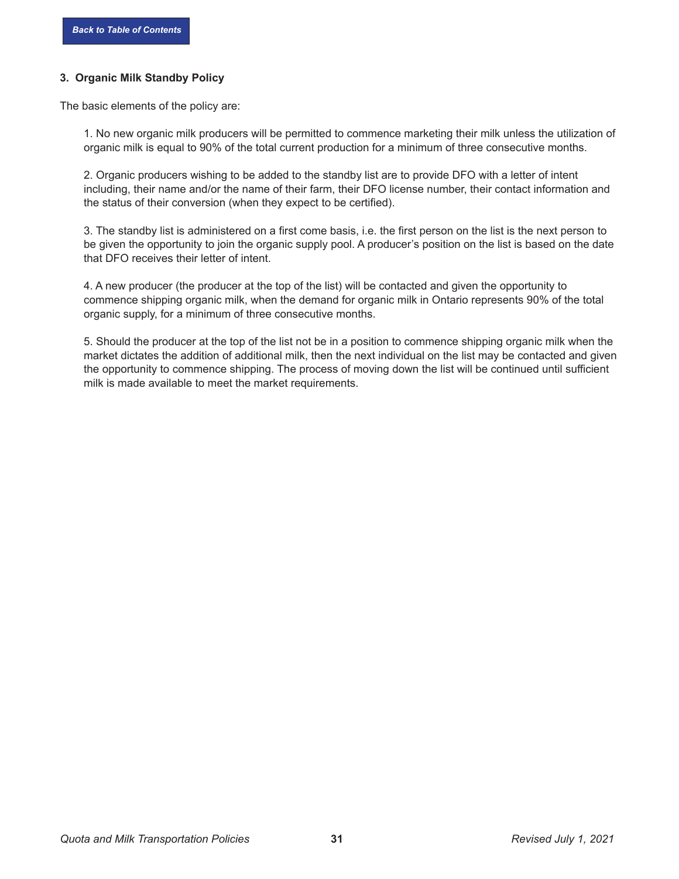### 3. Organic Milk Standby Policy

The basic elements of the policy are:

1. No new organic milk producers will be permitted to commence marketing their milk unless the utilization of organic milk is equal to 90% of the total current production for a minimum of three consecutive months.

2. Organic producers wishing to be added to the standby list are to provide DFO with a letter of intent including, their name and/or the name of their farm, their DFO license number, their contact information and the status of their conversion (when they expect to be certified).

3. The standby list is administered on a first come basis, i.e. the first person on the list is the next person to be given the opportunity to join the organic supply pool. A producer's position on the list is based on the date that DFO receives their letter of intent.

4. A new producer (the producer at the top of the list) will be contacted and given the opportunity to commence shipping organic milk, when the demand for organic milk in Ontario represents 90% of the total organic supply, for a minimum of three consecutive months.

5. Should the producer at the top of the list not be in a position to commence shipping organic milk when the market dictates the addition of additional milk, then the next individual on the list may be contacted and given the opportunity to commence shipping. The process of moving down the list will be continued until sufficient milk is made available to meet the market requirements.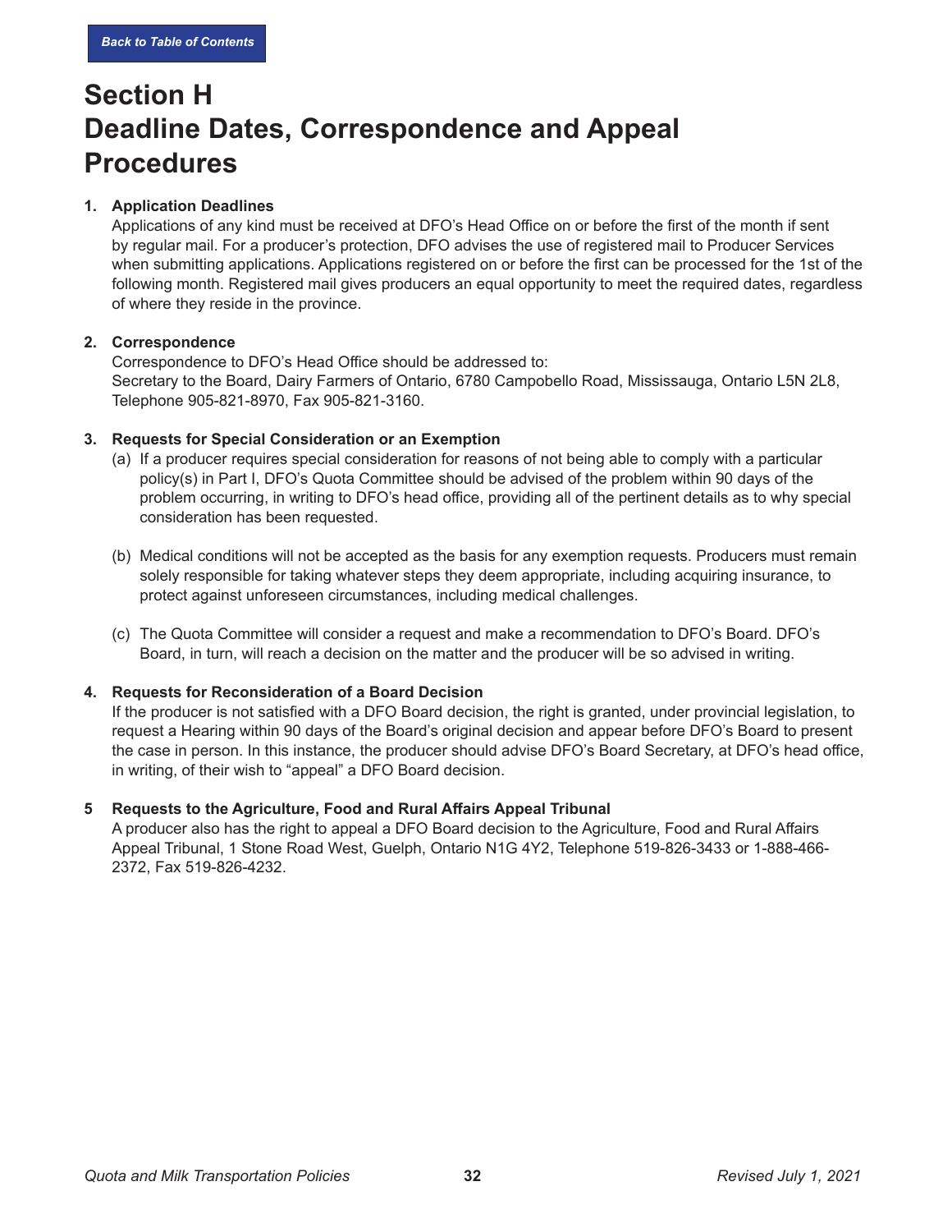# Section H
# Deadline Dates, Correspondence and Appeal Procedures

**1. Application Deadlines**

Applications of any kind must be received at DFO's Head Office on or before the first of the month if sent by regular mail. For a producer's protection, DFO advises the use of registered mail to Producer Services when submitting applications. Applications registered on or before the first can be processed for the 1st of the following month. Registered mail gives producers an equal opportunity to meet the required dates, regardless of where they reside in the province.

**2. Correspondence**

Correspondence to DFO's Head Office should be addressed to:
Secretary to the Board, Dairy Farmers of Ontario, 6780 Campobello Road, Mississauga, Ontario L5N 2L8, Telephone 905-821-8970, Fax 905-821-3160.

**3. Requests for Special Consideration or an Exemption**

(a) If a producer requires special consideration for reasons of not being able to comply with a particular policy(s) in Part I, DFO's Quota Committee should be advised of the problem within 90 days of the problem occurring, in writing to DFO's head office, providing all of the pertinent details as to why special consideration has been requested.

(b) Medical conditions will not be accepted as the basis for any exemption requests. Producers must remain solely responsible for taking whatever steps they deem appropriate, including acquiring insurance, to protect against unforeseen circumstances, including medical challenges.

(c) The Quota Committee will consider a request and make a recommendation to DFO's Board. DFO's Board, in turn, will reach a decision on the matter and the producer will be so advised in writing.

**4. Requests for Reconsideration of a Board Decision**

If the producer is not satisfied with a DFO Board decision, the right is granted, under provincial legislation, to request a Hearing within 90 days of the Board's original decision and appear before DFO's Board to present the case in person. In this instance, the producer should advise DFO's Board Secretary, at DFO's head office, in writing, of their wish to "appeal" a DFO Board decision.

**5 Requests to the Agriculture, Food and Rural Affairs Appeal Tribunal**

A producer also has the right to appeal a DFO Board decision to the Agriculture, Food and Rural Affairs Appeal Tribunal, 1 Stone Road West, Guelph, Ontario N1G 4Y2, Telephone 519-826-3433 or 1-888-466-2372, Fax 519-826-4232.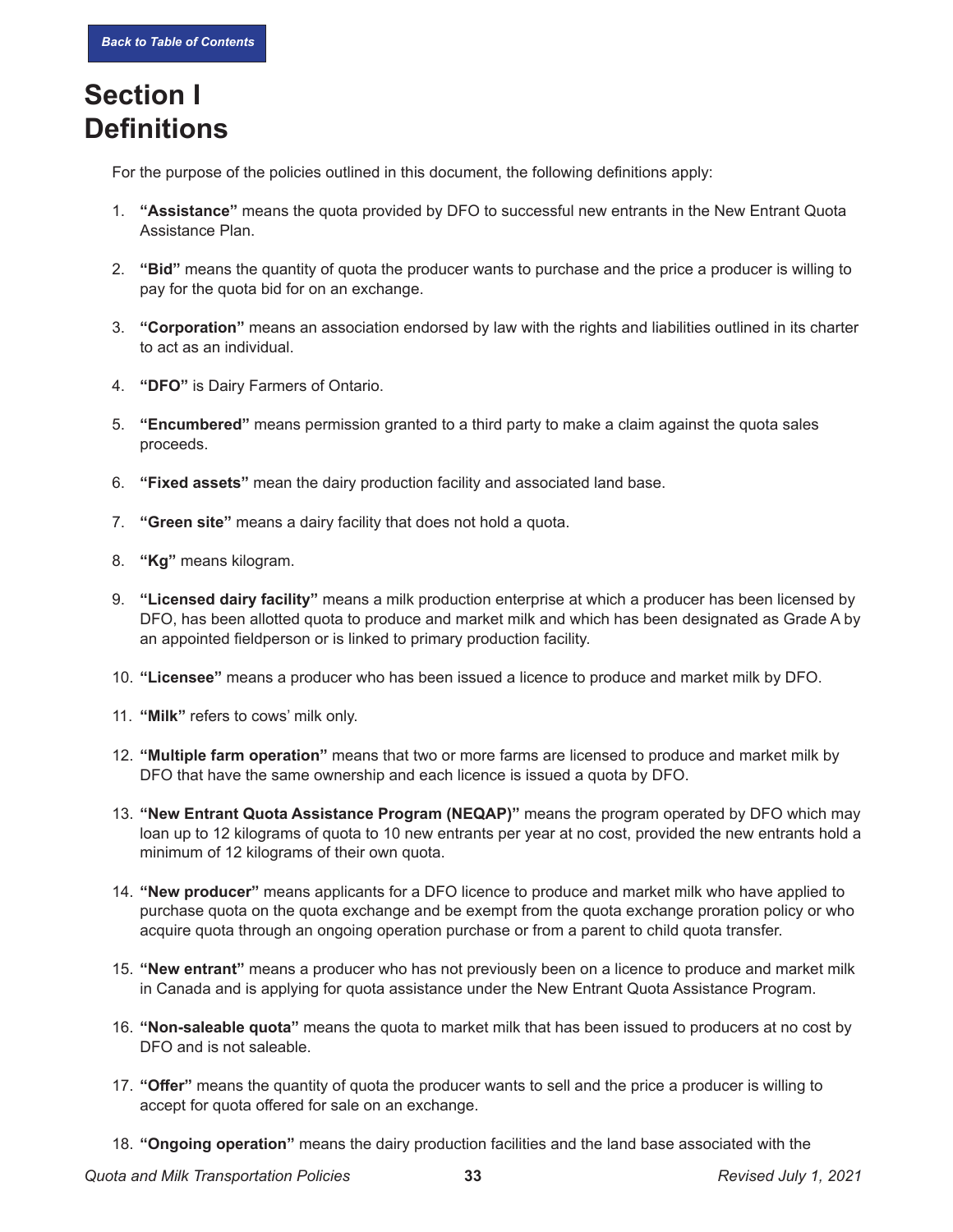Back to Table of Contents

# Section I Definitions

For the purpose of the policies outlined in this document, the following definitions apply:

1. **"Assistance"** means the quota provided by DFO to successful new entrants in the New Entrant Quota Assistance Plan.
2. **"Bid"** means the quantity of quota the producer wants to purchase and the price a producer is willing to pay for the quota bid for on an exchange.
3. **"Corporation"** means an association endorsed by law with the rights and liabilities outlined in its charter to act as an individual.
4. **"DFO"** is Dairy Farmers of Ontario.
5. **"Encumbered"** means permission granted to a third party to make a claim against the quota sales proceeds.
6. **"Fixed assets"** mean the dairy production facility and associated land base.
7. **"Green site"** means a dairy facility that does not hold a quota.
8. **"Kg"** means kilogram.
9. **"Licensed dairy facility"** means a milk production enterprise at which a producer has been licensed by DFO, has been allotted quota to produce and market milk and which has been designated as Grade A by an appointed fieldperson or is linked to primary production facility.
10. **"Licensee"** means a producer who has been issued a licence to produce and market milk by DFO.
11. **"Milk"** refers to cows' milk only.
12. **"Multiple farm operation"** means that two or more farms are licensed to produce and market milk by DFO that have the same ownership and each licence is issued a quota by DFO.
13. **"New Entrant Quota Assistance Program (NEQAP)"** means the program operated by DFO which may loan up to 12 kilograms of quota to 10 new entrants per year at no cost, provided the new entrants hold a minimum of 12 kilograms of their own quota.
14. **"New producer"** means applicants for a DFO licence to produce and market milk who have applied to purchase quota on the quota exchange and be exempt from the quota exchange proration policy or who acquire quota through an ongoing operation purchase or from a parent to child quota transfer.
15. **"New entrant"** means a producer who has not previously been on a licence to produce and market milk in Canada and is applying for quota assistance under the New Entrant Quota Assistance Program.
16. **"Non-saleable quota"** means the quota to market milk that has been issued to producers at no cost by DFO and is not saleable.
17. **"Offer"** means the quantity of quota the producer wants to sell and the price a producer is willing to accept for quota offered for sale on an exchange.
18. **"Ongoing operation"** means the dairy production facilities and the land base associated with the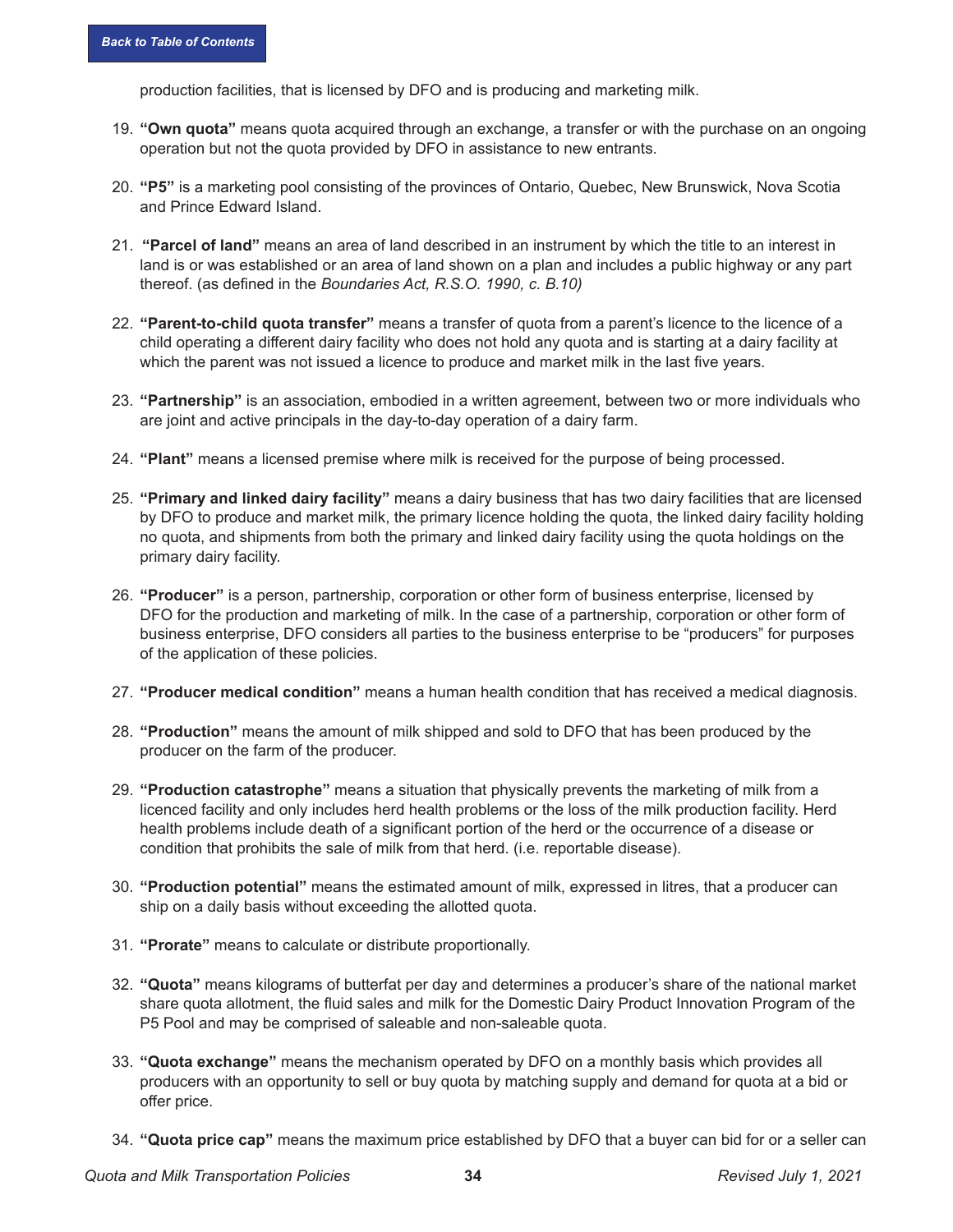production facilities, that is licensed by DFO and is producing and marketing milk.

19. **"Own quota"** means quota acquired through an exchange, a transfer or with the purchase on an ongoing operation but not the quota provided by DFO in assistance to new entrants.

20. **"P5"** is a marketing pool consisting of the provinces of Ontario, Quebec, New Brunswick, Nova Scotia and Prince Edward Island.

21. **"Parcel of land"** means an area of land described in an instrument by which the title to an interest in land is or was established or an area of land shown on a plan and includes a public highway or any part thereof. (as defined in the *Boundaries Act, R.S.O. 1990, c. B.10)*

22. **"Parent-to-child quota transfer"** means a transfer of quota from a parent's licence to the licence of a child operating a different dairy facility who does not hold any quota and is starting at a dairy facility at which the parent was not issued a licence to produce and market milk in the last five years.

23. **"Partnership"** is an association, embodied in a written agreement, between two or more individuals who are joint and active principals in the day-to-day operation of a dairy farm.

24. **"Plant"** means a licensed premise where milk is received for the purpose of being processed.

25. **"Primary and linked dairy facility"** means a dairy business that has two dairy facilities that are licensed by DFO to produce and market milk, the primary licence holding the quota, the linked dairy facility holding no quota, and shipments from both the primary and linked dairy facility using the quota holdings on the primary dairy facility.

26. **"Producer"** is a person, partnership, corporation or other form of business enterprise, licensed by DFO for the production and marketing of milk. In the case of a partnership, corporation or other form of business enterprise, DFO considers all parties to the business enterprise to be "producers" for purposes of the application of these policies.

27. **"Producer medical condition"** means a human health condition that has received a medical diagnosis.

28. **"Production"** means the amount of milk shipped and sold to DFO that has been produced by the producer on the farm of the producer.

29. **"Production catastrophe"** means a situation that physically prevents the marketing of milk from a licenced facility and only includes herd health problems or the loss of the milk production facility. Herd health problems include death of a significant portion of the herd or the occurrence of a disease or condition that prohibits the sale of milk from that herd. (i.e. reportable disease).

30. **"Production potential"** means the estimated amount of milk, expressed in litres, that a producer can ship on a daily basis without exceeding the allotted quota.

31. **"Prorate"** means to calculate or distribute proportionally.

32. **"Quota"** means kilograms of butterfat per day and determines a producer's share of the national market share quota allotment, the fluid sales and milk for the Domestic Dairy Product Innovation Program of the P5 Pool and may be comprised of saleable and non-saleable quota.

33. **"Quota exchange"** means the mechanism operated by DFO on a monthly basis which provides all producers with an opportunity to sell or buy quota by matching supply and demand for quota at a bid or offer price.

34. **"Quota price cap"** means the maximum price established by DFO that a buyer can bid for or a seller can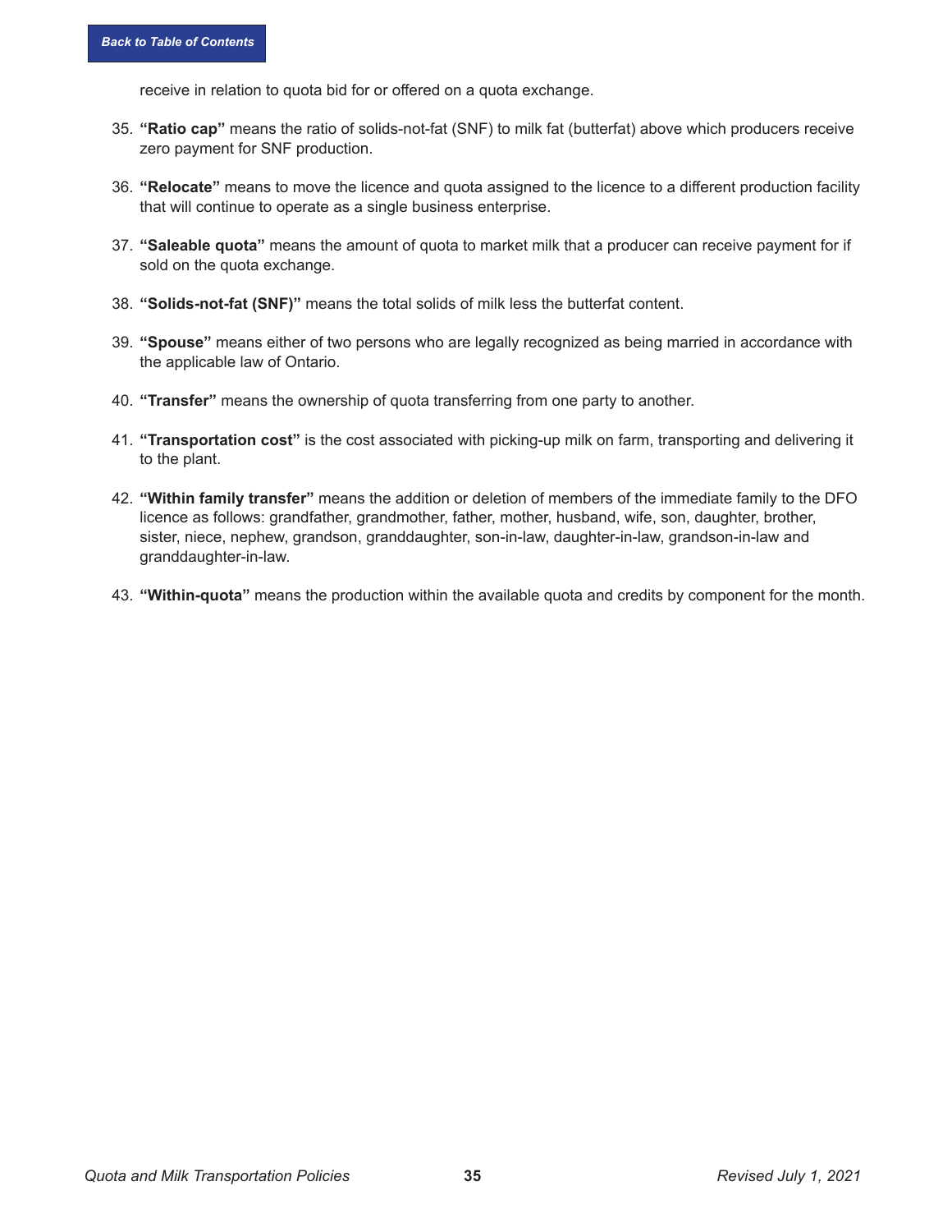receive in relation to quota bid for or offered on a quota exchange.

35. **"Ratio cap"** means the ratio of solids-not-fat (SNF) to milk fat (butterfat) above which producers receive zero payment for SNF production.

36. **"Relocate"** means to move the licence and quota assigned to the licence to a different production facility that will continue to operate as a single business enterprise.

37. **"Saleable quota"** means the amount of quota to market milk that a producer can receive payment for if sold on the quota exchange.

38. **"Solids-not-fat (SNF)"** means the total solids of milk less the butterfat content.

39. **"Spouse"** means either of two persons who are legally recognized as being married in accordance with the applicable law of Ontario.

40. **"Transfer"** means the ownership of quota transferring from one party to another.

41. **"Transportation cost"** is the cost associated with picking-up milk on farm, transporting and delivering it to the plant.

42. **"Within family transfer"** means the addition or deletion of members of the immediate family to the DFO licence as follows: grandfather, grandmother, father, mother, husband, wife, son, daughter, brother, sister, niece, nephew, grandson, granddaughter, son-in-law, daughter-in-law, grandson-in-law and granddaughter-in-law.

43. **"Within-quota"** means the production within the available quota and credits by component for the month.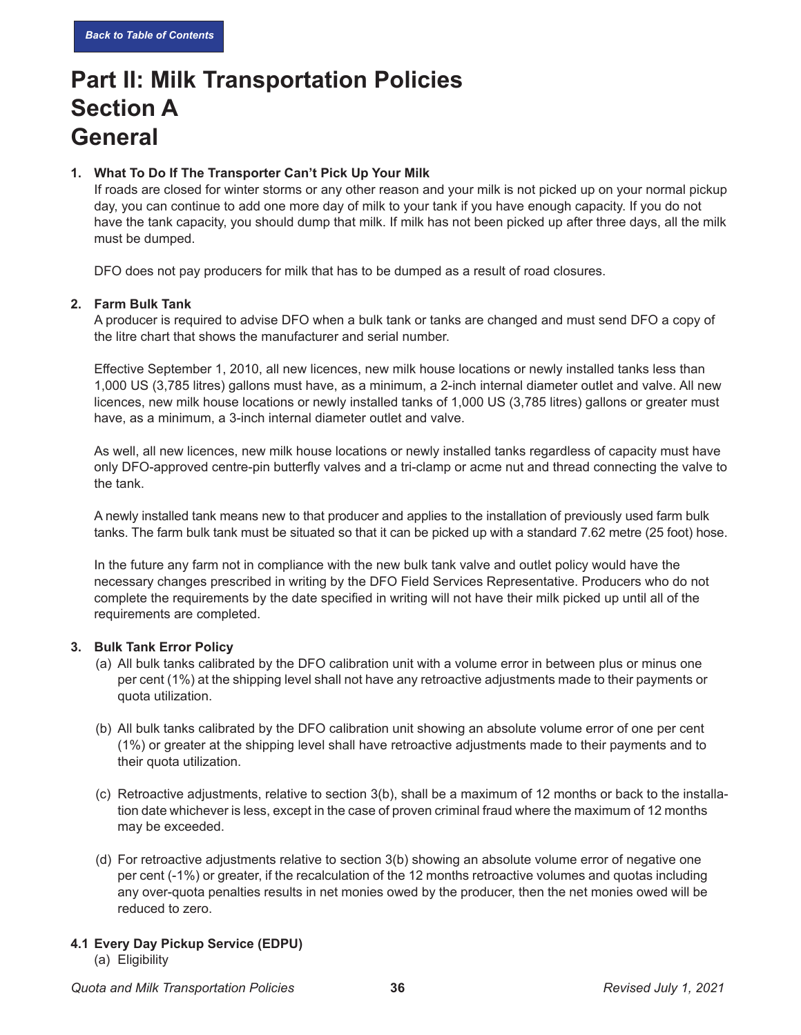Back to Table of Contents

# Part II: Milk Transportation Policies
# Section A
# General

**1. What To Do If The Transporter Can't Pick Up Your Milk**

If roads are closed for winter storms or any other reason and your milk is not picked up on your normal pickup day, you can continue to add one more day of milk to your tank if you have enough capacity. If you do not have the tank capacity, you should dump that milk. If milk has not been picked up after three days, all the milk must be dumped.

DFO does not pay producers for milk that has to be dumped as a result of road closures.

**2. Farm Bulk Tank**

A producer is required to advise DFO when a bulk tank or tanks are changed and must send DFO a copy of the litre chart that shows the manufacturer and serial number.

Effective September 1, 2010, all new licences, new milk house locations or newly installed tanks less than 1,000 US (3,785 litres) gallons must have, as a minimum, a 2-inch internal diameter outlet and valve. All new licences, new milk house locations or newly installed tanks of 1,000 US (3,785 litres) gallons or greater must have, as a minimum, a 3-inch internal diameter outlet and valve.

As well, all new licences, new milk house locations or newly installed tanks regardless of capacity must have only DFO-approved centre-pin butterfly valves and a tri-clamp or acme nut and thread connecting the valve to the tank.

A newly installed tank means new to that producer and applies to the installation of previously used farm bulk tanks. The farm bulk tank must be situated so that it can be picked up with a standard 7.62 metre (25 foot) hose.

In the future any farm not in compliance with the new bulk tank valve and outlet policy would have the necessary changes prescribed in writing by the DFO Field Services Representative. Producers who do not complete the requirements by the date specified in writing will not have their milk picked up until all of the requirements are completed.

**3. Bulk Tank Error Policy**

(a) All bulk tanks calibrated by the DFO calibration unit with a volume error in between plus or minus one per cent (1%) at the shipping level shall not have any retroactive adjustments made to their payments or quota utilization.

(b) All bulk tanks calibrated by the DFO calibration unit showing an absolute volume error of one per cent (1%) or greater at the shipping level shall have retroactive adjustments made to their payments and to their quota utilization.

(c) Retroactive adjustments, relative to section 3(b), shall be a maximum of 12 months or back to the installation date whichever is less, except in the case of proven criminal fraud where the maximum of 12 months may be exceeded.

(d) For retroactive adjustments relative to section 3(b) showing an absolute volume error of negative one per cent (-1%) or greater, if the recalculation of the 12 months retroactive volumes and quotas including any over-quota penalties results in net monies owed by the producer, then the net monies owed will be reduced to zero.

**4.1 Every Day Pickup Service (EDPU)**

(a) Eligibility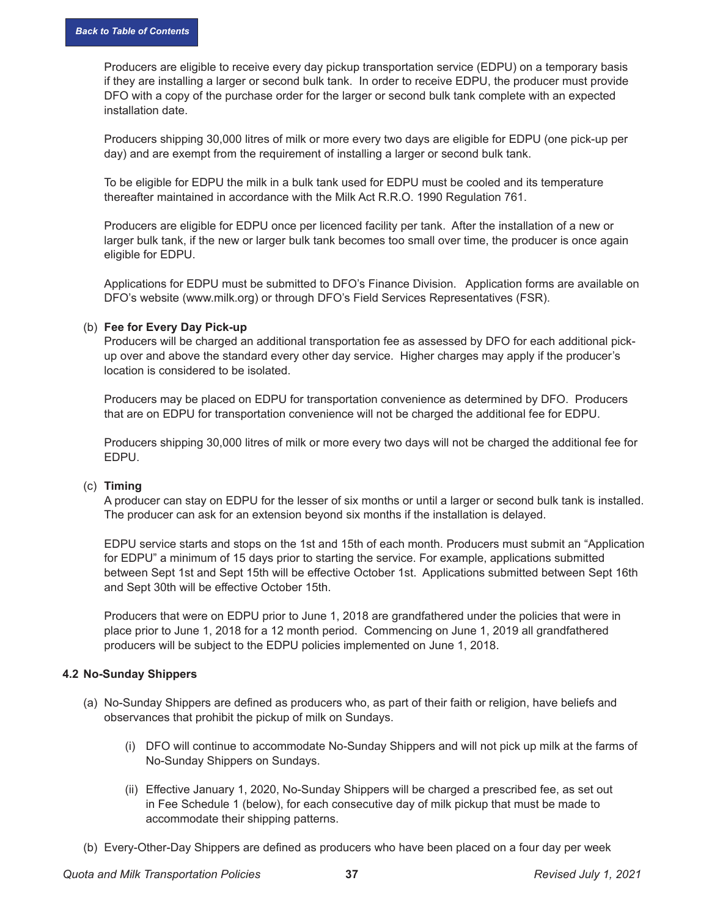Producers are eligible to receive every day pickup transportation service (EDPU) on a temporary basis if they are installing a larger or second bulk tank. In order to receive EDPU, the producer must provide DFO with a copy of the purchase order for the larger or second bulk tank complete with an expected installation date.

Producers shipping 30,000 litres of milk or more every two days are eligible for EDPU (one pick-up per day) and are exempt from the requirement of installing a larger or second bulk tank.

To be eligible for EDPU the milk in a bulk tank used for EDPU must be cooled and its temperature thereafter maintained in accordance with the Milk Act R.R.O. 1990 Regulation 761.

Producers are eligible for EDPU once per licenced facility per tank. After the installation of a new or larger bulk tank, if the new or larger bulk tank becomes too small over time, the producer is once again eligible for EDPU.

Applications for EDPU must be submitted to DFO's Finance Division. Application forms are available on DFO's website (www.milk.org) or through DFO's Field Services Representatives (FSR).

(b) **Fee for Every Day Pick-up**
Producers will be charged an additional transportation fee as assessed by DFO for each additional pick-up over and above the standard every other day service. Higher charges may apply if the producer's location is considered to be isolated.

Producers may be placed on EDPU for transportation convenience as determined by DFO. Producers that are on EDPU for transportation convenience will not be charged the additional fee for EDPU.

Producers shipping 30,000 litres of milk or more every two days will not be charged the additional fee for EDPU.

(c) **Timing**
A producer can stay on EDPU for the lesser of six months or until a larger or second bulk tank is installed. The producer can ask for an extension beyond six months if the installation is delayed.

EDPU service starts and stops on the 1st and 15th of each month. Producers must submit an "Application for EDPU" a minimum of 15 days prior to starting the service. For example, applications submitted between Sept 1st and Sept 15th will be effective October 1st. Applications submitted between Sept 16th and Sept 30th will be effective October 15th.

Producers that were on EDPU prior to June 1, 2018 are grandfathered under the policies that were in place prior to June 1, 2018 for a 12 month period. Commencing on June 1, 2019 all grandfathered producers will be subject to the EDPU policies implemented on June 1, 2018.

### 4.2 No-Sunday Shippers

(a) No-Sunday Shippers are defined as producers who, as part of their faith or religion, have beliefs and observances that prohibit the pickup of milk on Sundays.

   (i) DFO will continue to accommodate No-Sunday Shippers and will not pick up milk at the farms of No-Sunday Shippers on Sundays.

   (ii) Effective January 1, 2020, No-Sunday Shippers will be charged a prescribed fee, as set out in Fee Schedule 1 (below), for each consecutive day of milk pickup that must be made to accommodate their shipping patterns.

(b) Every-Other-Day Shippers are defined as producers who have been placed on a four day per week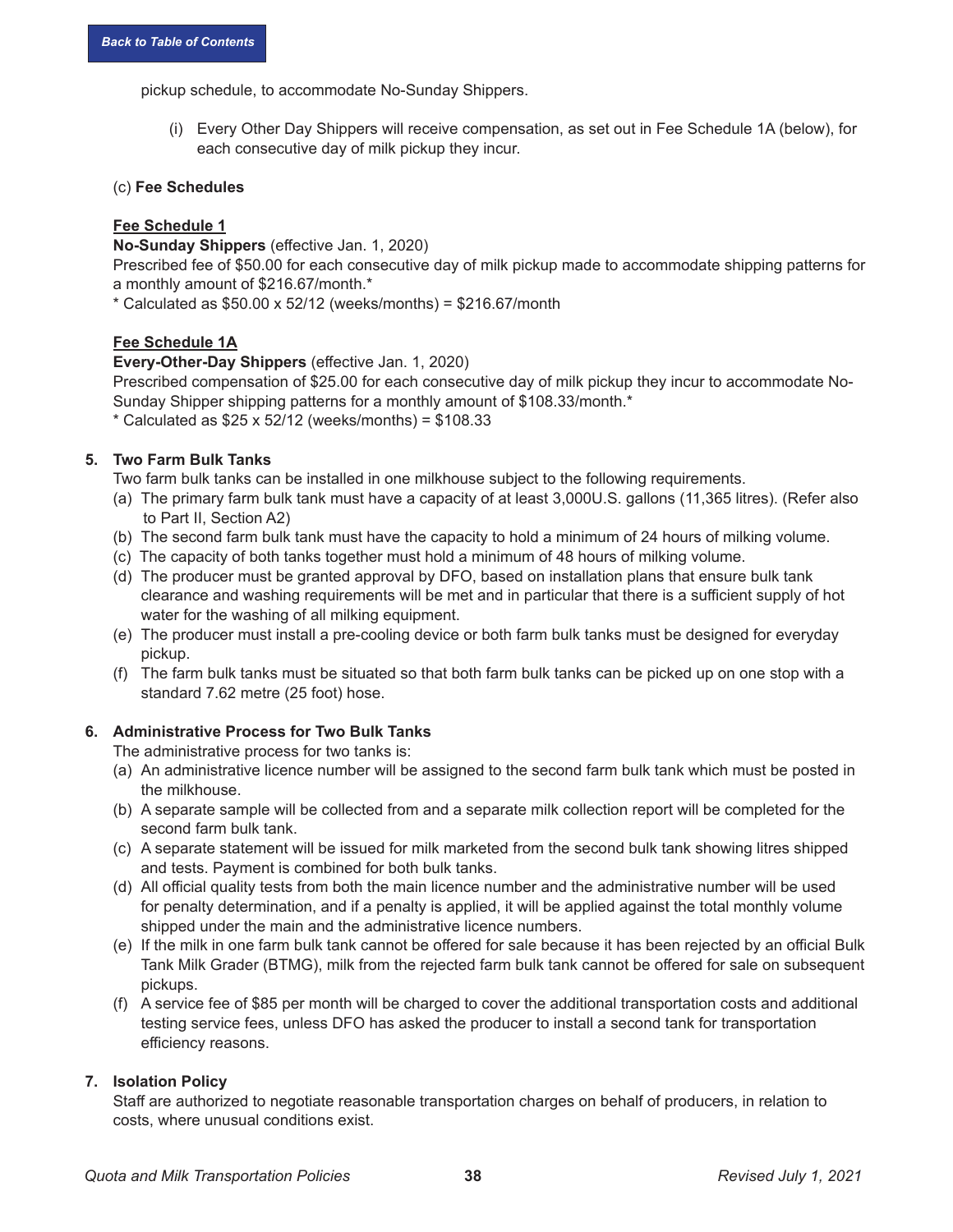pickup schedule, to accommodate No-Sunday Shippers.

(i) Every Other Day Shippers will receive compensation, as set out in Fee Schedule 1A (below), for each consecutive day of milk pickup they incur.

(c) **Fee Schedules**

**<u>Fee Schedule 1</u>**

**No-Sunday Shippers** (effective Jan. 1, 2020)

Prescribed fee of $50.00 for each consecutive day of milk pickup made to accommodate shipping patterns for a monthly amount of $216.67/month.*

* Calculated as $50.00 x 52/12 (weeks/months) = $216.67/month

**<u>Fee Schedule 1A</u>**

**Every-Other-Day Shippers** (effective Jan. 1, 2020)

Prescribed compensation of $25.00 for each consecutive day of milk pickup they incur to accommodate No-Sunday Shipper shipping patterns for a monthly amount of $108.33/month.*

* Calculated as $25 x 52/12 (weeks/months) = $108.33

**5. Two Farm Bulk Tanks**

Two farm bulk tanks can be installed in one milkhouse subject to the following requirements.

(a) The primary farm bulk tank must have a capacity of at least 3,000U.S. gallons (11,365 litres). (Refer also to Part II, Section A2)

(b) The second farm bulk tank must have the capacity to hold a minimum of 24 hours of milking volume.

(c) The capacity of both tanks together must hold a minimum of 48 hours of milking volume.

(d) The producer must be granted approval by DFO, based on installation plans that ensure bulk tank clearance and washing requirements will be met and in particular that there is a sufficient supply of hot water for the washing of all milking equipment.

(e) The producer must install a pre-cooling device or both farm bulk tanks must be designed for everyday pickup.

(f) The farm bulk tanks must be situated so that both farm bulk tanks can be picked up on one stop with a standard 7.62 metre (25 foot) hose.

**6. Administrative Process for Two Bulk Tanks**

The administrative process for two tanks is:

(a) An administrative licence number will be assigned to the second farm bulk tank which must be posted in the milkhouse.

(b) A separate sample will be collected from and a separate milk collection report will be completed for the second farm bulk tank.

(c) A separate statement will be issued for milk marketed from the second bulk tank showing litres shipped and tests. Payment is combined for both bulk tanks.

(d) All official quality tests from both the main licence number and the administrative number will be used for penalty determination, and if a penalty is applied, it will be applied against the total monthly volume shipped under the main and the administrative licence numbers.

(e) If the milk in one farm bulk tank cannot be offered for sale because it has been rejected by an official Bulk Tank Milk Grader (BTMG), milk from the rejected farm bulk tank cannot be offered for sale on subsequent pickups.

(f) A service fee of $85 per month will be charged to cover the additional transportation costs and additional testing service fees, unless DFO has asked the producer to install a second tank for transportation efficiency reasons.

**7. Isolation Policy**

Staff are authorized to negotiate reasonable transportation charges on behalf of producers, in relation to costs, where unusual conditions exist.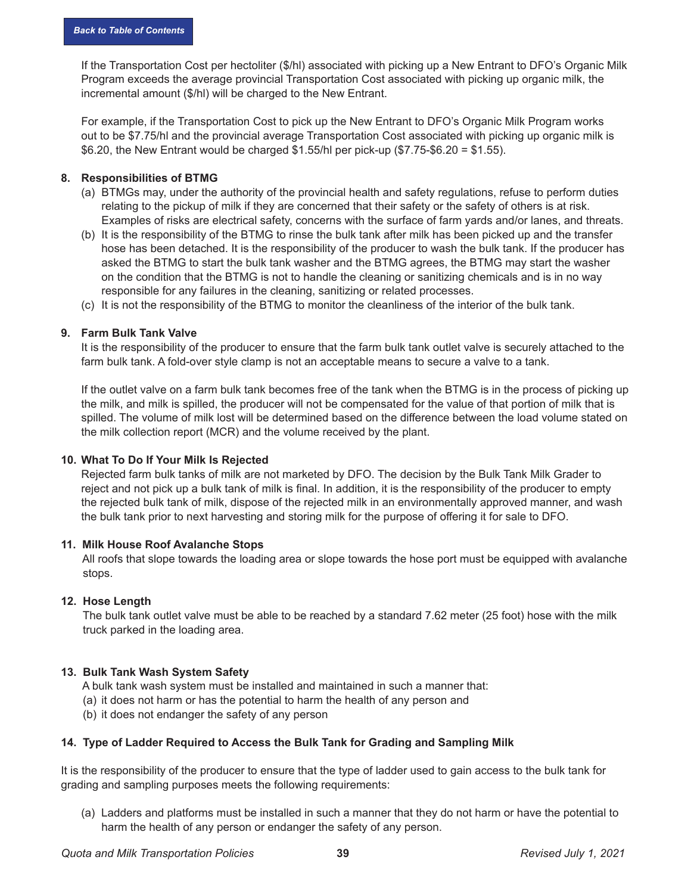If the Transportation Cost per hectoliter ($/hl) associated with picking up a New Entrant to DFO's Organic Milk Program exceeds the average provincial Transportation Cost associated with picking up organic milk, the incremental amount ($/hl) will be charged to the New Entrant.

For example, if the Transportation Cost to pick up the New Entrant to DFO's Organic Milk Program works out to be $7.75/hl and the provincial average Transportation Cost associated with picking up organic milk is $6.20, the New Entrant would be charged $1.55/hl per pick-up ($7.75-$6.20 = $1.55).

**8. Responsibilities of BTMG**

(a) BTMGs may, under the authority of the provincial health and safety regulations, refuse to perform duties relating to the pickup of milk if they are concerned that their safety or the safety of others is at risk. Examples of risks are electrical safety, concerns with the surface of farm yards and/or lanes, and threats.

(b) It is the responsibility of the BTMG to rinse the bulk tank after milk has been picked up and the transfer hose has been detached. It is the responsibility of the producer to wash the bulk tank. If the producer has asked the BTMG to start the bulk tank washer and the BTMG agrees, the BTMG may start the washer on the condition that the BTMG is not to handle the cleaning or sanitizing chemicals and is in no way responsible for any failures in the cleaning, sanitizing or related processes.

(c) It is not the responsibility of the BTMG to monitor the cleanliness of the interior of the bulk tank.

**9. Farm Bulk Tank Valve**

It is the responsibility of the producer to ensure that the farm bulk tank outlet valve is securely attached to the farm bulk tank. A fold-over style clamp is not an acceptable means to secure a valve to a tank.

If the outlet valve on a farm bulk tank becomes free of the tank when the BTMG is in the process of picking up the milk, and milk is spilled, the producer will not be compensated for the value of that portion of milk that is spilled. The volume of milk lost will be determined based on the difference between the load volume stated on the milk collection report (MCR) and the volume received by the plant.

**10. What To Do If Your Milk Is Rejected**

Rejected farm bulk tanks of milk are not marketed by DFO. The decision by the Bulk Tank Milk Grader to reject and not pick up a bulk tank of milk is final. In addition, it is the responsibility of the producer to empty the rejected bulk tank of milk, dispose of the rejected milk in an environmentally approved manner, and wash the bulk tank prior to next harvesting and storing milk for the purpose of offering it for sale to DFO.

**11. Milk House Roof Avalanche Stops**

All roofs that slope towards the loading area or slope towards the hose port must be equipped with avalanche stops.

**12. Hose Length**

The bulk tank outlet valve must be able to be reached by a standard 7.62 meter (25 foot) hose with the milk truck parked in the loading area.

**13. Bulk Tank Wash System Safety**

A bulk tank wash system must be installed and maintained in such a manner that:

(a) it does not harm or has the potential to harm the health of any person and

(b) it does not endanger the safety of any person

**14. Type of Ladder Required to Access the Bulk Tank for Grading and Sampling Milk**

It is the responsibility of the producer to ensure that the type of ladder used to gain access to the bulk tank for grading and sampling purposes meets the following requirements:

(a) Ladders and platforms must be installed in such a manner that they do not harm or have the potential to harm the health of any person or endanger the safety of any person.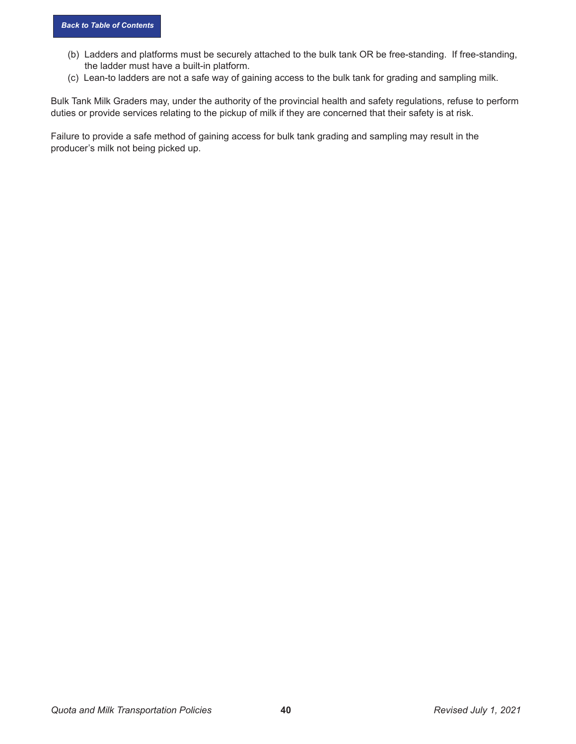(b) Ladders and platforms must be securely attached to the bulk tank OR be free-standing. If free-standing, the ladder must have a built-in platform.

(c) Lean-to ladders are not a safe way of gaining access to the bulk tank for grading and sampling milk.

Bulk Tank Milk Graders may, under the authority of the provincial health and safety regulations, refuse to perform duties or provide services relating to the pickup of milk if they are concerned that their safety is at risk.

Failure to provide a safe method of gaining access for bulk tank grading and sampling may result in the producer's milk not being picked up.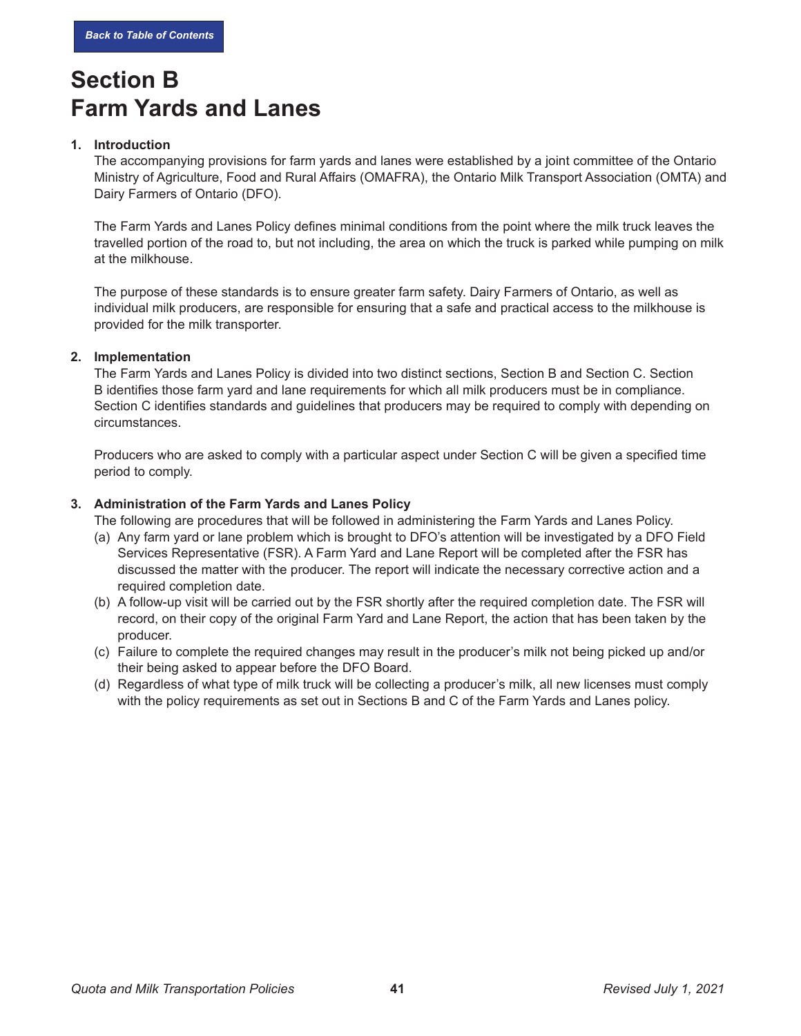# Section B
# Farm Yards and Lanes

1. **Introduction**

   The accompanying provisions for farm yards and lanes were established by a joint committee of the Ontario Ministry of Agriculture, Food and Rural Affairs (OMAFRA), the Ontario Milk Transport Association (OMTA) and Dairy Farmers of Ontario (DFO).

   The Farm Yards and Lanes Policy defines minimal conditions from the point where the milk truck leaves the travelled portion of the road to, but not including, the area on which the truck is parked while pumping on milk at the milkhouse.

   The purpose of these standards is to ensure greater farm safety. Dairy Farmers of Ontario, as well as individual milk producers, are responsible for ensuring that a safe and practical access to the milkhouse is provided for the milk transporter.

2. **Implementation**

   The Farm Yards and Lanes Policy is divided into two distinct sections, Section B and Section C. Section B identifies those farm yard and lane requirements for which all milk producers must be in compliance. Section C identifies standards and guidelines that producers may be required to comply with depending on circumstances.

   Producers who are asked to comply with a particular aspect under Section C will be given a specified time period to comply.

3. **Administration of the Farm Yards and Lanes Policy**

   The following are procedures that will be followed in administering the Farm Yards and Lanes Policy.

   (a) Any farm yard or lane problem which is brought to DFO's attention will be investigated by a DFO Field Services Representative (FSR). A Farm Yard and Lane Report will be completed after the FSR has discussed the matter with the producer. The report will indicate the necessary corrective action and a required completion date.

   (b) A follow-up visit will be carried out by the FSR shortly after the required completion date. The FSR will record, on their copy of the original Farm Yard and Lane Report, the action that has been taken by the producer.

   (c) Failure to complete the required changes may result in the producer's milk not being picked up and/or their being asked to appear before the DFO Board.

   (d) Regardless of what type of milk truck will be collecting a producer's milk, all new licenses must comply with the policy requirements as set out in Sections B and C of the Farm Yards and Lanes policy.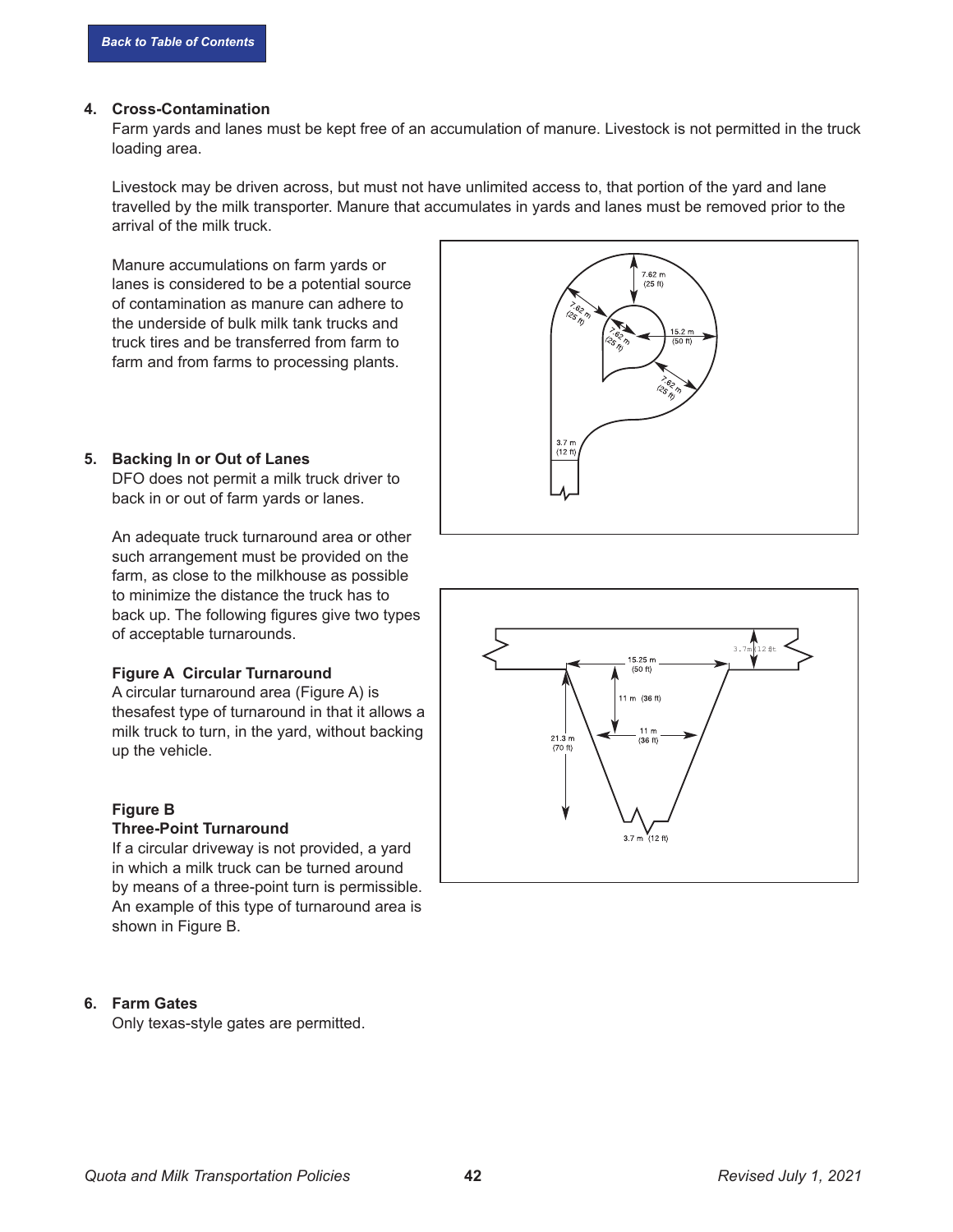**4. Cross-Contamination**

Farm yards and lanes must be kept free of an accumulation of manure. Livestock is not permitted in the truck loading area.

Livestock may be driven across, but must not have unlimited access to, that portion of the yard and lane travelled by the milk transporter. Manure that accumulates in yards and lanes must be removed prior to the arrival of the milk truck.

Manure accumulations on farm yards or lanes is considered to be a potential source of contamination as manure can adhere to the underside of bulk milk tank trucks and truck tires and be transferred from farm to farm and from farms to processing plants.

**5. Backing In or Out of Lanes**

DFO does not permit a milk truck driver to back in or out of farm yards or lanes.

An adequate truck turnaround area or other such arrangement must be provided on the farm, as close to the milkhouse as possible to minimize the distance the truck has to back up. The following figures give two types of acceptable turnarounds.

**Figure A Circular Turnaround**

A circular turnaround area (Figure A) is thesafest type of turnaround in that it allows a milk truck to turn, in the yard, without backing up the vehicle.

**Figure B**

**Three-Point Turnaround**

If a circular driveway is not provided, a yard in which a milk truck can be turned around by means of a three-point turn is permissible. An example of this type of turnaround area is shown in Figure B.

**6. Farm Gates**

Only texas-style gates are permitted.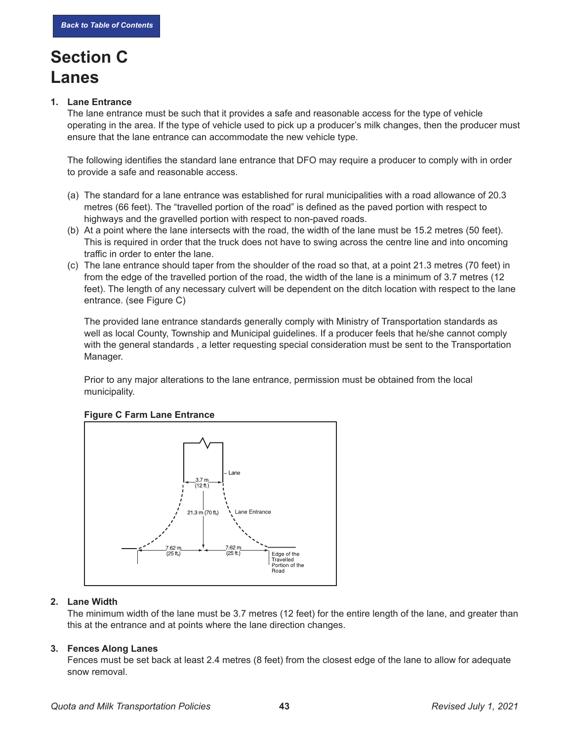# Section C Lanes

## 1. Lane Entrance

The lane entrance must be such that it provides a safe and reasonable access for the type of vehicle operating in the area. If the type of vehicle used to pick up a producer's milk changes, then the producer must ensure that the lane entrance can accommodate the new vehicle type.

The following identifies the standard lane entrance that DFO may require a producer to comply with in order to provide a safe and reasonable access.

(a) The standard for a lane entrance was established for rural municipalities with a road allowance of 20.3 metres (66 feet). The "travelled portion of the road" is defined as the paved portion with respect to highways and the gravelled portion with respect to non-paved roads.

(b) At a point where the lane intersects with the road, the width of the lane must be 15.2 metres (50 feet). This is required in order that the truck does not have to swing across the centre line and into oncoming traffic in order to enter the lane.

(c) The lane entrance should taper from the shoulder of the road so that, at a point 21.3 metres (70 feet) in from the edge of the travelled portion of the road, the width of the lane is a minimum of 3.7 metres (12 feet). The length of any necessary culvert will be dependent on the ditch location with respect to the lane entrance. (see Figure C)

The provided lane entrance standards generally comply with Ministry of Transportation standards as well as local County, Township and Municipal guidelines. If a producer feels that he/she cannot comply with the general standards , a letter requesting special consideration must be sent to the Transportation Manager.

Prior to any major alterations to the lane entrance, permission must be obtained from the local municipality.

**Figure C Farm Lane Entrance**

Lane
3.7 m (12 ft.)
21.3 m (70 ft.)
Lane Entrance
7.62 m (25 ft.)
7.62 m (25 ft.)
Edge of the Travelled Portion of the Road

## 2. Lane Width

The minimum width of the lane must be 3.7 metres (12 feet) for the entire length of the lane, and greater than this at the entrance and at points where the lane direction changes.

## 3. Fences Along Lanes

Fences must be set back at least 2.4 metres (8 feet) from the closest edge of the lane to allow for adequate snow removal.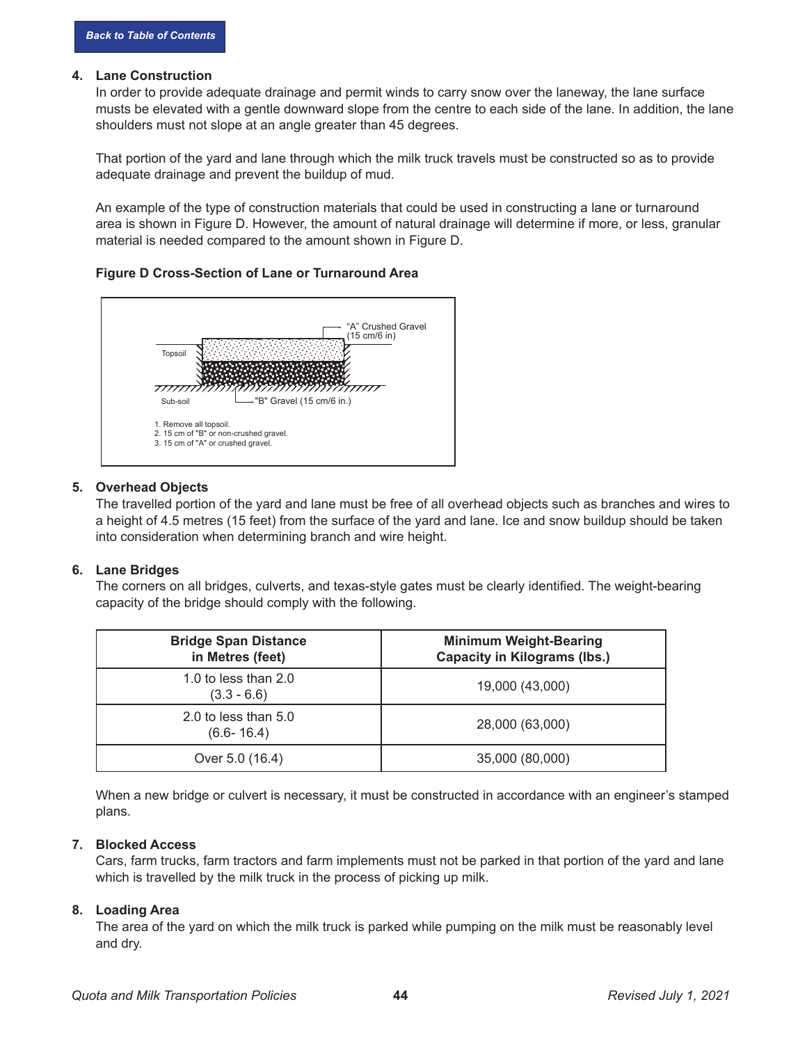[Back to Table of Contents]

4. **Lane Construction**

   In order to provide adequate drainage and permit winds to carry snow over the laneway, the lane surface musts be elevated with a gentle downward slope from the centre to each side of the lane. In addition, the lane shoulders must not slope at an angle greater than 45 degrees.

   That portion of the yard and lane through which the milk truck travels must be constructed so as to provide adequate drainage and prevent the buildup of mud.

   An example of the type of construction materials that could be used in constructing a lane or turnaround area is shown in Figure D. However, the amount of natural drainage will determine if more, or less, granular material is needed compared to the amount shown in Figure D.

   **Figure D Cross-Section of Lane or Turnaround Area**

   "A" Crushed Gravel (15 cm/6 in)

   Topsoil

   Sub-soil

   "B" Gravel (15 cm/6 in.)

   1. Remove all topsoil.
   2. 15 cm of "B" or non-crushed gravel.
   3. 15 cm of "A" or crushed gravel.

5. **Overhead Objects**

   The travelled portion of the yard and lane must be free of all overhead objects such as branches and wires to a height of 4.5 metres (15 feet) from the surface of the yard and lane. Ice and snow buildup should be taken into consideration when determining branch and wire height.

6. **Lane Bridges**

   The corners on all bridges, culverts, and texas-style gates must be clearly identified. The weight-bearing capacity of the bridge should comply with the following.

   | Bridge Span Distance in Metres (feet) | Minimum Weight-Bearing Capacity in Kilograms (lbs.) |
   |---|---|
   | 1.0 to less than 2.0 (3.3 - 6.6) | 19,000 (43,000) |
   | 2.0 to less than 5.0 (6.6- 16.4) | 28,000 (63,000) |
   | Over 5.0 (16.4) | 35,000 (80,000) |

   When a new bridge or culvert is necessary, it must be constructed in accordance with an engineer's stamped plans.

7. **Blocked Access**

   Cars, farm trucks, farm tractors and farm implements must not be parked in that portion of the yard and lane which is travelled by the milk truck in the process of picking up milk.

8. **Loading Area**

   The area of the yard on which the milk truck is parked while pumping on the milk must be reasonably level and dry.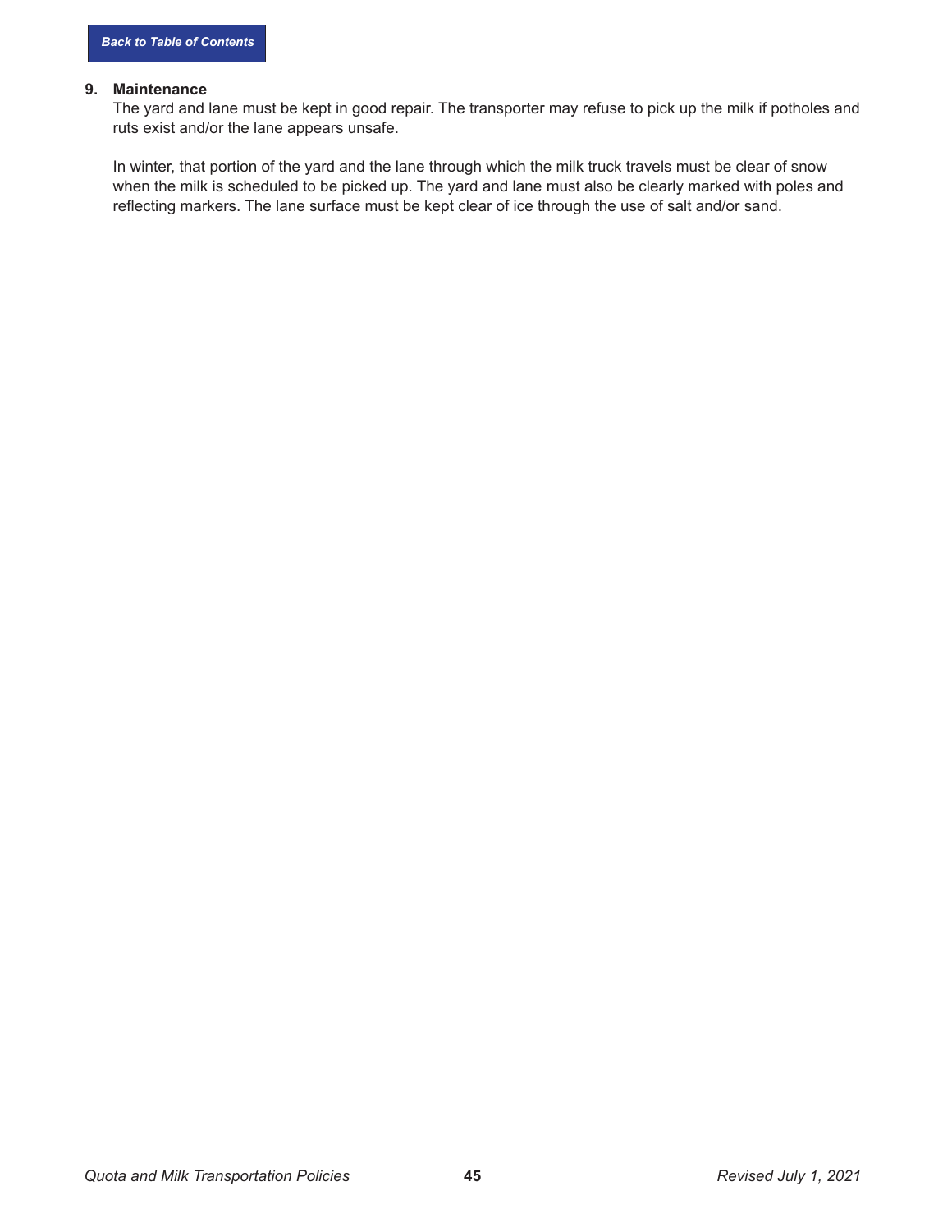**9. Maintenance**

The yard and lane must be kept in good repair. The transporter may refuse to pick up the milk if potholes and ruts exist and/or the lane appears unsafe.

In winter, that portion of the yard and the lane through which the milk truck travels must be clear of snow when the milk is scheduled to be picked up. The yard and lane must also be clearly marked with poles and reflecting markers. The lane surface must be kept clear of ice through the use of salt and/or sand.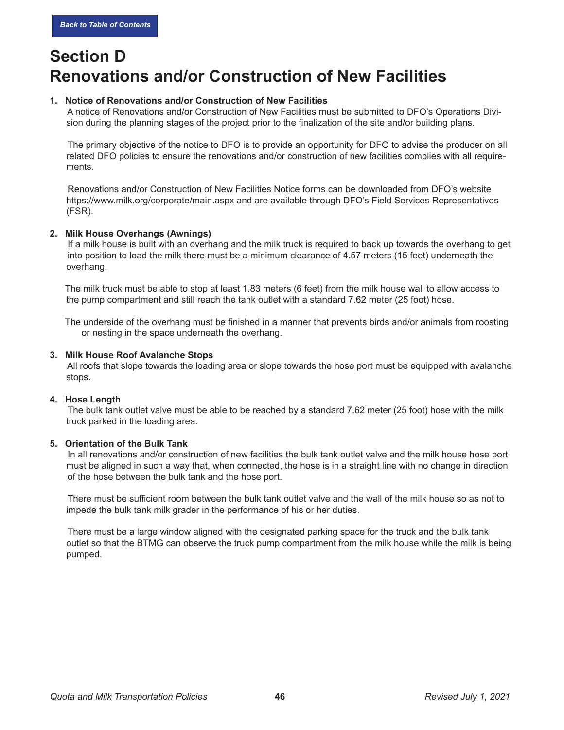# Section D
# Renovations and/or Construction of New Facilities

**1. Notice of Renovations and/or Construction of New Facilities**

A notice of Renovations and/or Construction of New Facilities must be submitted to DFO's Operations Division during the planning stages of the project prior to the finalization of the site and/or building plans.

The primary objective of the notice to DFO is to provide an opportunity for DFO to advise the producer on all related DFO policies to ensure the renovations and/or construction of new facilities complies with all requirements.

Renovations and/or Construction of New Facilities Notice forms can be downloaded from DFO's website https://www.milk.org/corporate/main.aspx and are available through DFO's Field Services Representatives (FSR).

**2. Milk House Overhangs (Awnings)**

If a milk house is built with an overhang and the milk truck is required to back up towards the overhang to get into position to load the milk there must be a minimum clearance of 4.57 meters (15 feet) underneath the overhang.

The milk truck must be able to stop at least 1.83 meters (6 feet) from the milk house wall to allow access to the pump compartment and still reach the tank outlet with a standard 7.62 meter (25 foot) hose.

The underside of the overhang must be finished in a manner that prevents birds and/or animals from roosting or nesting in the space underneath the overhang.

**3. Milk House Roof Avalanche Stops**

All roofs that slope towards the loading area or slope towards the hose port must be equipped with avalanche stops.

**4. Hose Length**

The bulk tank outlet valve must be able to be reached by a standard 7.62 meter (25 foot) hose with the milk truck parked in the loading area.

**5. Orientation of the Bulk Tank**

In all renovations and/or construction of new facilities the bulk tank outlet valve and the milk house hose port must be aligned in such a way that, when connected, the hose is in a straight line with no change in direction of the hose between the bulk tank and the hose port.

There must be sufficient room between the bulk tank outlet valve and the wall of the milk house so as not to impede the bulk tank milk grader in the performance of his or her duties.

There must be a large window aligned with the designated parking space for the truck and the bulk tank outlet so that the BTMG can observe the truck pump compartment from the milk house while the milk is being pumped.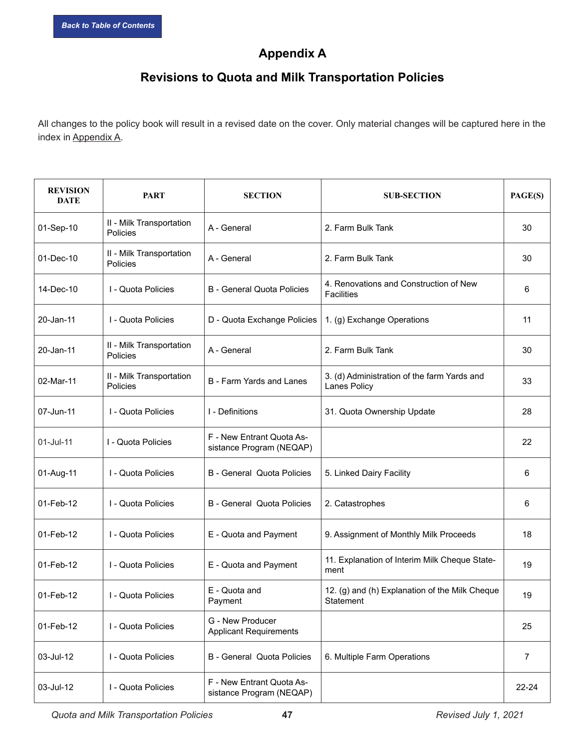Back to Table of Contents

# Appendix A

## Revisions to Quota and Milk Transportation Policies

All changes to the policy book will result in a revised date on the cover. Only material changes will be captured here in the index in Appendix A.

| REVISION DATE | PART | SECTION | SUB-SECTION | PAGE(S) |
|---|---|---|---|---|
| 01-Sep-10 | II - Milk Transportation Policies | A - General | 2. Farm Bulk Tank | 30 |
| 01-Dec-10 | II - Milk Transportation Policies | A - General | 2. Farm Bulk Tank | 30 |
| 14-Dec-10 | I - Quota Policies | B - General Quota Policies | 4. Renovations and Construction of New Facilities | 6 |
| 20-Jan-11 | I - Quota Policies | D - Quota Exchange Policies | 1. (g) Exchange Operations | 11 |
| 20-Jan-11 | II - Milk Transportation Policies | A - General | 2. Farm Bulk Tank | 30 |
| 02-Mar-11 | II - Milk Transportation Policies | B - Farm Yards and Lanes | 3. (d) Administration of the farm Yards and Lanes Policy | 33 |
| 07-Jun-11 | I - Quota Policies | I - Definitions | 31. Quota Ownership Update | 28 |
| 01-Jul-11 | I - Quota Policies | F - New Entrant Quota Assistance Program (NEQAP) | | 22 |
| 01-Aug-11 | I - Quota Policies | B - General Quota Policies | 5. Linked Dairy Facility | 6 |
| 01-Feb-12 | I - Quota Policies | B - General Quota Policies | 2. Catastrophes | 6 |
| 01-Feb-12 | I - Quota Policies | E - Quota and Payment | 9. Assignment of Monthly Milk Proceeds | 18 |
| 01-Feb-12 | I - Quota Policies | E - Quota and Payment | 11. Explanation of Interim Milk Cheque Statement | 19 |
| 01-Feb-12 | I - Quota Policies | E - Quota and Payment | 12. (g) and (h) Explanation of the Milk Cheque Statement | 19 |
| 01-Feb-12 | I - Quota Policies | G - New Producer Applicant Requirements | | 25 |
| 03-Jul-12 | I - Quota Policies | B - General Quota Policies | 6. Multiple Farm Operations | 7 |
| 03-Jul-12 | I - Quota Policies | F - New Entrant Quota Assistance Program (NEQAP) | | 22-24 |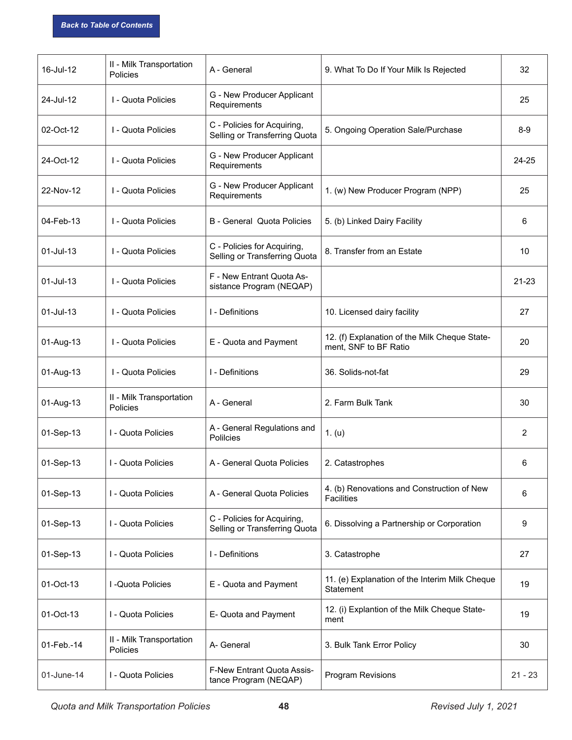| 16-Jul-12 | II - Milk Transportation Policies | A - General | 9. What To Do If Your Milk Is Rejected | 32 |
|---|---|---|---|---|
| 24-Jul-12 | I - Quota Policies | G - New Producer Applicant Requirements | | 25 |
| 02-Oct-12 | I - Quota Policies | C - Policies for Acquiring, Selling or Transferring Quota | 5. Ongoing Operation Sale/Purchase | 8-9 |
| 24-Oct-12 | I - Quota Policies | G - New Producer Applicant Requirements | | 24-25 |
| 22-Nov-12 | I - Quota Policies | G - New Producer Applicant Requirements | 1. (w) New Producer Program (NPP) | 25 |
| 04-Feb-13 | I - Quota Policies | B - General Quota Policies | 5. (b) Linked Dairy Facility | 6 |
| 01-Jul-13 | I - Quota Policies | C - Policies for Acquiring, Selling or Transferring Quota | 8. Transfer from an Estate | 10 |
| 01-Jul-13 | I - Quota Policies | F - New Entrant Quota Assistance Program (NEQAP) | | 21-23 |
| 01-Jul-13 | I - Quota Policies | I - Definitions | 10. Licensed dairy facility | 27 |
| 01-Aug-13 | I - Quota Policies | E - Quota and Payment | 12. (f) Explanation of the Milk Cheque Statement, SNF to BF Ratio | 20 |
| 01-Aug-13 | I - Quota Policies | I - Definitions | 36. Solids-not-fat | 29 |
| 01-Aug-13 | II - Milk Transportation Policies | A - General | 2. Farm Bulk Tank | 30 |
| 01-Sep-13 | I - Quota Policies | A - General Regulations and Polilcies | 1. (u) | 2 |
| 01-Sep-13 | I - Quota Policies | A - General Quota Policies | 2. Catastrophes | 6 |
| 01-Sep-13 | I - Quota Policies | A - General Quota Policies | 4. (b) Renovations and Construction of New Facilities | 6 |
| 01-Sep-13 | I - Quota Policies | C - Policies for Acquiring, Selling or Transferring Quota | 6. Dissolving a Partnership or Corporation | 9 |
| 01-Sep-13 | I - Quota Policies | I - Definitions | 3. Catastrophe | 27 |
| 01-Oct-13 | I -Quota Policies | E - Quota and Payment | 11. (e) Explanation of the Interim Milk Cheque Statement | 19 |
| 01-Oct-13 | I - Quota Policies | E- Quota and Payment | 12. (i) Explantion of the Milk Cheque Statement | 19 |
| 01-Feb.-14 | II - Milk Transportation Policies | A- General | 3. Bulk Tank Error Policy | 30 |
| 01-June-14 | I - Quota Policies | F-New Entrant Quota Assistance Program (NEQAP) | Program Revisions | 21 - 23 |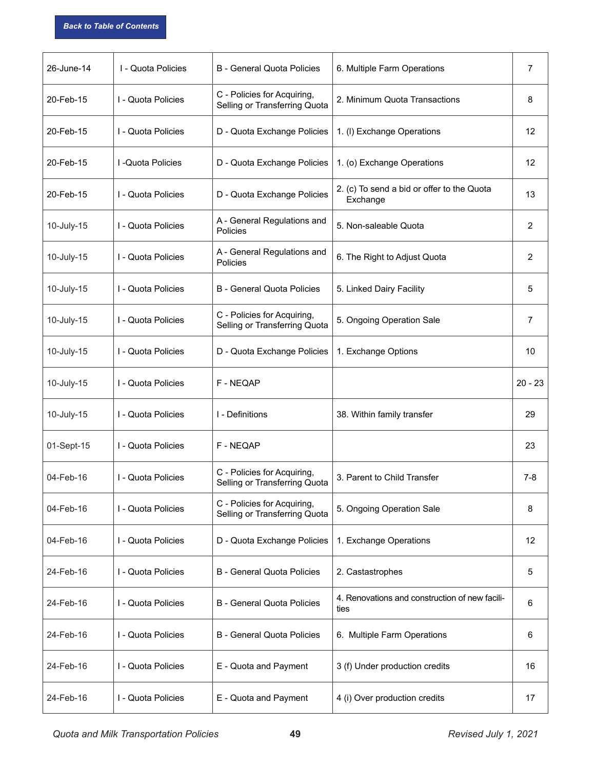Back to Table of Contents

| | | | | |
|---|---|---|---|---|
| 26-June-14 | I - Quota Policies | B - General Quota Policies | 6. Multiple Farm Operations | 7 |
| 20-Feb-15 | I - Quota Policies | C - Policies for Acquiring, Selling or Transferring Quota | 2. Minimum Quota Transactions | 8 |
| 20-Feb-15 | I - Quota Policies | D - Quota Exchange Policies | 1. (l) Exchange Operations | 12 |
| 20-Feb-15 | I -Quota Policies | D - Quota Exchange Policies | 1. (o) Exchange Operations | 12 |
| 20-Feb-15 | I - Quota Policies | D - Quota Exchange Policies | 2. (c) To send a bid or offer to the Quota Exchange | 13 |
| 10-July-15 | I - Quota Policies | A - General Regulations and Policies | 5. Non-saleable Quota | 2 |
| 10-July-15 | I - Quota Policies | A - General Regulations and Policies | 6. The Right to Adjust Quota | 2 |
| 10-July-15 | I - Quota Policies | B - General Quota Policies | 5. Linked Dairy Facility | 5 |
| 10-July-15 | I - Quota Policies | C - Policies for Acquiring, Selling or Transferring Quota | 5. Ongoing Operation Sale | 7 |
| 10-July-15 | I - Quota Policies | D - Quota Exchange Policies | 1. Exchange Options | 10 |
| 10-July-15 | I - Quota Policies | F - NEQAP | | 20 - 23 |
| 10-July-15 | I - Quota Policies | I - Definitions | 38. Within family transfer | 29 |
| 01-Sept-15 | I - Quota Policies | F - NEQAP | | 23 |
| 04-Feb-16 | I - Quota Policies | C - Policies for Acquiring, Selling or Transferring Quota | 3. Parent to Child Transfer | 7-8 |
| 04-Feb-16 | I - Quota Policies | C - Policies for Acquiring, Selling or Transferring Quota | 5. Ongoing Operation Sale | 8 |
| 04-Feb-16 | I - Quota Policies | D - Quota Exchange Policies | 1. Exchange Operations | 12 |
| 24-Feb-16 | I - Quota Policies | B - General Quota Policies | 2. Castastrophes | 5 |
| 24-Feb-16 | I - Quota Policies | B - General Quota Policies | 4. Renovations and construction of new facilities | 6 |
| 24-Feb-16 | I - Quota Policies | B - General Quota Policies | 6. Multiple Farm Operations | 6 |
| 24-Feb-16 | I - Quota Policies | E - Quota and Payment | 3 (f) Under production credits | 16 |
| 24-Feb-16 | I - Quota Policies | E - Quota and Payment | 4 (i) Over production credits | 17 |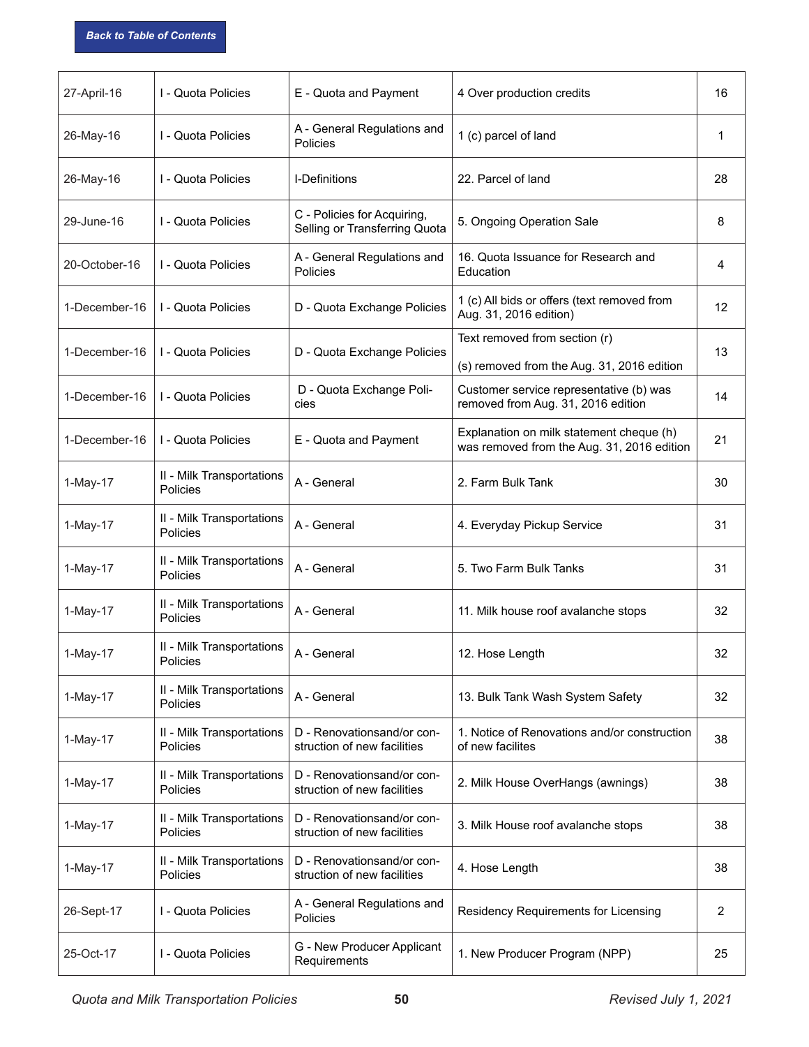Back to Table of Contents

| 27-April-16 | I - Quota Policies | E - Quota and Payment | 4 Over production credits | 16 |
|---|---|---|---|---|
| 26-May-16 | I - Quota Policies | A - General Regulations and Policies | 1 (c) parcel of land | 1 |
| 26-May-16 | I - Quota Policies | I-Definitions | 22. Parcel of land | 28 |
| 29-June-16 | I - Quota Policies | C - Policies for Acquiring, Selling or Transferring Quota | 5. Ongoing Operation Sale | 8 |
| 20-October-16 | I - Quota Policies | A - General Regulations and Policies | 16. Quota Issuance for Research and Education | 4 |
| 1-December-16 | I - Quota Policies | D - Quota Exchange Policies | 1 (c) All bids or offers (text removed from Aug. 31, 2016 edition) | 12 |
| 1-December-16 | I - Quota Policies | D - Quota Exchange Policies | Text removed from section (r)<br><br>(s) removed from the Aug. 31, 2016 edition | 13 |
| 1-December-16 | I - Quota Policies | D - Quota Exchange Poli- cies | Customer service representative (b) was removed from Aug. 31, 2016 edition | 14 |
| 1-December-16 | I - Quota Policies | E - Quota and Payment | Explanation on milk statement cheque (h) was removed from the Aug. 31, 2016 edition | 21 |
| 1-May-17 | II - Milk Transportations Policies | A - General | 2. Farm Bulk Tank | 30 |
| 1-May-17 | II - Milk Transportations Policies | A - General | 4. Everyday Pickup Service | 31 |
| 1-May-17 | II - Milk Transportations Policies | A - General | 5. Two Farm Bulk Tanks | 31 |
| 1-May-17 | II - Milk Transportations Policies | A - General | 11. Milk house roof avalanche stops | 32 |
| 1-May-17 | II - Milk Transportations Policies | A - General | 12. Hose Length | 32 |
| 1-May-17 | II - Milk Transportations Policies | A - General | 13. Bulk Tank Wash System Safety | 32 |
| 1-May-17 | II - Milk Transportations Policies | D - Renovationsand/or con- struction of new facilities | 1. Notice of Renovations and/or construction of new facilites | 38 |
| 1-May-17 | II - Milk Transportations Policies | D - Renovationsand/or con- struction of new facilities | 2. Milk House OverHangs (awnings) | 38 |
| 1-May-17 | II - Milk Transportations Policies | D - Renovationsand/or con- struction of new facilities | 3. Milk House roof avalanche stops | 38 |
| 1-May-17 | II - Milk Transportations Policies | D - Renovationsand/or con- struction of new facilities | 4. Hose Length | 38 |
| 26-Sept-17 | I - Quota Policies | A - General Regulations and Policies | Residency Requirements for Licensing | 2 |
| 25-Oct-17 | I - Quota Policies | G - New Producer Applicant Requirements | 1. New Producer Program (NPP) | 25 |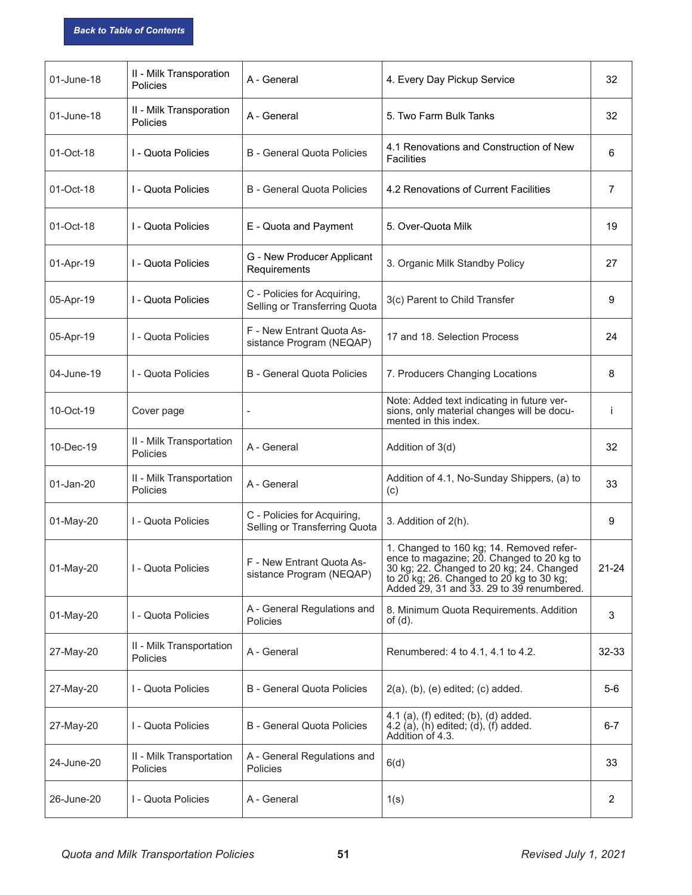Back to Table of Contents

| | | | | |
|---|---|---|---|---|
| 01-June-18 | II - Milk Transportation Policies | A - General | 4. Every Day Pickup Service | 32 |
| 01-June-18 | II - Milk Transportation Policies | A - General | 5. Two Farm Bulk Tanks | 32 |
| 01-Oct-18 | I - Quota Policies | B - General Quota Policies | 4.1 Renovations and Construction of New Facilities | 6 |
| 01-Oct-18 | I - Quota Policies | B - General Quota Policies | 4.2 Renovations of Current Facilities | 7 |
| 01-Oct-18 | I - Quota Policies | E - Quota and Payment | 5. Over-Quota Milk | 19 |
| 01-Apr-19 | I - Quota Policies | G - New Producer Applicant Requirements | 3. Organic Milk Standby Policy | 27 |
| 05-Apr-19 | I - Quota Policies | C - Policies for Acquiring, Selling or Transferring Quota | 3(c) Parent to Child Transfer | 9 |
| 05-Apr-19 | I - Quota Policies | F - New Entrant Quota Assistance Program (NEQAP) | 17 and 18. Selection Process | 24 |
| 04-June-19 | I - Quota Policies | B - General Quota Policies | 7. Producers Changing Locations | 8 |
| 10-Oct-19 | Cover page | - | Note: Added text indicating in future versions, only material changes will be documented in this index. | i |
| 10-Dec-19 | II - Milk Transportation Policies | A - General | Addition of 3(d) | 32 |
| 01-Jan-20 | II - Milk Transportation Policies | A - General | Addition of 4.1, No-Sunday Shippers, (a) to (c) | 33 |
| 01-May-20 | I - Quota Policies | C - Policies for Acquiring, Selling or Transferring Quota | 3. Addition of 2(h). | 9 |
| 01-May-20 | I - Quota Policies | F - New Entrant Quota Assistance Program (NEQAP) | 1. Changed to 160 kg; 14. Removed reference to magazine; 20. Changed to 20 kg to 30 kg; 22. Changed to 20 kg; 24. Changed to 20 kg; 26. Changed to 20 kg to 30 kg; Added 29, 31 and 33. 29 to 39 renumbered. | 21-24 |
| 01-May-20 | I - Quota Policies | A - General Regulations and Policies | 8. Minimum Quota Requirements. Addition of (d). | 3 |
| 27-May-20 | II - Milk Transportation Policies | A - General | Renumbered: 4 to 4.1, 4.1 to 4.2. | 32-33 |
| 27-May-20 | I - Quota Policies | B - General Quota Policies | 2(a), (b), (e) edited; (c) added. | 5-6 |
| 27-May-20 | I - Quota Policies | B - General Quota Policies | 4.1 (a), (f) edited; (b), (d) added. 4.2 (a), (h) edited; (d), (f) added. Addition of 4.3. | 6-7 |
| 24-June-20 | II - Milk Transportation Policies | A - General Regulations and Policies | 6(d) | 33 |
| 26-June-20 | I - Quota Policies | A - General | 1(s) | 2 |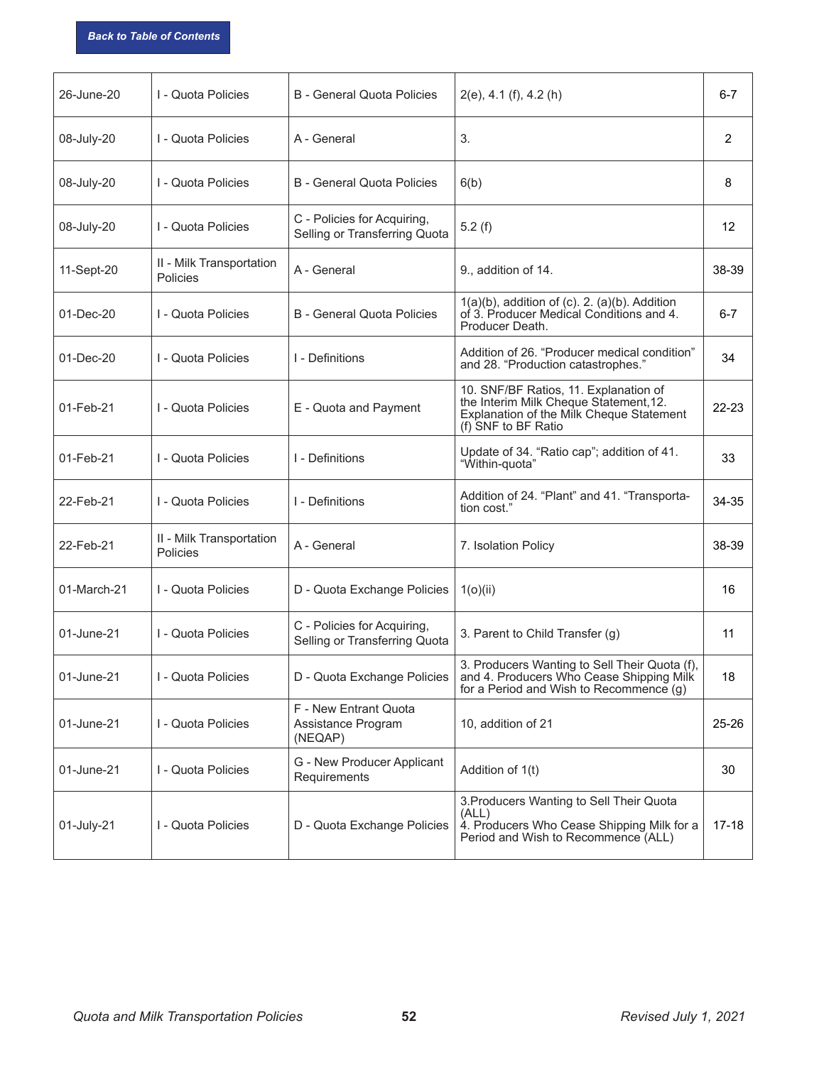Back to Table of Contents

| | | | | |
|---|---|---|---|---|
| 26-June-20 | I - Quota Policies | B - General Quota Policies | 2(e), 4.1 (f), 4.2 (h) | 6-7 |
| 08-July-20 | I - Quota Policies | A - General | 3. | 2 |
| 08-July-20 | I - Quota Policies | B - General Quota Policies | 6(b) | 8 |
| 08-July-20 | I - Quota Policies | C - Policies for Acquiring, Selling or Transferring Quota | 5.2 (f) | 12 |
| 11-Sept-20 | II - Milk Transportation Policies | A - General | 9., addition of 14. | 38-39 |
| 01-Dec-20 | I - Quota Policies | B - General Quota Policies | 1(a)(b), addition of (c). 2. (a)(b). Addition of 3. Producer Medical Conditions and 4. Producer Death. | 6-7 |
| 01-Dec-20 | I - Quota Policies | I - Definitions | Addition of 26. "Producer medical condition" and 28. "Production catastrophes." | 34 |
| 01-Feb-21 | I - Quota Policies | E - Quota and Payment | 10. SNF/BF Ratios, 11. Explanation of the Interim Milk Cheque Statement,12. Explanation of the Milk Cheque Statement (f) SNF to BF Ratio | 22-23 |
| 01-Feb-21 | I - Quota Policies | I - Definitions | Update of 34. "Ratio cap"; addition of 41. "Within-quota" | 33 |
| 22-Feb-21 | I - Quota Policies | I - Definitions | Addition of 24. "Plant" and 41. "Transportation cost." | 34-35 |
| 22-Feb-21 | II - Milk Transportation Policies | A - General | 7. Isolation Policy | 38-39 |
| 01-March-21 | I - Quota Policies | D - Quota Exchange Policies | 1(o)(ii) | 16 |
| 01-June-21 | I - Quota Policies | C - Policies for Acquiring, Selling or Transferring Quota | 3. Parent to Child Transfer (g) | 11 |
| 01-June-21 | I - Quota Policies | D - Quota Exchange Policies | 3. Producers Wanting to Sell Their Quota (f), and 4. Producers Who Cease Shipping Milk for a Period and Wish to Recommence (g) | 18 |
| 01-June-21 | I - Quota Policies | F - New Entrant Quota Assistance Program (NEQAP) | 10, addition of 21 | 25-26 |
| 01-June-21 | I - Quota Policies | G - New Producer Applicant Requirements | Addition of 1(t) | 30 |
| 01-July-21 | I - Quota Policies | D - Quota Exchange Policies | 3.Producers Wanting to Sell Their Quota (ALL)<br>4. Producers Who Cease Shipping Milk for a Period and Wish to Recommence (ALL) | 17-18 |